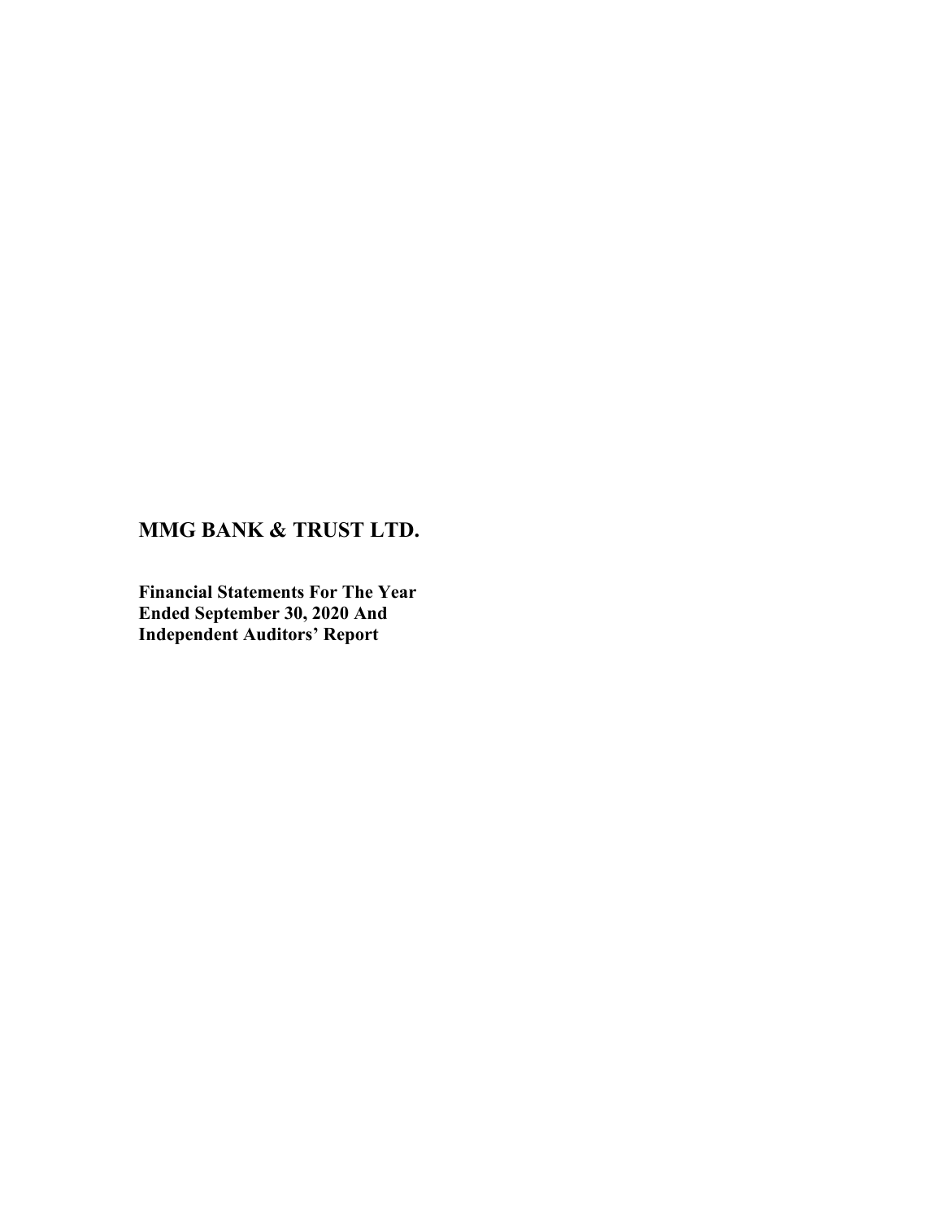# MMG BANK & TRUST LTD.

**Financial Statements For The Year Ended September 30, 2020 And Independent Auditors' Report**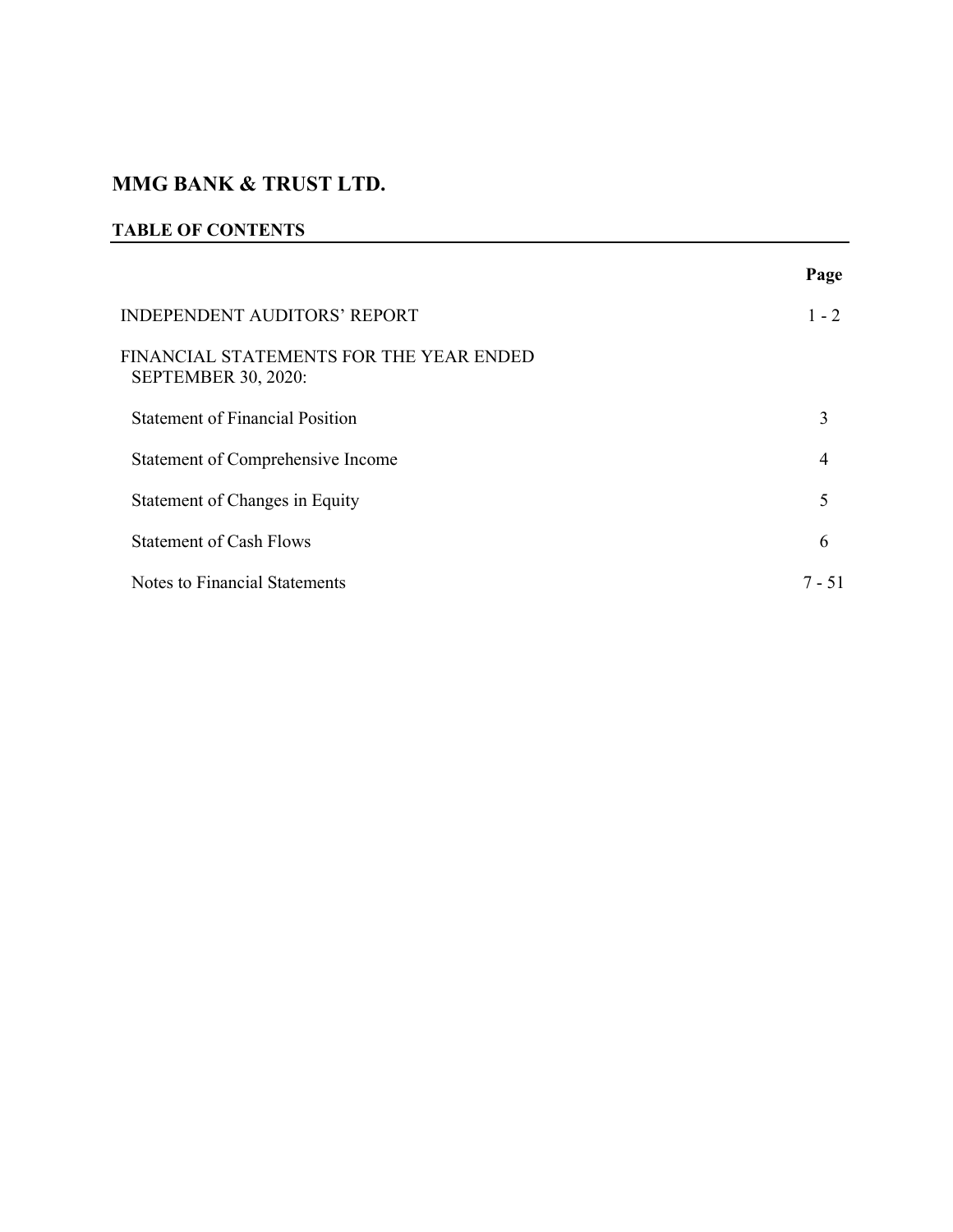# MMG BANK & TRUST LTD.

## TABLE OF CONTENTS

| | Page |
|---|---|
| INDEPENDENT AUDITORS' REPORT | 1 - 2 |
| FINANCIAL STATEMENTS FOR THE YEAR ENDED SEPTEMBER 30, 2020: | |
| Statement of Financial Position | 3 |
| Statement of Comprehensive Income | 4 |
| Statement of Changes in Equity | 5 |
| Statement of Cash Flows | 6 |
| Notes to Financial Statements | 7 - 51 |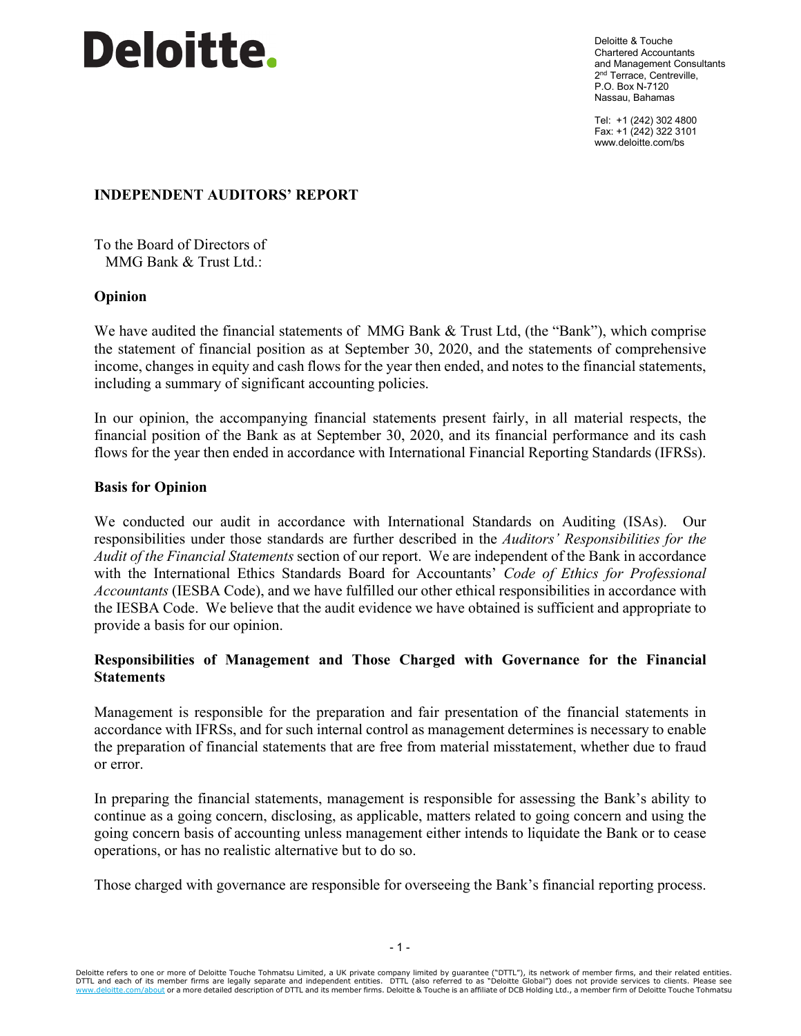Deloitte.

Deloitte & Touche
Chartered Accountants
and Management Consultants
2nd Terrace, Centreville,
P.O. Box N-7120
Nassau, Bahamas

Tel: +1 (242) 302 4800
Fax: +1 (242) 322 3101
www.deloitte.com/bs

## INDEPENDENT AUDITORS' REPORT

To the Board of Directors of
MMG Bank & Trust Ltd.:

### Opinion

We have audited the financial statements of MMG Bank & Trust Ltd, (the "Bank"), which comprise the statement of financial position as at September 30, 2020, and the statements of comprehensive income, changes in equity and cash flows for the year then ended, and notes to the financial statements, including a summary of significant accounting policies.

In our opinion, the accompanying financial statements present fairly, in all material respects, the financial position of the Bank as at September 30, 2020, and its financial performance and its cash flows for the year then ended in accordance with International Financial Reporting Standards (IFRSs).

### Basis for Opinion

We conducted our audit in accordance with International Standards on Auditing (ISAs). Our responsibilities under those standards are further described in the *Auditors' Responsibilities for the Audit of the Financial Statements* section of our report. We are independent of the Bank in accordance with the International Ethics Standards Board for Accountants' *Code of Ethics for Professional Accountants* (IESBA Code), and we have fulfilled our other ethical responsibilities in accordance with the IESBA Code. We believe that the audit evidence we have obtained is sufficient and appropriate to provide a basis for our opinion.

### Responsibilities of Management and Those Charged with Governance for the Financial Statements

Management is responsible for the preparation and fair presentation of the financial statements in accordance with IFRSs, and for such internal control as management determines is necessary to enable the preparation of financial statements that are free from material misstatement, whether due to fraud or error.

In preparing the financial statements, management is responsible for assessing the Bank's ability to continue as a going concern, disclosing, as applicable, matters related to going concern and using the going concern basis of accounting unless management either intends to liquidate the Bank or to cease operations, or has no realistic alternative but to do so.

Those charged with governance are responsible for overseeing the Bank's financial reporting process.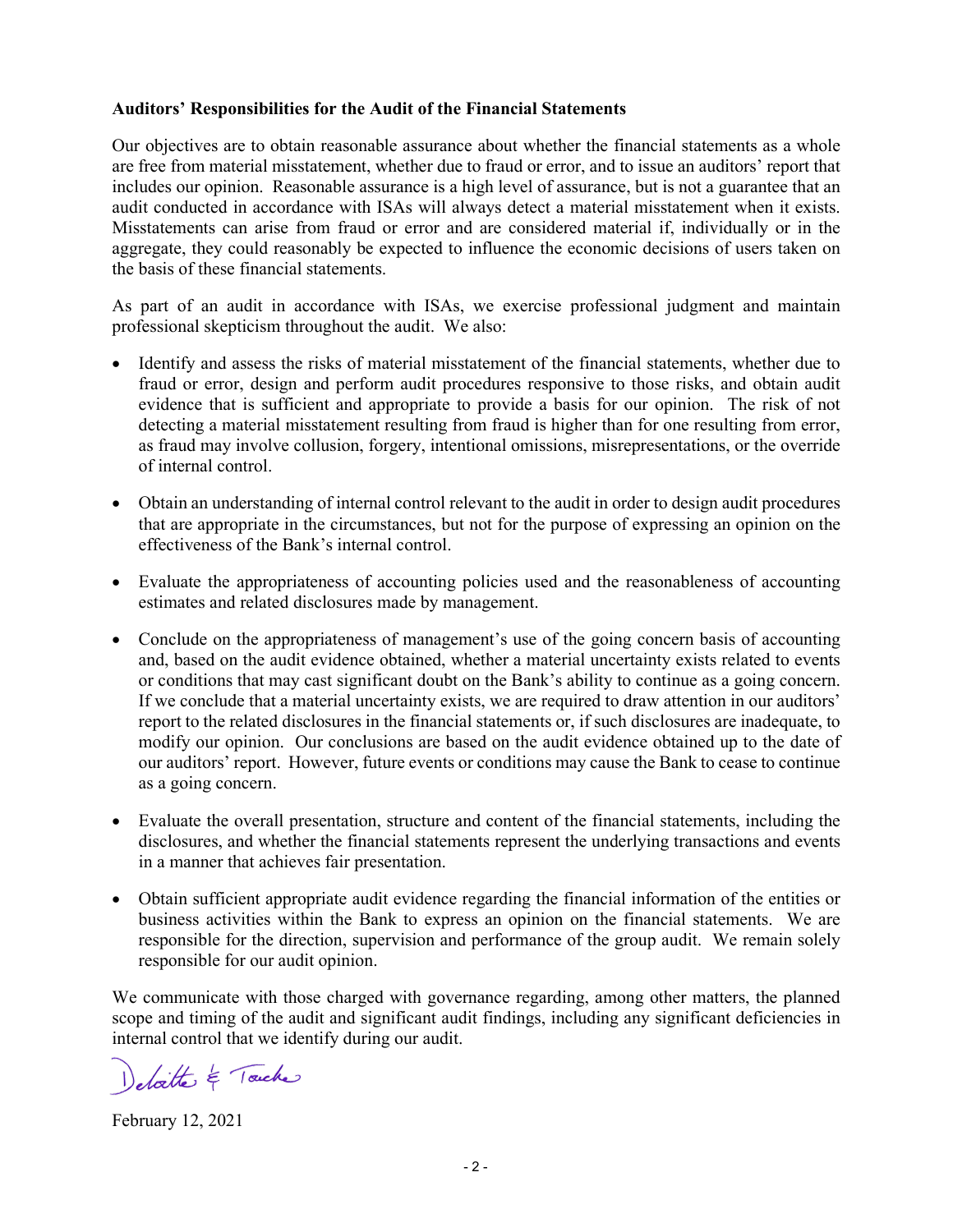**Auditors' Responsibilities for the Audit of the Financial Statements**

Our objectives are to obtain reasonable assurance about whether the financial statements as a whole are free from material misstatement, whether due to fraud or error, and to issue an auditors' report that includes our opinion. Reasonable assurance is a high level of assurance, but is not a guarantee that an audit conducted in accordance with ISAs will always detect a material misstatement when it exists. Misstatements can arise from fraud or error and are considered material if, individually or in the aggregate, they could reasonably be expected to influence the economic decisions of users taken on the basis of these financial statements.

As part of an audit in accordance with ISAs, we exercise professional judgment and maintain professional skepticism throughout the audit. We also:

- Identify and assess the risks of material misstatement of the financial statements, whether due to fraud or error, design and perform audit procedures responsive to those risks, and obtain audit evidence that is sufficient and appropriate to provide a basis for our opinion. The risk of not detecting a material misstatement resulting from fraud is higher than for one resulting from error, as fraud may involve collusion, forgery, intentional omissions, misrepresentations, or the override of internal control.

- Obtain an understanding of internal control relevant to the audit in order to design audit procedures that are appropriate in the circumstances, but not for the purpose of expressing an opinion on the effectiveness of the Bank's internal control.

- Evaluate the appropriateness of accounting policies used and the reasonableness of accounting estimates and related disclosures made by management.

- Conclude on the appropriateness of management's use of the going concern basis of accounting and, based on the audit evidence obtained, whether a material uncertainty exists related to events or conditions that may cast significant doubt on the Bank's ability to continue as a going concern. If we conclude that a material uncertainty exists, we are required to draw attention in our auditors' report to the related disclosures in the financial statements or, if such disclosures are inadequate, to modify our opinion. Our conclusions are based on the audit evidence obtained up to the date of our auditors' report. However, future events or conditions may cause the Bank to cease to continue as a going concern.

- Evaluate the overall presentation, structure and content of the financial statements, including the disclosures, and whether the financial statements represent the underlying transactions and events in a manner that achieves fair presentation.

- Obtain sufficient appropriate audit evidence regarding the financial information of the entities or business activities within the Bank to express an opinion on the financial statements. We are responsible for the direction, supervision and performance of the group audit. We remain solely responsible for our audit opinion.

We communicate with those charged with governance regarding, among other matters, the planned scope and timing of the audit and significant audit findings, including any significant deficiencies in internal control that we identify during our audit.

Deloitte & Touche

February 12, 2021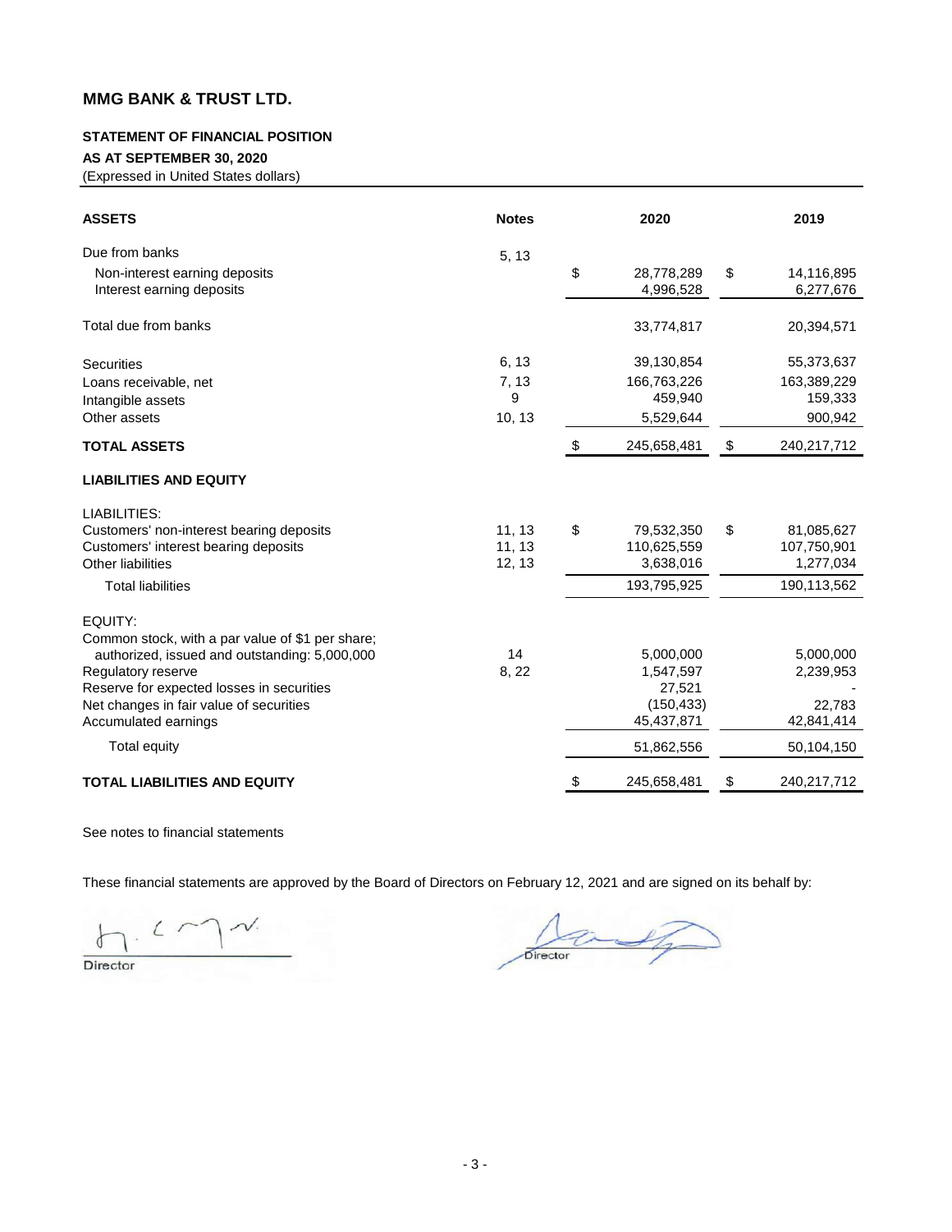# MMG BANK & TRUST LTD.

## STATEMENT OF FINANCIAL POSITION

**AS AT SEPTEMBER 30, 2020**

(Expressed in United States dollars)

| ASSETS | Notes | 2020 | 2019 |
|---|---|---|---|
| Due from banks | 5, 13 | | |
| Non-interest earning deposits | | $ 28,778,289 | $ 14,116,895 |
| Interest earning deposits | | 4,996,528 | 6,277,676 |
| Total due from banks | | 33,774,817 | 20,394,571 |
| Securities | 6, 13 | 39,130,854 | 55,373,637 |
| Loans receivable, net | 7, 13 | 166,763,226 | 163,389,229 |
| Intangible assets | 9 | 459,940 | 159,333 |
| Other assets | 10, 13 | 5,529,644 | 900,942 |
| **TOTAL ASSETS** | | $ 245,658,481 | $ 240,217,712 |
| **LIABILITIES AND EQUITY** | | | |
| LIABILITIES: | | | |
| Customers' non-interest bearing deposits | 11, 13 | $ 79,532,350 | $ 81,085,627 |
| Customers' interest bearing deposits | 11, 13 | 110,625,559 | 107,750,901 |
| Other liabilities | 12, 13 | 3,638,016 | 1,277,034 |
| Total liabilities | | 193,795,925 | 190,113,562 |
| EQUITY: | | | |
| Common stock, with a par value of $1 per share; authorized, issued and outstanding: 5,000,000 | 14 | 5,000,000 | 5,000,000 |
| Regulatory reserve | 8, 22 | 1,547,597 | 2,239,953 |
| Reserve for expected losses in securities | | 27,521 | - |
| Net changes in fair value of securities | | (150,433) | 22,783 |
| Accumulated earnings | | 45,437,871 | 42,841,414 |
| Total equity | | 51,862,556 | 50,104,150 |
| **TOTAL LIABILITIES AND EQUITY** | | $ 245,658,481 | $ 240,217,712 |

See notes to financial statements

These financial statements are approved by the Board of Directors on February 12, 2021 and are signed on its behalf by:

Director

Director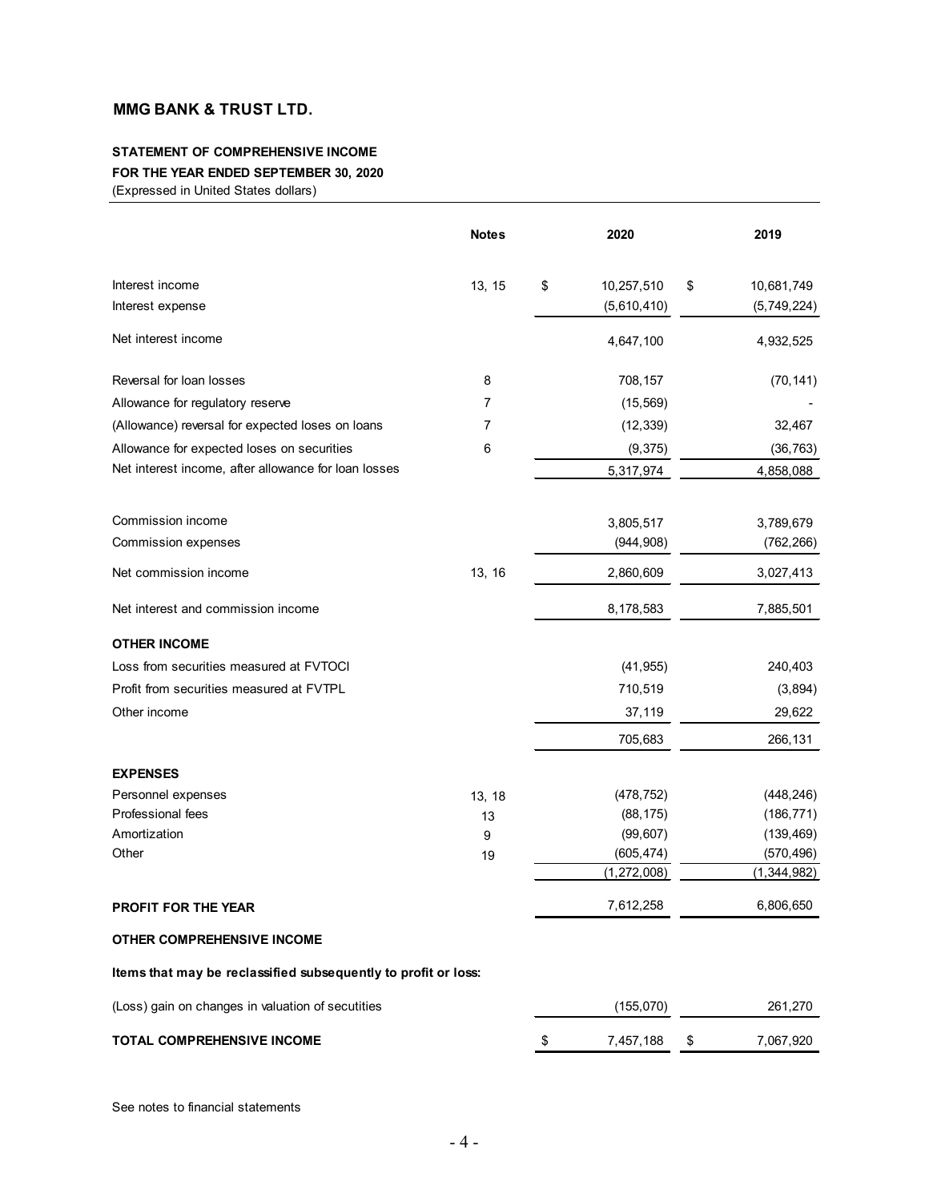# MMG BANK & TRUST LTD.

**STATEMENT OF COMPREHENSIVE INCOME**
**FOR THE YEAR ENDED SEPTEMBER 30, 2020**
(Expressed in United States dollars)

| | Notes | 2020 | 2019 |
|---|---|---|---|
| Interest income | 13, 15 | $ 10,257,510 | $ 10,681,749 |
| Interest expense | | (5,610,410) | (5,749,224) |
| Net interest income | | 4,647,100 | 4,932,525 |
| Reversal for loan losses | 8 | 708,157 | (70,141) |
| Allowance for regulatory reserve | 7 | (15,569) | - |
| (Allowance) reversal for expected loses on loans | 7 | (12,339) | 32,467 |
| Allowance for expected loses on securities | 6 | (9,375) | (36,763) |
| Net interest income, after allowance for loan losses | | 5,317,974 | 4,858,088 |
| Commission income | | 3,805,517 | 3,789,679 |
| Commission expenses | | (944,908) | (762,266) |
| Net commission income | 13, 16 | 2,860,609 | 3,027,413 |
| Net interest and commission income | | 8,178,583 | 7,885,501 |
| **OTHER INCOME** | | | |
| Loss from securities measured at FVTOCI | | (41,955) | 240,403 |
| Profit from securities measured at FVTPL | | 710,519 | (3,894) |
| Other income | | 37,119 | 29,622 |
| | | 705,683 | 266,131 |
| **EXPENSES** | | | |
| Personnel expenses | 13, 18 | (478,752) | (448,246) |
| Professional fees | 13 | (88,175) | (186,771) |
| Amortization | 9 | (99,607) | (139,469) |
| Other | 19 | (605,474) | (570,496) |
| | | (1,272,008) | (1,344,982) |
| **PROFIT FOR THE YEAR** | | 7,612,258 | 6,806,650 |
| **OTHER COMPREHENSIVE INCOME** | | | |
| **Items that may be reclassified subsequently to profit or loss:** | | | |
| (Loss) gain on changes in valuation of secutities | | (155,070) | 261,270 |
| **TOTAL COMPREHENSIVE INCOME** | | $ 7,457,188 | $ 7,067,920 |

See notes to financial statements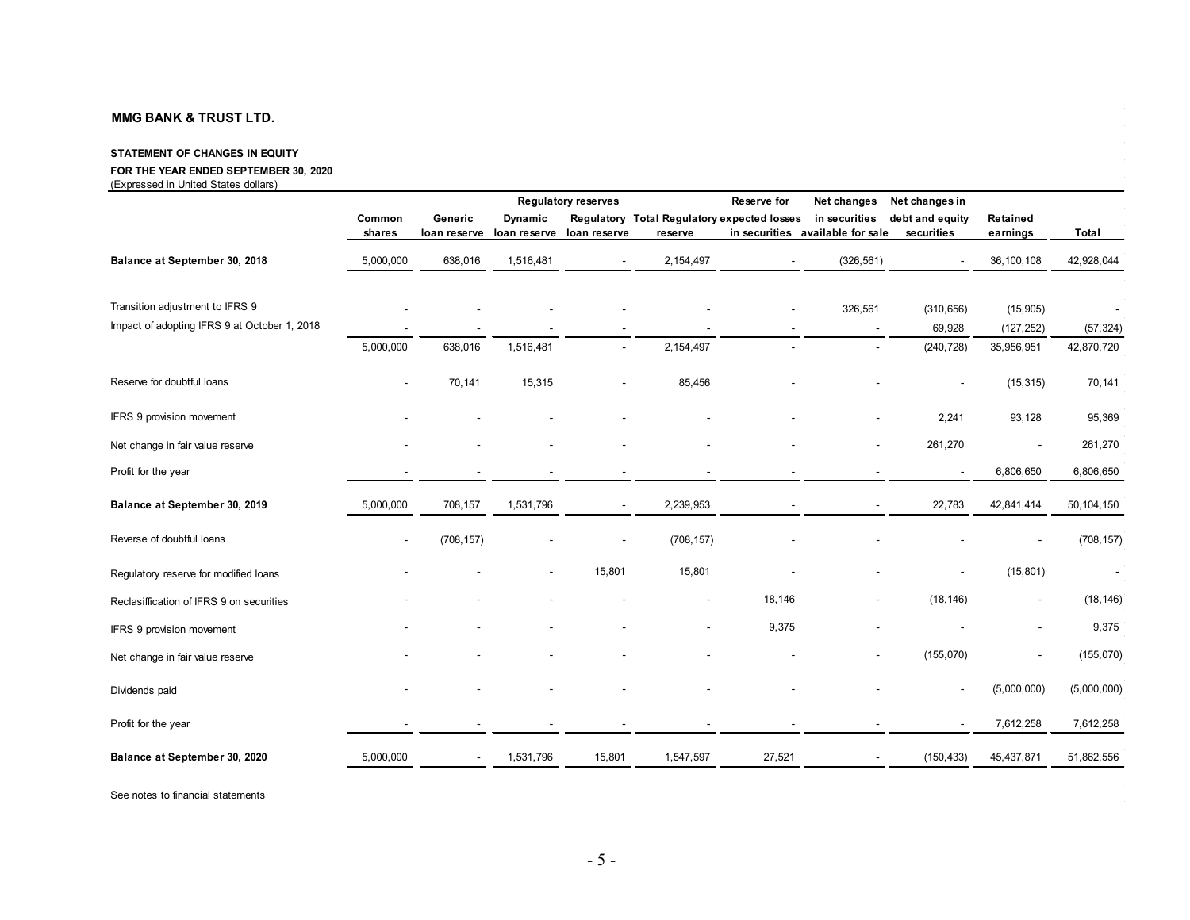**MMG BANK & TRUST LTD.**

**STATEMENT OF CHANGES IN EQUITY**

**FOR THE YEAR ENDED SEPTEMBER 30, 2020**

(Expressed in United States dollars)

| | | Regulatory reserves | | | | Reserve for | Net changes | Net changes in | | |
|---|---|---|---|---|---|---|---|---|---|---|
| | Common shares | Generic loan reserve | Dynamic loan reserve | Regulatory loan reserve | Total Regulatory reserve | expected losses in securities | in securities available for sale | debt and equity securities | Retained earnings | Total |
| **Balance at September 30, 2018** | 5,000,000 | 638,016 | 1,516,481 | - | 2,154,497 | - | (326,561) | - | 36,100,108 | 42,928,044 |
| Transition adjustment to IFRS 9 | - | - | - | - | - | - | 326,561 | (310,656) | (15,905) | - |
| Impact of adopting IFRS 9 at October 1, 2018 | - | - | - | - | - | - | - | 69,928 | (127,252) | (57,324) |
| | 5,000,000 | 638,016 | 1,516,481 | - | 2,154,497 | - | - | (240,728) | 35,956,951 | 42,870,720 |
| Reserve for doubtful loans | - | 70,141 | 15,315 | - | 85,456 | - | - | - | (15,315) | 70,141 |
| IFRS 9 provision movement | - | - | - | - | - | - | - | 2,241 | 93,128 | 95,369 |
| Net change in fair value reserve | - | - | - | - | - | - | - | 261,270 | - | 261,270 |
| Profit for the year | - | - | - | - | - | - | - | - | 6,806,650 | 6,806,650 |
| **Balance at September 30, 2019** | 5,000,000 | 708,157 | 1,531,796 | - | 2,239,953 | - | - | 22,783 | 42,841,414 | 50,104,150 |
| Reverse of doubtful loans | - | (708,157) | - | - | (708,157) | - | - | - | - | (708,157) |
| Regulatory reserve for modified loans | - | - | - | 15,801 | 15,801 | - | - | - | (15,801) | - |
| Reclasiffication of IFRS 9 on securities | - | - | - | - | - | 18,146 | - | (18,146) | - | (18,146) |
| IFRS 9 provision movement | - | - | - | - | - | 9,375 | - | - | - | 9,375 |
| Net change in fair value reserve | - | - | - | - | - | - | - | (155,070) | - | (155,070) |
| Dividends paid | - | - | - | - | - | - | - | - | (5,000,000) | (5,000,000) |
| Profit for the year | - | - | - | - | - | - | - | - | 7,612,258 | 7,612,258 |
| **Balance at September 30, 2020** | 5,000,000 | - | 1,531,796 | 15,801 | 1,547,597 | 27,521 | - | (150,433) | 45,437,871 | 51,862,556 |

See notes to financial statements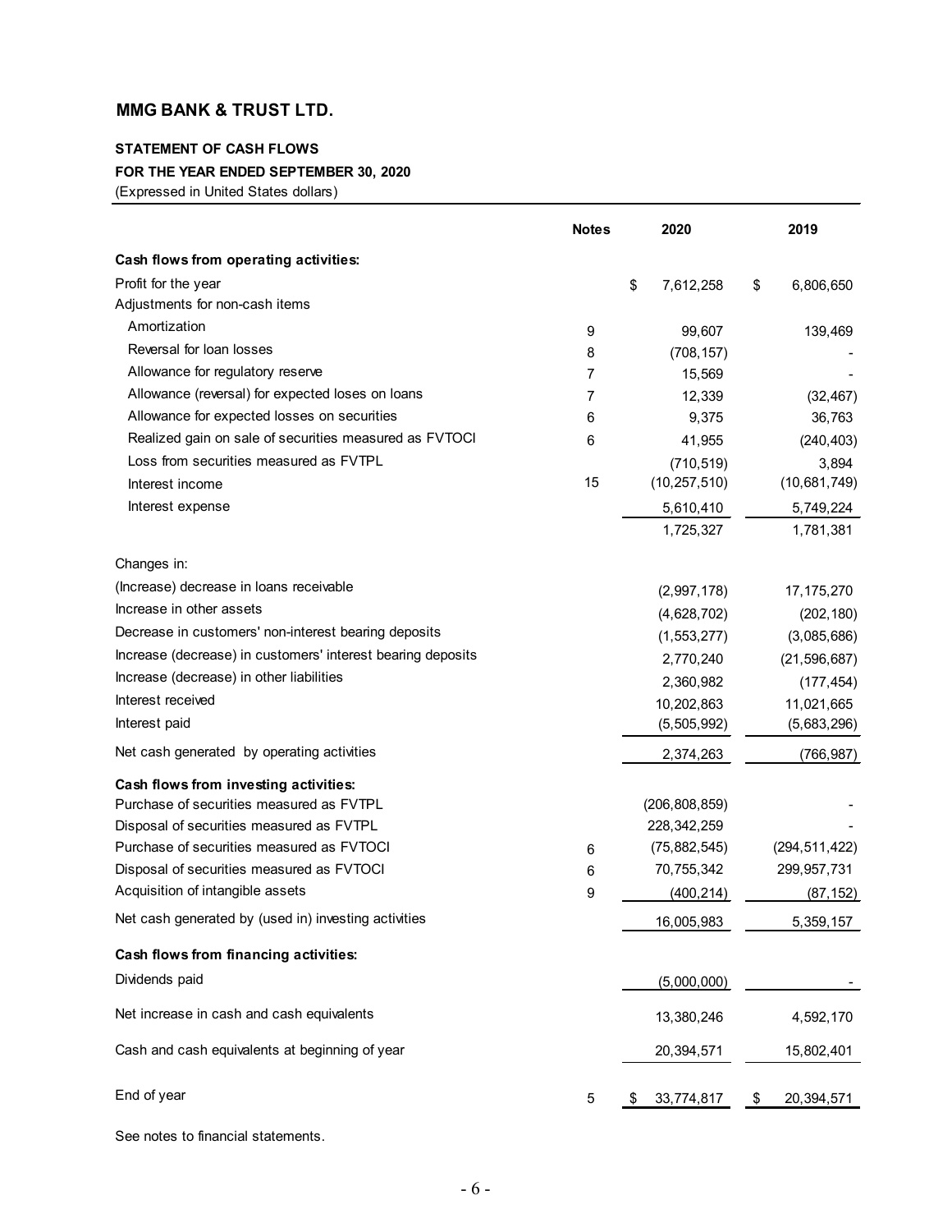**MMG BANK & TRUST LTD.**

**STATEMENT OF CASH FLOWS**

**FOR THE YEAR ENDED SEPTEMBER 30, 2020**

(Expressed in United States dollars)

| | Notes | 2020 | 2019 |
|---|---|---|---|
| **Cash flows from operating activities:** | | | |
| Profit for the year | | $ 7,612,258 | $ 6,806,650 |
| Adjustments for non-cash items | | | |
| Amortization | 9 | 99,607 | 139,469 |
| Reversal for loan losses | 8 | (708,157) | - |
| Allowance for regulatory reserve | 7 | 15,569 | - |
| Allowance (reversal) for expected loses on loans | 7 | 12,339 | (32,467) |
| Allowance for expected loses on securities | 6 | 9,375 | 36,763 |
| Realized gain on sale of securities measured as FVTOCI | 6 | 41,955 | (240,403) |
| Loss from securities measured as FVTPL | | (710,519) | 3,894 |
| Interest income | 15 | (10,257,510) | (10,681,749) |
| Interest expense | | 5,610,410 | 5,749,224 |
| | | 1,725,327 | 1,781,381 |
| Changes in: | | | |
| (Increase) decrease in loans receivable | | (2,997,178) | 17,175,270 |
| Increase in other assets | | (4,628,702) | (202,180) |
| Decrease in customers' non-interest bearing deposits | | (1,553,277) | (3,085,686) |
| Increase (decrease) in customers' interest bearing deposits | | 2,770,240 | (21,596,687) |
| Increase (decrease) in other liabilities | | 2,360,982 | (177,454) |
| Interest received | | 10,202,863 | 11,021,665 |
| Interest paid | | (5,505,992) | (5,683,296) |
| Net cash generated by operating activities | | 2,374,263 | (766,987) |
| **Cash flows from investing activities:** | | | |
| Purchase of securities measured as FVTPL | | (206,808,859) | - |
| Disposal of securities measured as FVTPL | | 228,342,259 | - |
| Purchase of securities measured as FVTOCI | 6 | (75,882,545) | (294,511,422) |
| Disposal of securities measured as FVTOCI | 6 | 70,755,342 | 299,957,731 |
| Acquisition of intangible assets | 9 | (400,214) | (87,152) |
| Net cash generated by (used in) investing activities | | 16,005,983 | 5,359,157 |
| **Cash flows from financing activities:** | | | |
| Dividends paid | | (5,000,000) | - |
| Net increase in cash and cash equivalents | | 13,380,246 | 4,592,170 |
| Cash and cash equivalents at beginning of year | | 20,394,571 | 15,802,401 |
| End of year | 5 | $ 33,774,817 | $ 20,394,571 |

See notes to financial statements.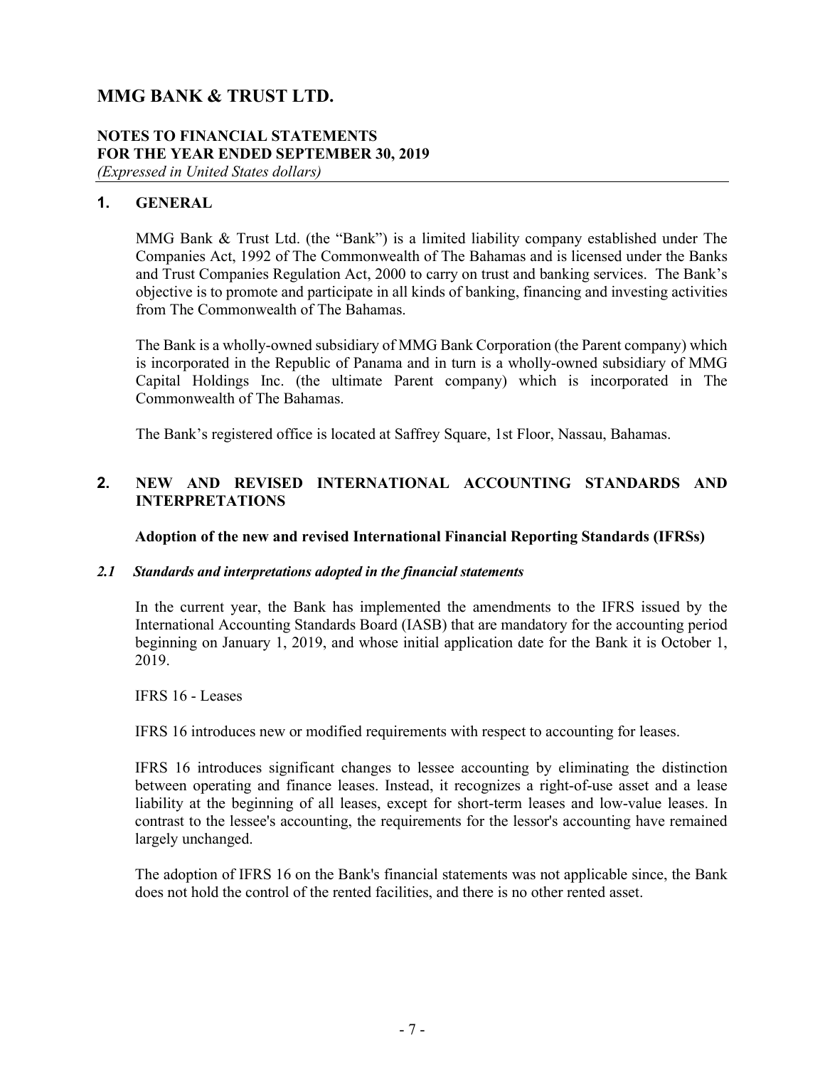# MMG BANK & TRUST LTD.

## NOTES TO FINANCIAL STATEMENTS
## FOR THE YEAR ENDED SEPTEMBER 30, 2019
*(Expressed in United States dollars)*

## 1. GENERAL

MMG Bank & Trust Ltd. (the "Bank") is a limited liability company established under The Companies Act, 1992 of The Commonwealth of The Bahamas and is licensed under the Banks and Trust Companies Regulation Act, 2000 to carry on trust and banking services. The Bank's objective is to promote and participate in all kinds of banking, financing and investing activities from The Commonwealth of The Bahamas.

The Bank is a wholly-owned subsidiary of MMG Bank Corporation (the Parent company) which is incorporated in the Republic of Panama and in turn is a wholly-owned subsidiary of MMG Capital Holdings Inc. (the ultimate Parent company) which is incorporated in The Commonwealth of The Bahamas.

The Bank's registered office is located at Saffrey Square, 1st Floor, Nassau, Bahamas.

## 2. NEW AND REVISED INTERNATIONAL ACCOUNTING STANDARDS AND INTERPRETATIONS

**Adoption of the new and revised International Financial Reporting Standards (IFRSs)**

### *2.1 Standards and interpretations adopted in the financial statements*

In the current year, the Bank has implemented the amendments to the IFRS issued by the International Accounting Standards Board (IASB) that are mandatory for the accounting period beginning on January 1, 2019, and whose initial application date for the Bank it is October 1, 2019.

IFRS 16 - Leases

IFRS 16 introduces new or modified requirements with respect to accounting for leases.

IFRS 16 introduces significant changes to lessee accounting by eliminating the distinction between operating and finance leases. Instead, it recognizes a right-of-use asset and a lease liability at the beginning of all leases, except for short-term leases and low-value leases. In contrast to the lessee's accounting, the requirements for the lessor's accounting have remained largely unchanged.

The adoption of IFRS 16 on the Bank's financial statements was not applicable since, the Bank does not hold the control of the rented facilities, and there is no other rented asset.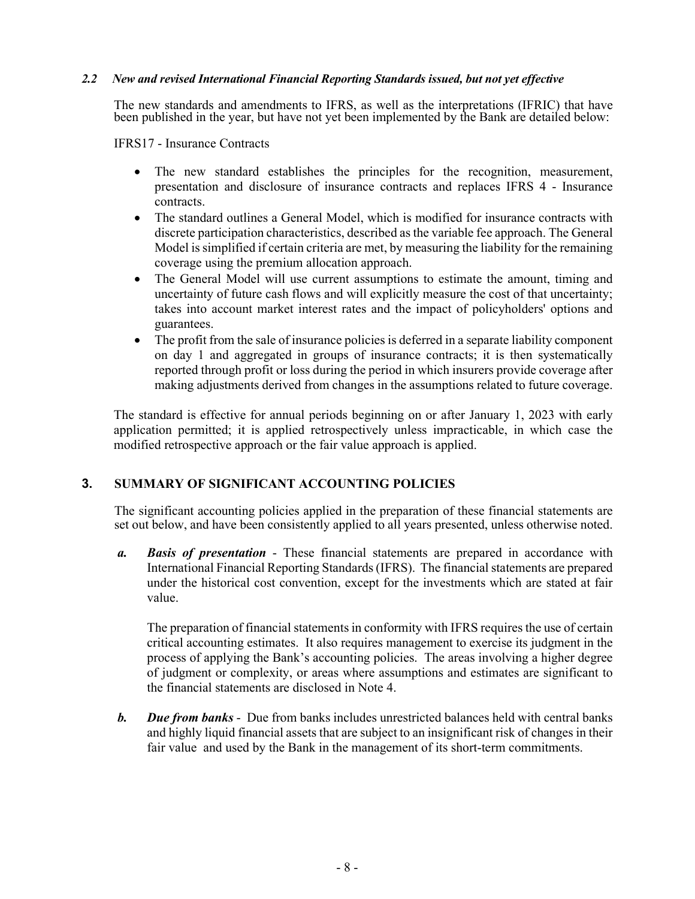### *2.2 New and revised International Financial Reporting Standards issued, but not yet effective*

The new standards and amendments to IFRS, as well as the interpretations (IFRIC) that have been published in the year, but have not yet been implemented by the Bank are detailed below:

IFRS17 - Insurance Contracts

- The new standard establishes the principles for the recognition, measurement, presentation and disclosure of insurance contracts and replaces IFRS 4 - Insurance contracts.
- The standard outlines a General Model, which is modified for insurance contracts with discrete participation characteristics, described as the variable fee approach. The General Model is simplified if certain criteria are met, by measuring the liability for the remaining coverage using the premium allocation approach.
- The General Model will use current assumptions to estimate the amount, timing and uncertainty of future cash flows and will explicitly measure the cost of that uncertainty; takes into account market interest rates and the impact of policyholders' options and guarantees.
- The profit from the sale of insurance policies is deferred in a separate liability component on day 1 and aggregated in groups of insurance contracts; it is then systematically reported through profit or loss during the period in which insurers provide coverage after making adjustments derived from changes in the assumptions related to future coverage.

The standard is effective for annual periods beginning on or after January 1, 2023 with early application permitted; it is applied retrospectively unless impracticable, in which case the modified retrospective approach or the fair value approach is applied.

## 3. SUMMARY OF SIGNIFICANT ACCOUNTING POLICIES

The significant accounting policies applied in the preparation of these financial statements are set out below, and have been consistently applied to all years presented, unless otherwise noted.

***a. Basis of presentation*** - These financial statements are prepared in accordance with International Financial Reporting Standards (IFRS). The financial statements are prepared under the historical cost convention, except for the investments which are stated at fair value.

The preparation of financial statements in conformity with IFRS requires the use of certain critical accounting estimates. It also requires management to exercise its judgment in the process of applying the Bank's accounting policies. The areas involving a higher degree of judgment or complexity, or areas where assumptions and estimates are significant to the financial statements are disclosed in Note 4.

***b. Due from banks*** - Due from banks includes unrestricted balances held with central banks and highly liquid financial assets that are subject to an insignificant risk of changes in their fair value and used by the Bank in the management of its short-term commitments.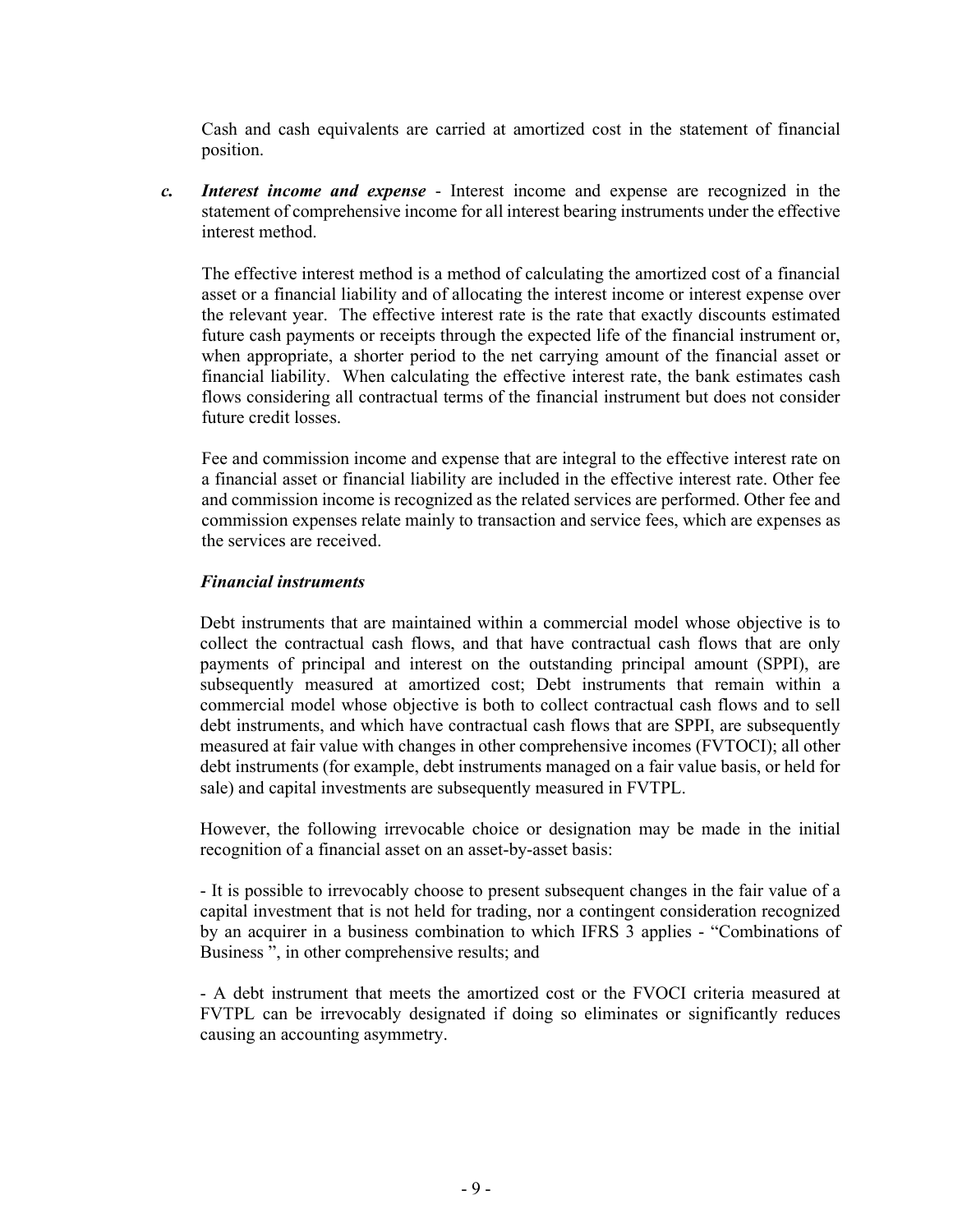Cash and cash equivalents are carried at amortized cost in the statement of financial position.

*c.* ***Interest income and expense*** - Interest income and expense are recognized in the statement of comprehensive income for all interest bearing instruments under the effective interest method.

The effective interest method is a method of calculating the amortized cost of a financial asset or a financial liability and of allocating the interest income or interest expense over the relevant year. The effective interest rate is the rate that exactly discounts estimated future cash payments or receipts through the expected life of the financial instrument or, when appropriate, a shorter period to the net carrying amount of the financial asset or financial liability. When calculating the effective interest rate, the bank estimates cash flows considering all contractual terms of the financial instrument but does not consider future credit losses.

Fee and commission income and expense that are integral to the effective interest rate on a financial asset or financial liability are included in the effective interest rate. Other fee and commission income is recognized as the related services are performed. Other fee and commission expenses relate mainly to transaction and service fees, which are expenses as the services are received.

***Financial instruments***

Debt instruments that are maintained within a commercial model whose objective is to collect the contractual cash flows, and that have contractual cash flows that are only payments of principal and interest on the outstanding principal amount (SPPI), are subsequently measured at amortized cost; Debt instruments that remain within a commercial model whose objective is both to collect contractual cash flows and to sell debt instruments, and which have contractual cash flows that are SPPI, are subsequently measured at fair value with changes in other comprehensive incomes (FVTOCI); all other debt instruments (for example, debt instruments managed on a fair value basis, or held for sale) and capital investments are subsequently measured in FVTPL.

However, the following irrevocable choice or designation may be made in the initial recognition of a financial asset on an asset-by-asset basis:

- It is possible to irrevocably choose to present subsequent changes in the fair value of a capital investment that is not held for trading, nor a contingent consideration recognized by an acquirer in a business combination to which IFRS 3 applies - "Combinations of Business ", in other comprehensive results; and

- A debt instrument that meets the amortized cost or the FVOCI criteria measured at FVTPL can be irrevocably designated if doing so eliminates or significantly reduces causing an accounting asymmetry.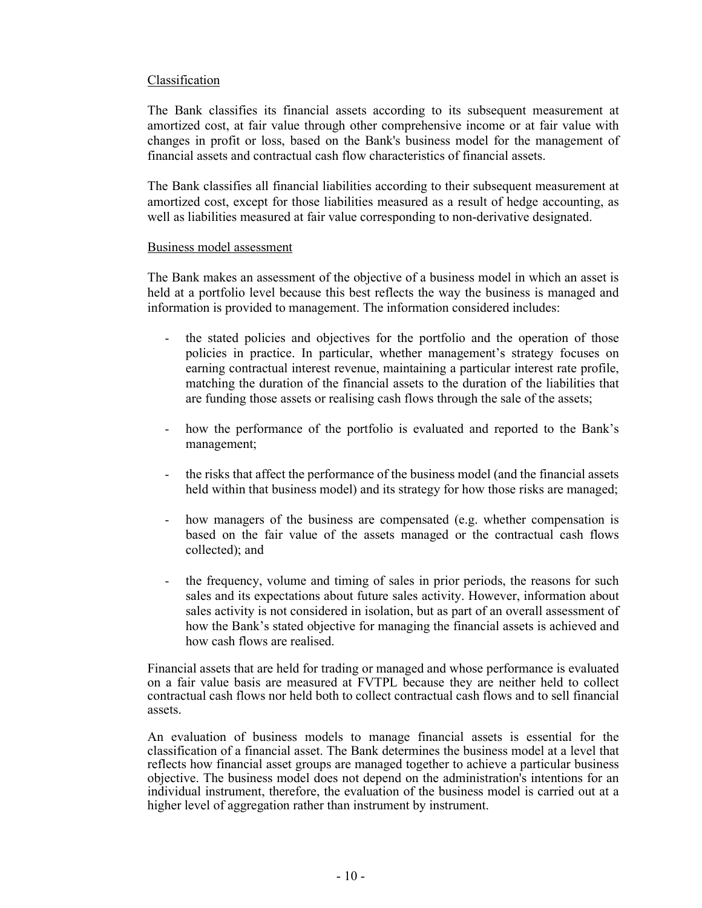Classification

The Bank classifies its financial assets according to its subsequent measurement at amortized cost, at fair value through other comprehensive income or at fair value with changes in profit or loss, based on the Bank's business model for the management of financial assets and contractual cash flow characteristics of financial assets.

The Bank classifies all financial liabilities according to their subsequent measurement at amortized cost, except for those liabilities measured as a result of hedge accounting, as well as liabilities measured at fair value corresponding to non-derivative designated.

Business model assessment

The Bank makes an assessment of the objective of a business model in which an asset is held at a portfolio level because this best reflects the way the business is managed and information is provided to management. The information considered includes:

- the stated policies and objectives for the portfolio and the operation of those policies in practice. In particular, whether management's strategy focuses on earning contractual interest revenue, maintaining a particular interest rate profile, matching the duration of the financial assets to the duration of the liabilities that are funding those assets or realising cash flows through the sale of the assets;

- how the performance of the portfolio is evaluated and reported to the Bank's management;

- the risks that affect the performance of the business model (and the financial assets held within that business model) and its strategy for how those risks are managed;

- how managers of the business are compensated (e.g. whether compensation is based on the fair value of the assets managed or the contractual cash flows collected); and

- the frequency, volume and timing of sales in prior periods, the reasons for such sales and its expectations about future sales activity. However, information about sales activity is not considered in isolation, but as part of an overall assessment of how the Bank's stated objective for managing the financial assets is achieved and how cash flows are realised.

Financial assets that are held for trading or managed and whose performance is evaluated on a fair value basis are measured at FVTPL because they are neither held to collect contractual cash flows nor held both to collect contractual cash flows and to sell financial assets.

An evaluation of business models to manage financial assets is essential for the classification of a financial asset. The Bank determines the business model at a level that reflects how financial asset groups are managed together to achieve a particular business objective. The business model does not depend on the administration's intentions for an individual instrument, therefore, the evaluation of the business model is carried out at a higher level of aggregation rather than instrument by instrument.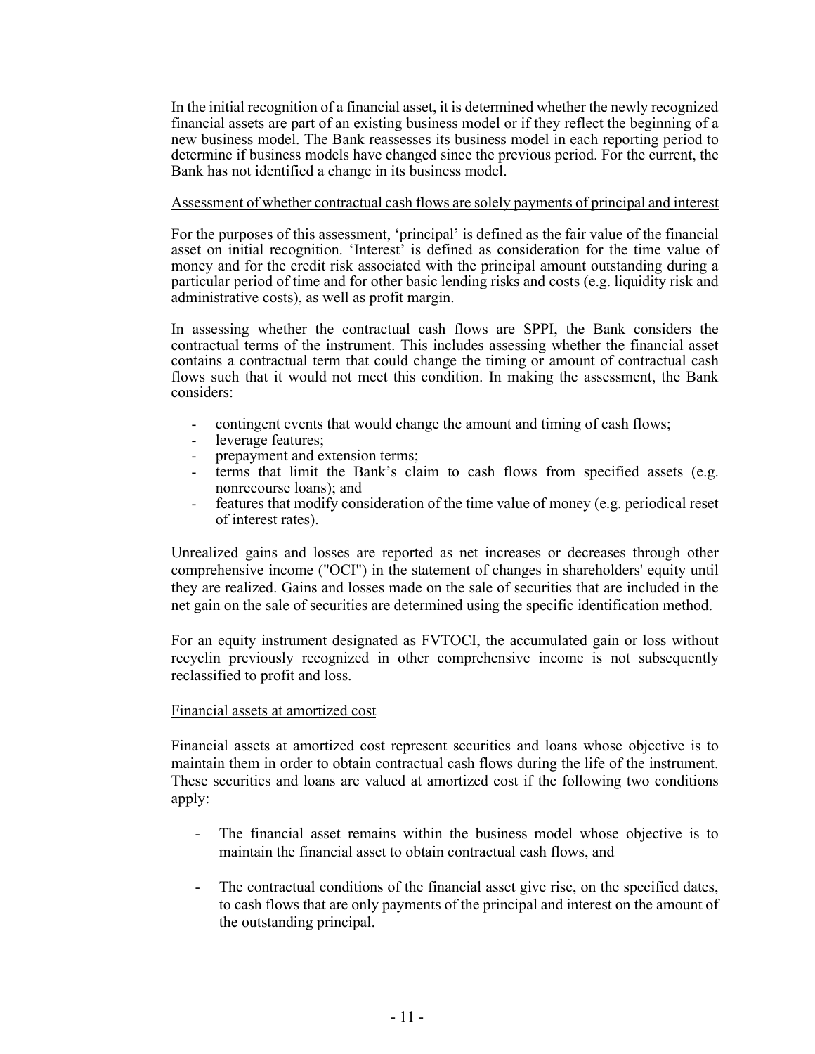In the initial recognition of a financial asset, it is determined whether the newly recognized financial assets are part of an existing business model or if they reflect the beginning of a new business model. The Bank reassesses its business model in each reporting period to determine if business models have changed since the previous period. For the current, the Bank has not identified a change in its business model.

<u>Assessment of whether contractual cash flows are solely payments of principal and interest</u>

For the purposes of this assessment, 'principal' is defined as the fair value of the financial asset on initial recognition. 'Interest' is defined as consideration for the time value of money and for the credit risk associated with the principal amount outstanding during a particular period of time and for other basic lending risks and costs (e.g. liquidity risk and administrative costs), as well as profit margin.

In assessing whether the contractual cash flows are SPPI, the Bank considers the contractual terms of the instrument. This includes assessing whether the financial asset contains a contractual term that could change the timing or amount of contractual cash flows such that it would not meet this condition. In making the assessment, the Bank considers:

- contingent events that would change the amount and timing of cash flows;
- leverage features;
- prepayment and extension terms;
- terms that limit the Bank's claim to cash flows from specified assets (e.g. nonrecourse loans); and
- features that modify consideration of the time value of money (e.g. periodical reset of interest rates).

Unrealized gains and losses are reported as net increases or decreases through other comprehensive income ("OCI") in the statement of changes in shareholders' equity until they are realized. Gains and losses made on the sale of securities that are included in the net gain on the sale of securities are determined using the specific identification method.

For an equity instrument designated as FVTOCI, the accumulated gain or loss without recyclin previously recognized in other comprehensive income is not subsequently reclassified to profit and loss.

<u>Financial assets at amortized cost</u>

Financial assets at amortized cost represent securities and loans whose objective is to maintain them in order to obtain contractual cash flows during the life of the instrument. These securities and loans are valued at amortized cost if the following two conditions apply:

- The financial asset remains within the business model whose objective is to maintain the financial asset to obtain contractual cash flows, and

- The contractual conditions of the financial asset give rise, on the specified dates, to cash flows that are only payments of the principal and interest on the amount of the outstanding principal.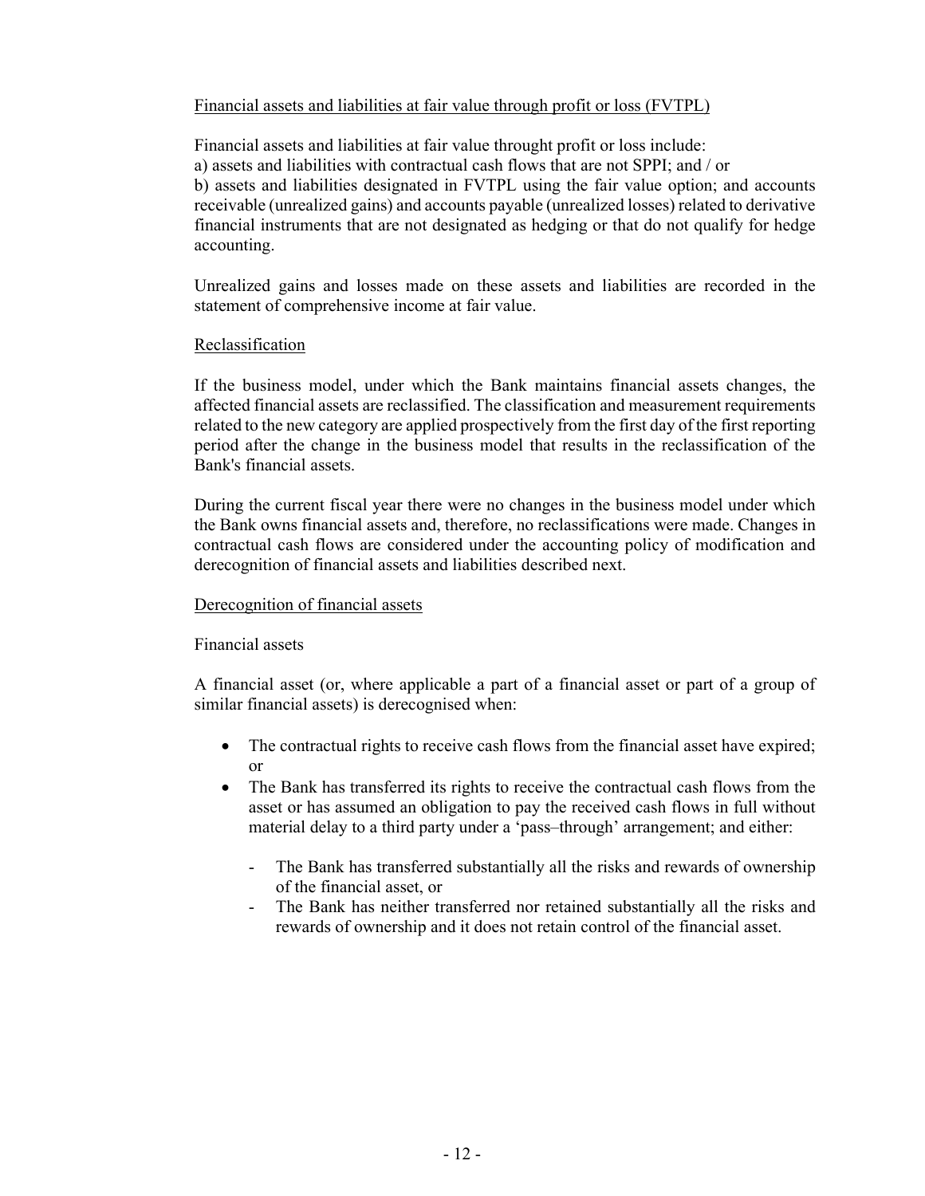Financial assets and liabilities at fair value through profit or loss (FVTPL)

Financial assets and liabilities at fair value throught profit or loss include:
a) assets and liabilities with contractual cash flows that are not SPPI; and / or
b) assets and liabilities designated in FVTPL using the fair value option; and accounts receivable (unrealized gains) and accounts payable (unrealized losses) related to derivative financial instruments that are not designated as hedging or that do not qualify for hedge accounting.

Unrealized gains and losses made on these assets and liabilities are recorded in the statement of comprehensive income at fair value.

Reclassification

If the business model, under which the Bank maintains financial assets changes, the affected financial assets are reclassified. The classification and measurement requirements related to the new category are applied prospectively from the first day of the first reporting period after the change in the business model that results in the reclassification of the Bank's financial assets.

During the current fiscal year there were no changes in the business model under which the Bank owns financial assets and, therefore, no reclassifications were made. Changes in contractual cash flows are considered under the accounting policy of modification and derecognition of financial assets and liabilities described next.

Derecognition of financial assets

Financial assets

A financial asset (or, where applicable a part of a financial asset or part of a group of similar financial assets) is derecognised when:

- The contractual rights to receive cash flows from the financial asset have expired; or
- The Bank has transferred its rights to receive the contractual cash flows from the asset or has assumed an obligation to pay the received cash flows in full without material delay to a third party under a 'pass–through' arrangement; and either:
  - The Bank has transferred substantially all the risks and rewards of ownership of the financial asset, or
  - The Bank has neither transferred nor retained substantially all the risks and rewards of ownership and it does not retain control of the financial asset.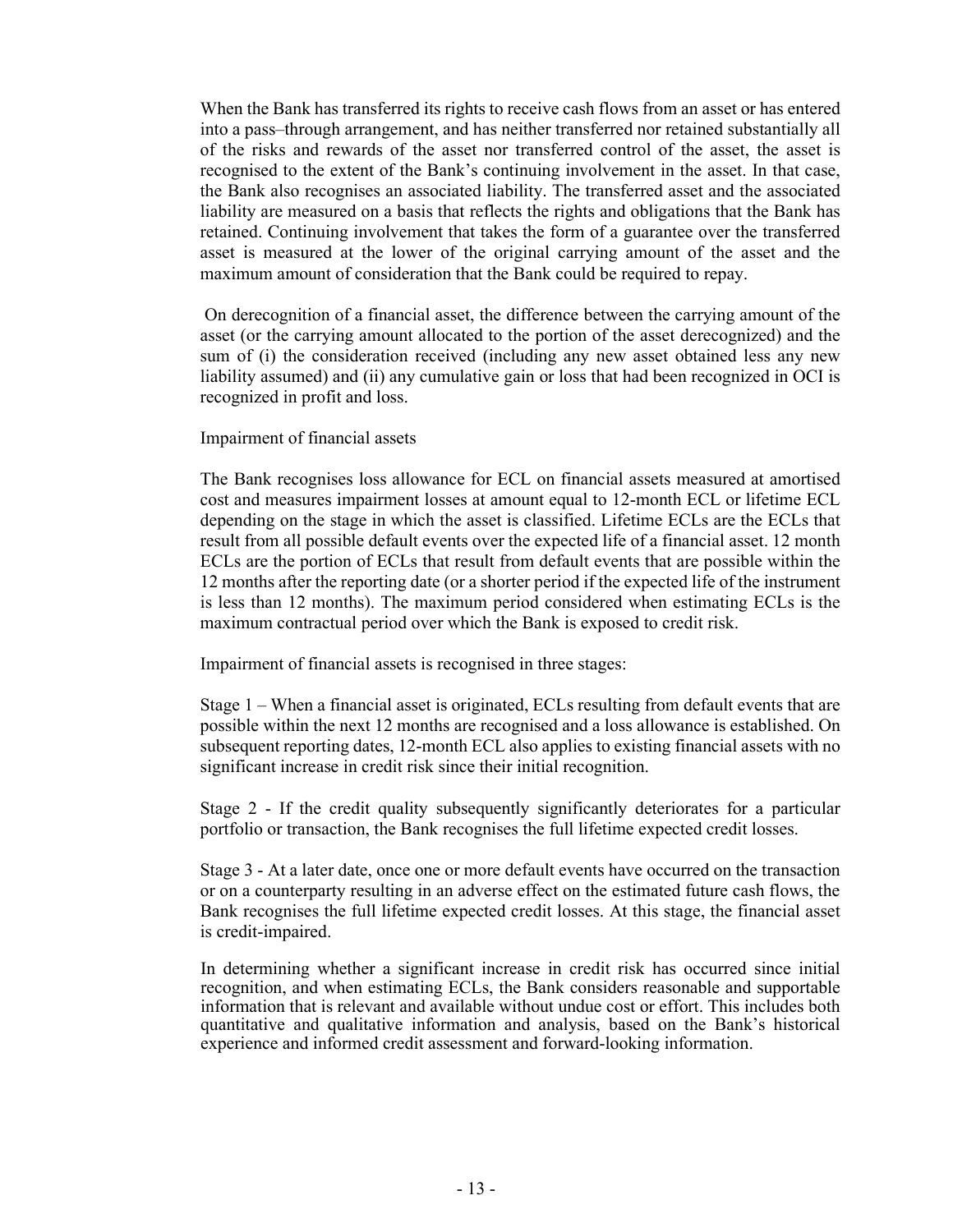When the Bank has transferred its rights to receive cash flows from an asset or has entered into a pass–through arrangement, and has neither transferred nor retained substantially all of the risks and rewards of the asset nor transferred control of the asset, the asset is recognised to the extent of the Bank's continuing involvement in the asset. In that case, the Bank also recognises an associated liability. The transferred asset and the associated liability are measured on a basis that reflects the rights and obligations that the Bank has retained. Continuing involvement that takes the form of a guarantee over the transferred asset is measured at the lower of the original carrying amount of the asset and the maximum amount of consideration that the Bank could be required to repay.

On derecognition of a financial asset, the difference between the carrying amount of the asset (or the carrying amount allocated to the portion of the asset derecognized) and the sum of (i) the consideration received (including any new asset obtained less any new liability assumed) and (ii) any cumulative gain or loss that had been recognized in OCI is recognized in profit and loss.

Impairment of financial assets

The Bank recognises loss allowance for ECL on financial assets measured at amortised cost and measures impairment losses at amount equal to 12-month ECL or lifetime ECL depending on the stage in which the asset is classified. Lifetime ECLs are the ECLs that result from all possible default events over the expected life of a financial asset. 12 month ECLs are the portion of ECLs that result from default events that are possible within the 12 months after the reporting date (or a shorter period if the expected life of the instrument is less than 12 months). The maximum period considered when estimating ECLs is the maximum contractual period over which the Bank is exposed to credit risk.

Impairment of financial assets is recognised in three stages:

Stage 1 – When a financial asset is originated, ECLs resulting from default events that are possible within the next 12 months are recognised and a loss allowance is established. On subsequent reporting dates, 12-month ECL also applies to existing financial assets with no significant increase in credit risk since their initial recognition.

Stage 2 - If the credit quality subsequently significantly deteriorates for a particular portfolio or transaction, the Bank recognises the full lifetime expected credit losses.

Stage 3 - At a later date, once one or more default events have occurred on the transaction or on a counterparty resulting in an adverse effect on the estimated future cash flows, the Bank recognises the full lifetime expected credit losses. At this stage, the financial asset is credit-impaired.

In determining whether a significant increase in credit risk has occurred since initial recognition, and when estimating ECLs, the Bank considers reasonable and supportable information that is relevant and available without undue cost or effort. This includes both quantitative and qualitative information and analysis, based on the Bank's historical experience and informed credit assessment and forward-looking information.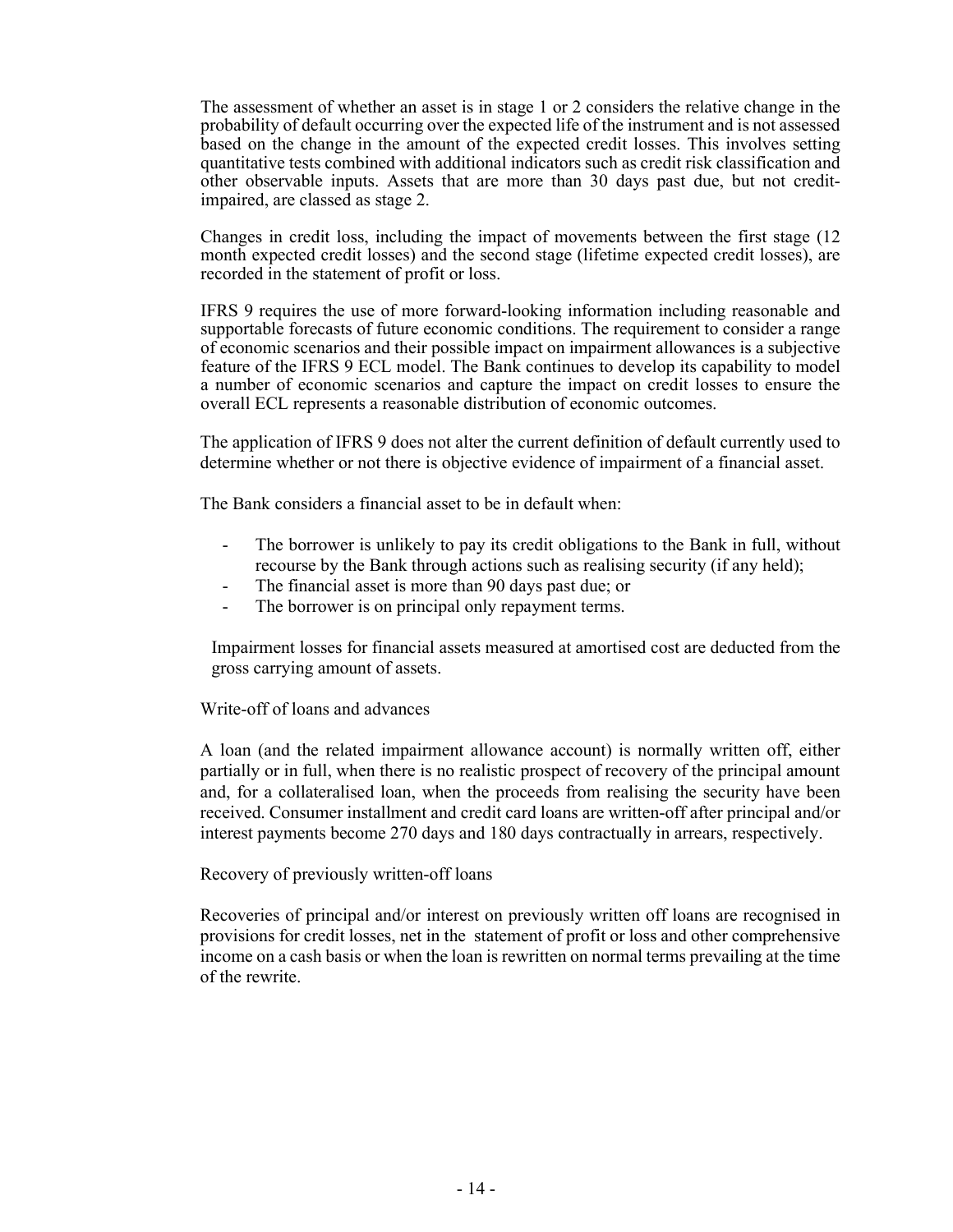The assessment of whether an asset is in stage 1 or 2 considers the relative change in the probability of default occurring over the expected life of the instrument and is not assessed based on the change in the amount of the expected credit losses. This involves setting quantitative tests combined with additional indicators such as credit risk classification and other observable inputs. Assets that are more than 30 days past due, but not credit-impaired, are classed as stage 2.

Changes in credit loss, including the impact of movements between the first stage (12 month expected credit losses) and the second stage (lifetime expected credit losses), are recorded in the statement of profit or loss.

IFRS 9 requires the use of more forward-looking information including reasonable and supportable forecasts of future economic conditions. The requirement to consider a range of economic scenarios and their possible impact on impairment allowances is a subjective feature of the IFRS 9 ECL model. The Bank continues to develop its capability to model a number of economic scenarios and capture the impact on credit losses to ensure the overall ECL represents a reasonable distribution of economic outcomes.

The application of IFRS 9 does not alter the current definition of default currently used to determine whether or not there is objective evidence of impairment of a financial asset.

The Bank considers a financial asset to be in default when:

- The borrower is unlikely to pay its credit obligations to the Bank in full, without recourse by the Bank through actions such as realising security (if any held);
- The financial asset is more than 90 days past due; or
- The borrower is on principal only repayment terms.

Impairment losses for financial assets measured at amortised cost are deducted from the gross carrying amount of assets.

Write-off of loans and advances

A loan (and the related impairment allowance account) is normally written off, either partially or in full, when there is no realistic prospect of recovery of the principal amount and, for a collateralised loan, when the proceeds from realising the security have been received. Consumer installment and credit card loans are written-off after principal and/or interest payments become 270 days and 180 days contractually in arrears, respectively.

Recovery of previously written-off loans

Recoveries of principal and/or interest on previously written off loans are recognised in provisions for credit losses, net in the statement of profit or loss and other comprehensive income on a cash basis or when the loan is rewritten on normal terms prevailing at the time of the rewrite.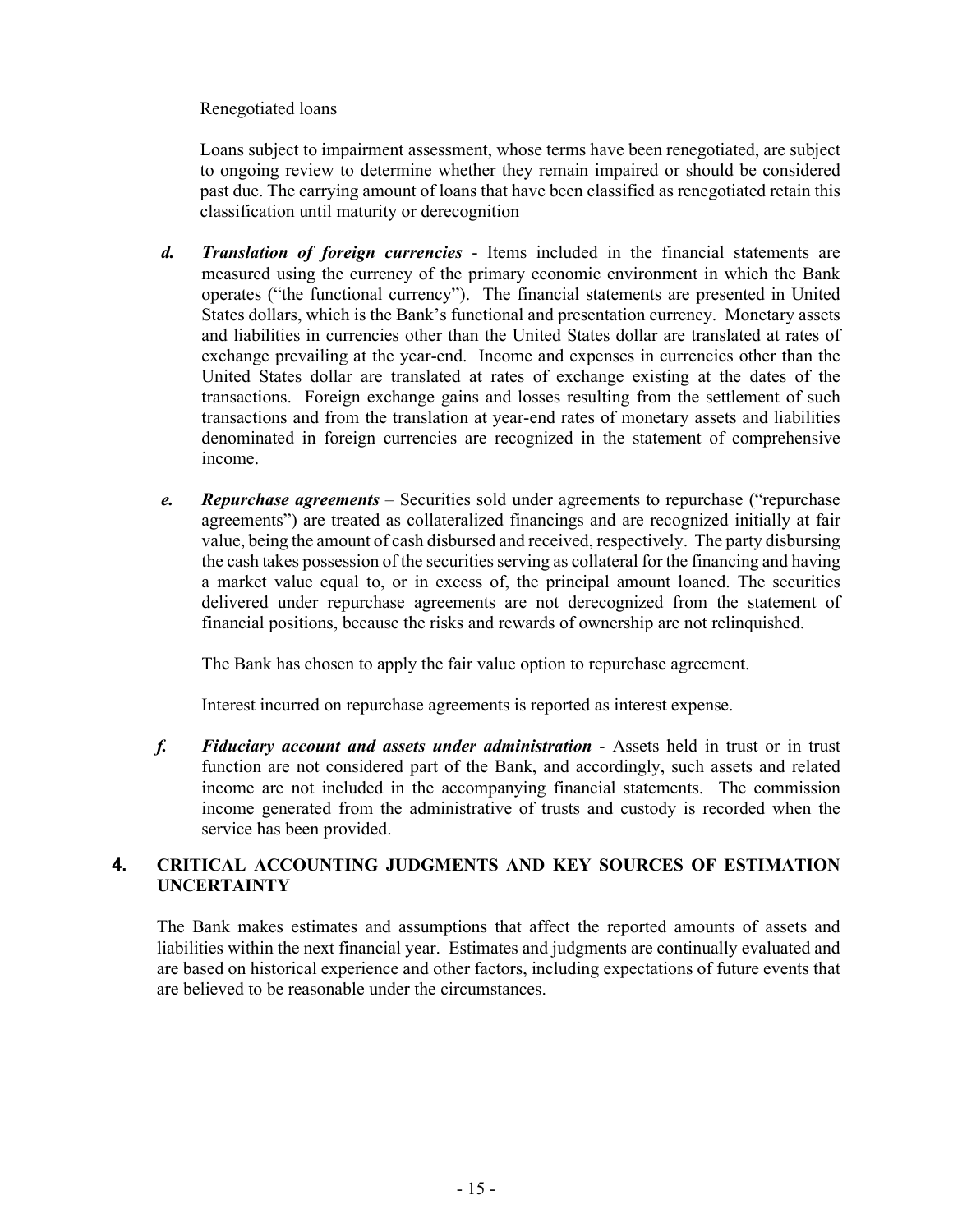Renegotiated loans

Loans subject to impairment assessment, whose terms have been renegotiated, are subject to ongoing review to determine whether they remain impaired or should be considered past due. The carrying amount of loans that have been classified as renegotiated retain this classification until maturity or derecognition

*d.* ***Translation of foreign currencies*** - Items included in the financial statements are measured using the currency of the primary economic environment in which the Bank operates ("the functional currency"). The financial statements are presented in United States dollars, which is the Bank's functional and presentation currency. Monetary assets and liabilities in currencies other than the United States dollar are translated at rates of exchange prevailing at the year-end. Income and expenses in currencies other than the United States dollar are translated at rates of exchange existing at the dates of the transactions. Foreign exchange gains and losses resulting from the settlement of such transactions and from the translation at year-end rates of monetary assets and liabilities denominated in foreign currencies are recognized in the statement of comprehensive income.

*e.* ***Repurchase agreements*** – Securities sold under agreements to repurchase ("repurchase agreements") are treated as collateralized financings and are recognized initially at fair value, being the amount of cash disbursed and received, respectively. The party disbursing the cash takes possession of the securities serving as collateral for the financing and having a market value equal to, or in excess of, the principal amount loaned. The securities delivered under repurchase agreements are not derecognized from the statement of financial positions, because the risks and rewards of ownership are not relinquished.

The Bank has chosen to apply the fair value option to repurchase agreement.

Interest incurred on repurchase agreements is reported as interest expense.

*f.* ***Fiduciary account and assets under administration*** - Assets held in trust or in trust function are not considered part of the Bank, and accordingly, such assets and related income are not included in the accompanying financial statements. The commission income generated from the administrative of trusts and custody is recorded when the service has been provided.

## 4. CRITICAL ACCOUNTING JUDGMENTS AND KEY SOURCES OF ESTIMATION UNCERTAINTY

The Bank makes estimates and assumptions that affect the reported amounts of assets and liabilities within the next financial year. Estimates and judgments are continually evaluated and are based on historical experience and other factors, including expectations of future events that are believed to be reasonable under the circumstances.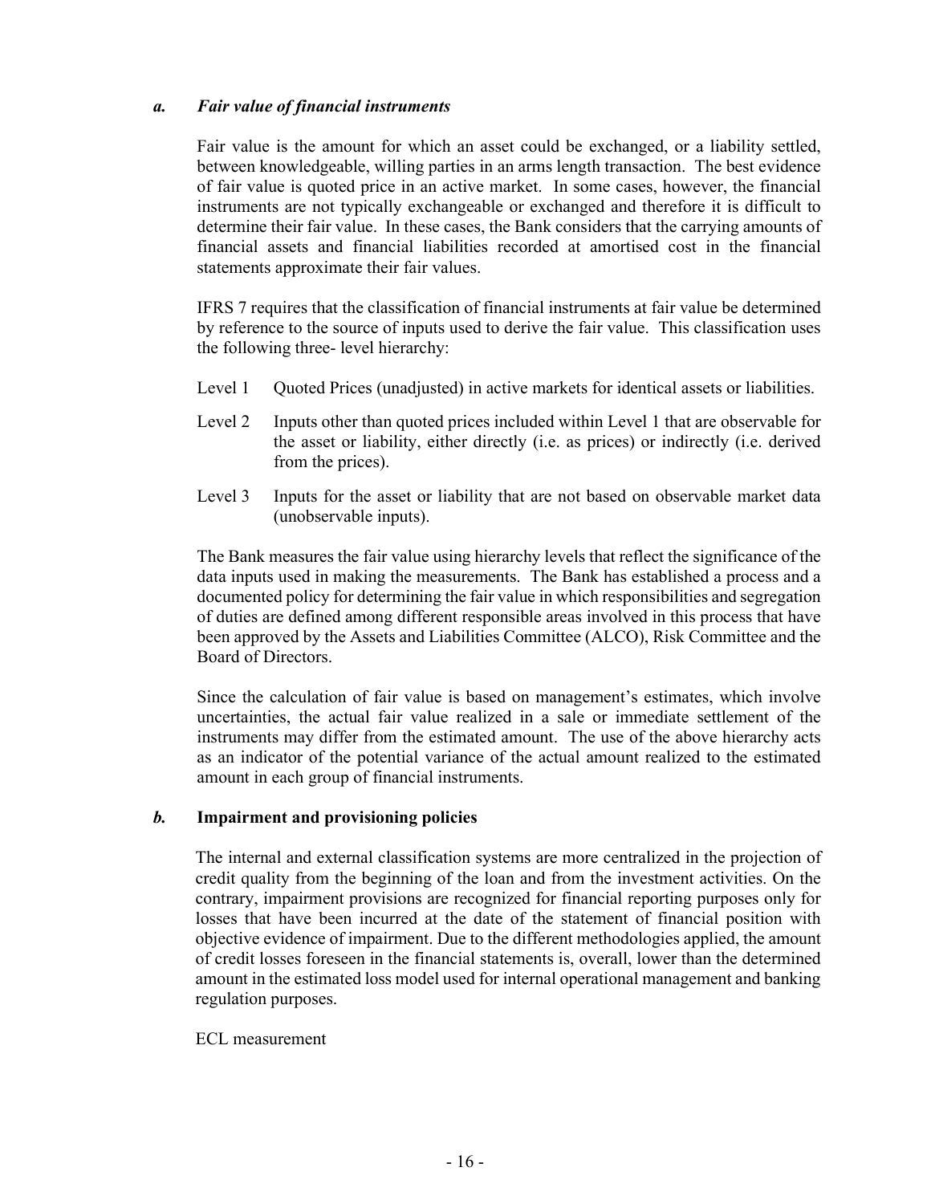### *a. Fair value of financial instruments*

Fair value is the amount for which an asset could be exchanged, or a liability settled, between knowledgeable, willing parties in an arms length transaction. The best evidence of fair value is quoted price in an active market. In some cases, however, the financial instruments are not typically exchangeable or exchanged and therefore it is difficult to determine their fair value. In these cases, the Bank considers that the carrying amounts of financial assets and financial liabilities recorded at amortised cost in the financial statements approximate their fair values.

IFRS 7 requires that the classification of financial instruments at fair value be determined by reference to the source of inputs used to derive the fair value. This classification uses the following three- level hierarchy:

- Level 1 Quoted Prices (unadjusted) in active markets for identical assets or liabilities.
- Level 2 Inputs other than quoted prices included within Level 1 that are observable for the asset or liability, either directly (i.e. as prices) or indirectly (i.e. derived from the prices).
- Level 3 Inputs for the asset or liability that are not based on observable market data (unobservable inputs).

The Bank measures the fair value using hierarchy levels that reflect the significance of the data inputs used in making the measurements. The Bank has established a process and a documented policy for determining the fair value in which responsibilities and segregation of duties are defined among different responsible areas involved in this process that have been approved by the Assets and Liabilities Committee (ALCO), Risk Committee and the Board of Directors.

Since the calculation of fair value is based on management's estimates, which involve uncertainties, the actual fair value realized in a sale or immediate settlement of the instruments may differ from the estimated amount. The use of the above hierarchy acts as an indicator of the potential variance of the actual amount realized to the estimated amount in each group of financial instruments.

### *b.* **Impairment and provisioning policies**

The internal and external classification systems are more centralized in the projection of credit quality from the beginning of the loan and from the investment activities. On the contrary, impairment provisions are recognized for financial reporting purposes only for losses that have been incurred at the date of the statement of financial position with objective evidence of impairment. Due to the different methodologies applied, the amount of credit losses foreseen in the financial statements is, overall, lower than the determined amount in the estimated loss model used for internal operational management and banking regulation purposes.

ECL measurement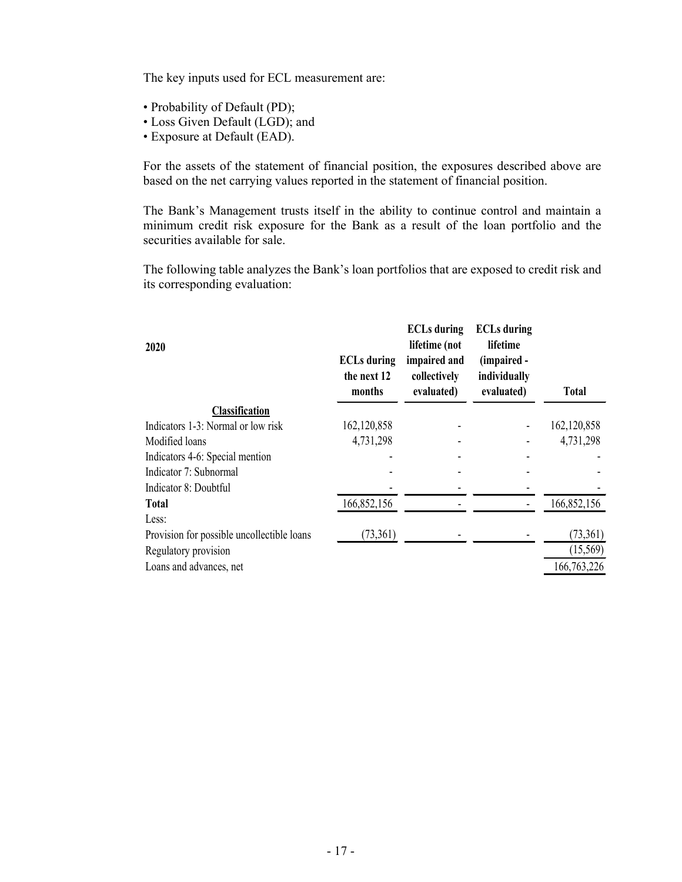The key inputs used for ECL measurement are:

- Probability of Default (PD);
- Loss Given Default (LGD); and
- Exposure at Default (EAD).

For the assets of the statement of financial position, the exposures described above are based on the net carrying values reported in the statement of financial position.

The Bank's Management trusts itself in the ability to continue control and maintain a minimum credit risk exposure for the Bank as a result of the loan portfolio and the securities available for sale.

The following table analyzes the Bank's loan portfolios that are exposed to credit risk and its corresponding evaluation:

| 2020 | ECLs during the next 12 months | ECLs during lifetime (not impaired and collectively evaluated) | ECLs during lifetime (impaired - individually evaluated) | Total |
|---|---|---|---|---|
| **Classification** | | | | |
| Indicators 1-3: Normal or low risk | 162,120,858 | - | - | 162,120,858 |
| Modified loans | 4,731,298 | - | - | 4,731,298 |
| Indicators 4-6: Special mention | - | - | - | - |
| Indicator 7: Subnormal | - | - | - | - |
| Indicator 8: Doubtful | - | - | - | - |
| **Total** | 166,852,156 | - | - | 166,852,156 |
| Less: | | | | |
| Provision for possible uncollectible loans | (73,361) | - | - | (73,361) |
| Regulatory provision | | | | (15,569) |
| Loans and advances, net | | | | 166,763,226 |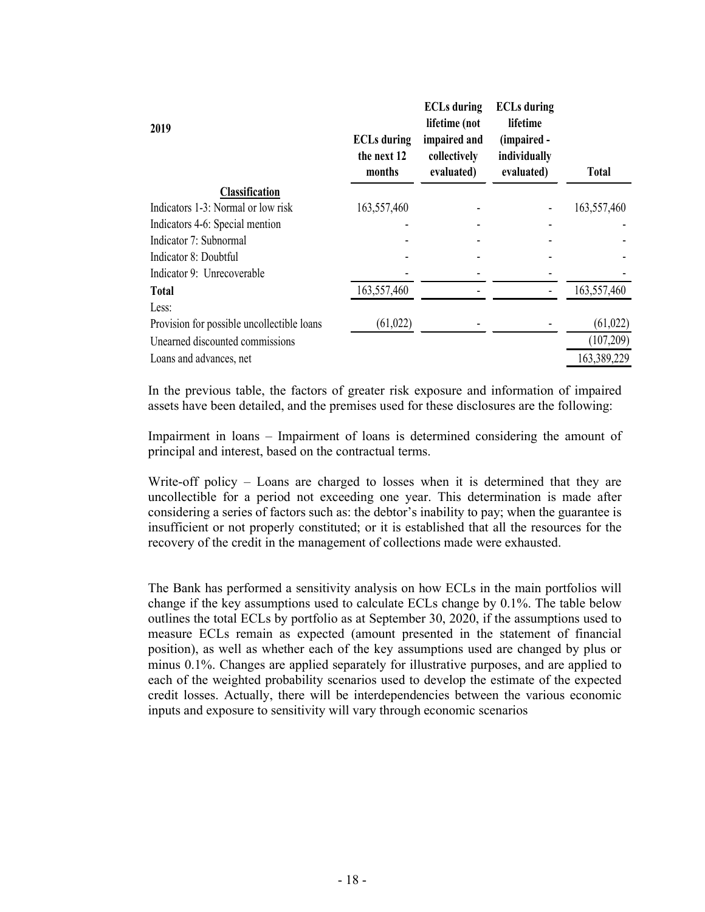| 2019 | ECLs during the next 12 months | ECLs during lifetime (not impaired and collectively evaluated) | ECLs during lifetime (impaired - individually evaluated) | Total |
|---|---|---|---|---|
| **Classification** | | | | |
| Indicators 1-3: Normal or low risk | 163,557,460 | - | - | 163,557,460 |
| Indicators 4-6: Special mention | - | - | - | - |
| Indicator 7: Subnormal | - | - | - | - |
| Indicator 8: Doubtful | - | - | - | - |
| Indicator 9: Unrecoverable | - | - | - | - |
| **Total** | 163,557,460 | - | - | 163,557,460 |
| Less: | | | | |
| Provision for possible uncollectible loans | (61,022) | - | - | (61,022) |
| Unearned discounted commissions | | | | (107,209) |
| Loans and advances, net | | | | 163,389,229 |

In the previous table, the factors of greater risk exposure and information of impaired assets have been detailed, and the premises used for these disclosures are the following:

Impairment in loans – Impairment of loans is determined considering the amount of principal and interest, based on the contractual terms.

Write-off policy – Loans are charged to losses when it is determined that they are uncollectible for a period not exceeding one year. This determination is made after considering a series of factors such as: the debtor's inability to pay; when the guarantee is insufficient or not properly constituted; or it is established that all the resources for the recovery of the credit in the management of collections made were exhausted.

The Bank has performed a sensitivity analysis on how ECLs in the main portfolios will change if the key assumptions used to calculate ECLs change by 0.1%. The table below outlines the total ECLs by portfolio as at September 30, 2020, if the assumptions used to measure ECLs remain as expected (amount presented in the statement of financial position), as well as whether each of the key assumptions used are changed by plus or minus 0.1%. Changes are applied separately for illustrative purposes, and are applied to each of the weighted probability scenarios used to develop the estimate of the expected credit losses. Actually, there will be interdependencies between the various economic inputs and exposure to sensitivity will vary through economic scenarios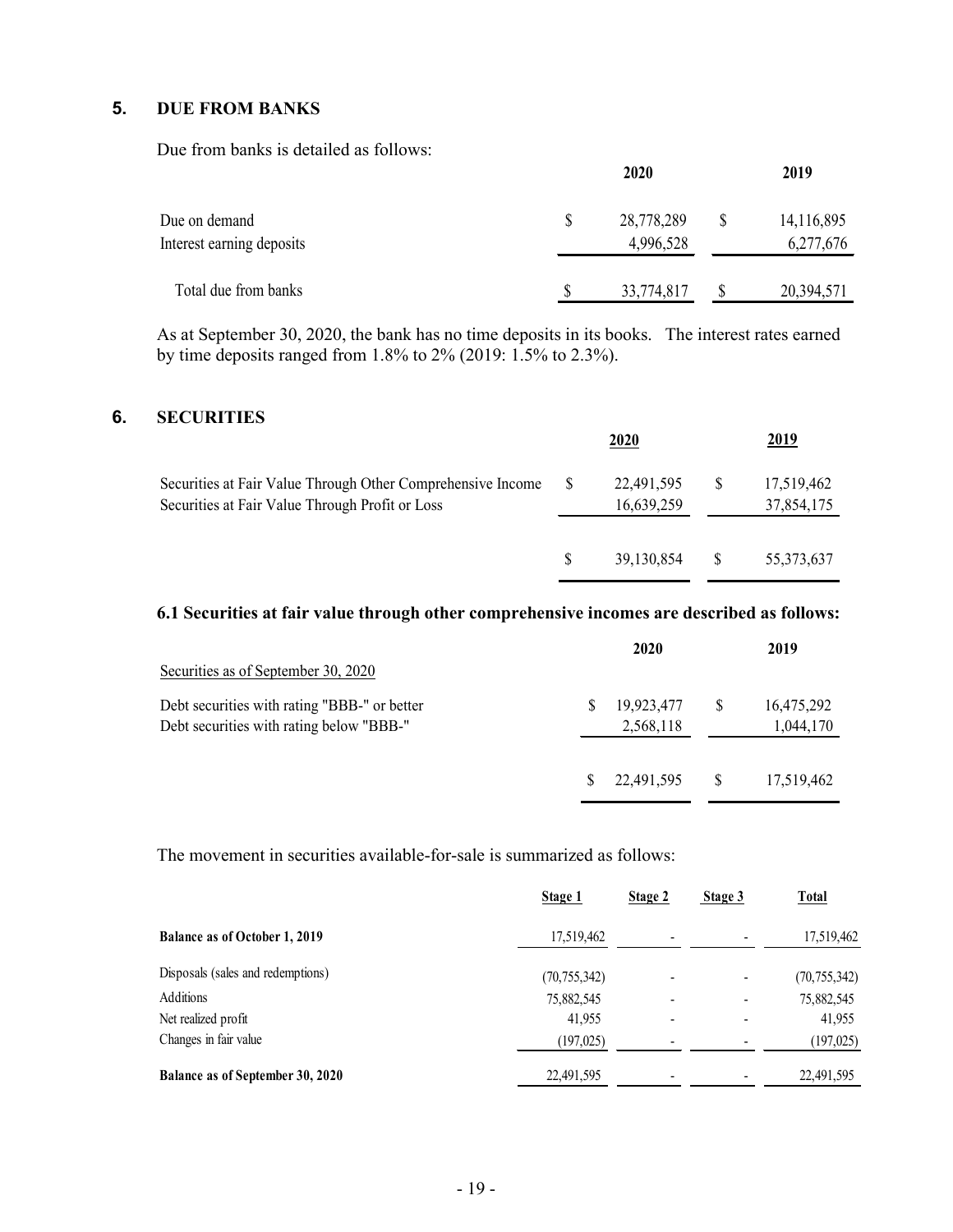## 5. DUE FROM BANKS

Due from banks is detailed as follows:

| | 2020 | 2019 |
|---|---|---|
| Due on demand | $ 28,778,289 | $ 14,116,895 |
| Interest earning deposits | 4,996,528 | 6,277,676 |
| Total due from banks | $ 33,774,817 | $ 20,394,571 |

As at September 30, 2020, the bank has no time deposits in its books. The interest rates earned by time deposits ranged from 1.8% to 2% (2019: 1.5% to 2.3%).

## 6. SECURITIES

| | 2020 | 2019 |
|---|---|---|
| Securities at Fair Value Through Other Comprehensive Income | $ 22,491,595 | $ 17,519,462 |
| Securities at Fair Value Through Profit or Loss | 16,639,259 | 37,854,175 |
| | $ 39,130,854 | $ 55,373,637 |

### 6.1 Securities at fair value through other comprehensive incomes are described as follows:

| | 2020 | 2019 |
|---|---|---|
| Securities as of September 30, 2020 | | |
| Debt securities with rating "BBB-" or better | $ 19,923,477 | $ 16,475,292 |
| Debt securities with rating below "BBB-" | 2,568,118 | 1,044,170 |
| | $ 22,491,595 | $ 17,519,462 |

The movement in securities available-for-sale is summarized as follows:

| | Stage 1 | Stage 2 | Stage 3 | Total |
|---|---|---|---|---|
| **Balance as of October 1, 2019** | 17,519,462 | - | - | 17,519,462 |
| Disposals (sales and redemptions) | (70,755,342) | - | - | (70,755,342) |
| Additions | 75,882,545 | - | - | 75,882,545 |
| Net realized profit | 41,955 | - | - | 41,955 |
| Changes in fair value | (197,025) | - | - | (197,025) |
| **Balance as of September 30, 2020** | 22,491,595 | - | - | 22,491,595 |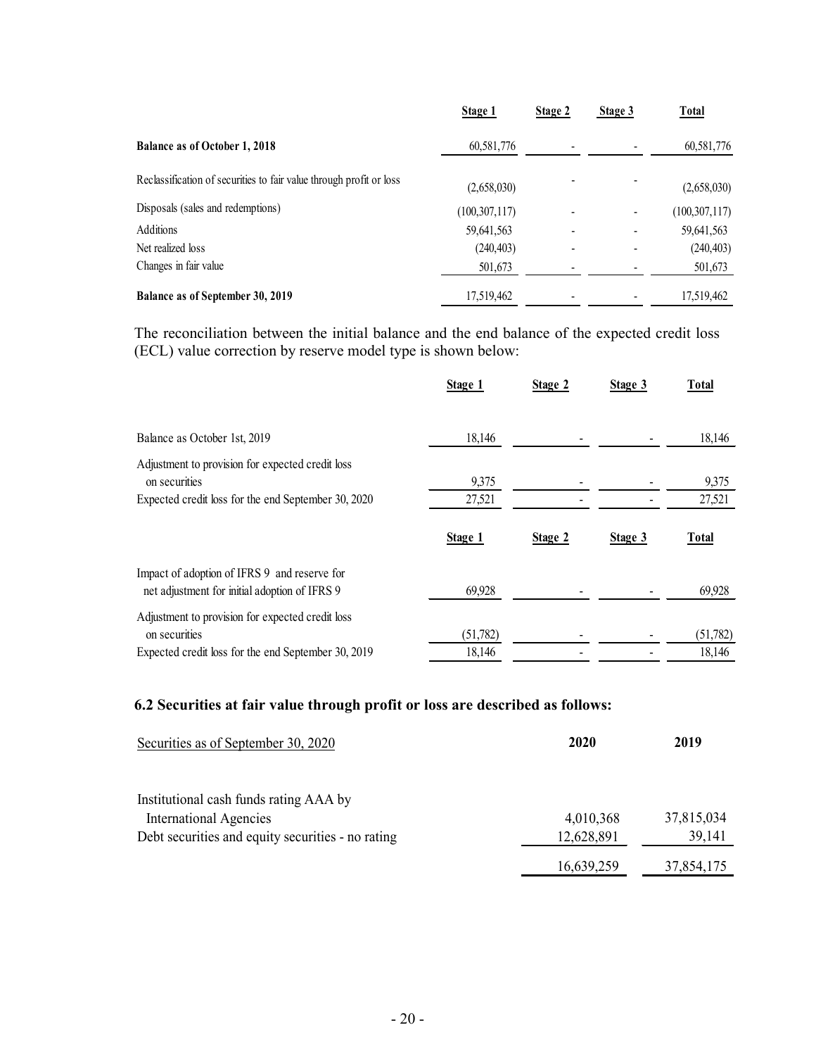| | Stage 1 | Stage 2 | Stage 3 | Total |
|---|---|---|---|---|
| **Balance as of October 1, 2018** | 60,581,776 | - | - | 60,581,776 |
| Reclassification of securities to fair value through profit or loss | (2,658,030) | - | - | (2,658,030) |
| Disposals (sales and redemptions) | (100,307,117) | - | - | (100,307,117) |
| Additions | 59,641,563 | - | - | 59,641,563 |
| Net realized loss | (240,403) | - | - | (240,403) |
| Changes in fair value | 501,673 | - | - | 501,673 |
| **Balance as of September 30, 2019** | 17,519,462 | - | - | 17,519,462 |

The reconciliation between the initial balance and the end balance of the expected credit loss (ECL) value correction by reserve model type is shown below:

| | Stage 1 | Stage 2 | Stage 3 | Total |
|---|---|---|---|---|
| Balance as October 1st, 2019 | 18,146 | - | - | 18,146 |
| Adjustment to provision for expected credit loss on securities | 9,375 | - | - | 9,375 |
| Expected credit loss for the end September 30, 2020 | 27,521 | - | - | 27,521 |

| | Stage 1 | Stage 2 | Stage 3 | Total |
|---|---|---|---|---|
| Impact of adoption of IFRS 9 and reserve for net adjustment for initial adoption of IFRS 9 | 69,928 | - | - | 69,928 |
| Adjustment to provision for expected credit loss on securities | (51,782) | - | - | (51,782) |
| Expected credit loss for the end September 30, 2019 | 18,146 | - | - | 18,146 |

### 6.2 Securities at fair value through profit or loss are described as follows:

| Securities as of September 30, 2020 | 2020 | 2019 |
|---|---|---|
| Institutional cash funds rating AAA by International Agencies | 4,010,368 | 37,815,034 |
| Debt securities and equity securities - no rating | 12,628,891 | 39,141 |
| | 16,639,259 | 37,854,175 |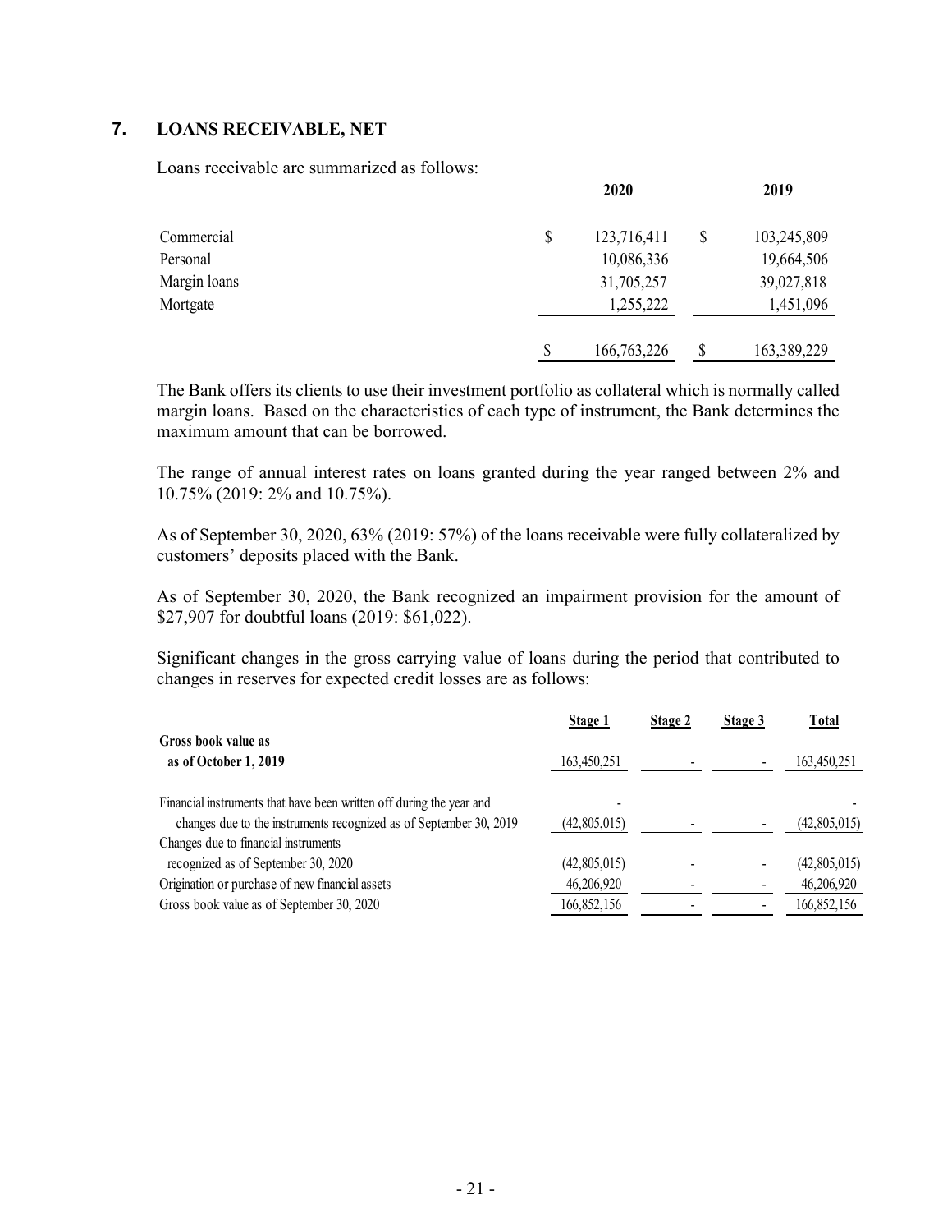## 7. LOANS RECEIVABLE, NET

Loans receivable are summarized as follows:

| | 2020 | 2019 |
|---|---|---|
| Commercial | $ 123,716,411 | $ 103,245,809 |
| Personal | 10,086,336 | 19,664,506 |
| Margin loans | 31,705,257 | 39,027,818 |
| Mortgate | 1,255,222 | 1,451,096 |
| | $ 166,763,226 | $ 163,389,229 |

The Bank offers its clients to use their investment portfolio as collateral which is normally called margin loans. Based on the characteristics of each type of instrument, the Bank determines the maximum amount that can be borrowed.

The range of annual interest rates on loans granted during the year ranged between 2% and 10.75% (2019: 2% and 10.75%).

As of September 30, 2020, 63% (2019: 57%) of the loans receivable were fully collateralized by customers' deposits placed with the Bank.

As of September 30, 2020, the Bank recognized an impairment provision for the amount of $27,907 for doubtful loans (2019: $61,022).

Significant changes in the gross carrying value of loans during the period that contributed to changes in reserves for expected credit losses are as follows:

| | Stage 1 | Stage 2 | Stage 3 | Total |
|---|---|---|---|---|
| **Gross book value as as of October 1, 2019** | 163,450,251 | - | - | 163,450,251 |
| Financial instruments that have been written off during the year and | - | | | - |
| changes due to the instruments recognized as of September 30, 2019 | (42,805,015) | - | - | (42,805,015) |
| Changes due to financial instruments recognized as of September 30, 2020 | (42,805,015) | - | - | (42,805,015) |
| Origination or purchase of new financial assets | 46,206,920 | - | - | 46,206,920 |
| Gross book value as of September 30, 2020 | 166,852,156 | - | - | 166,852,156 |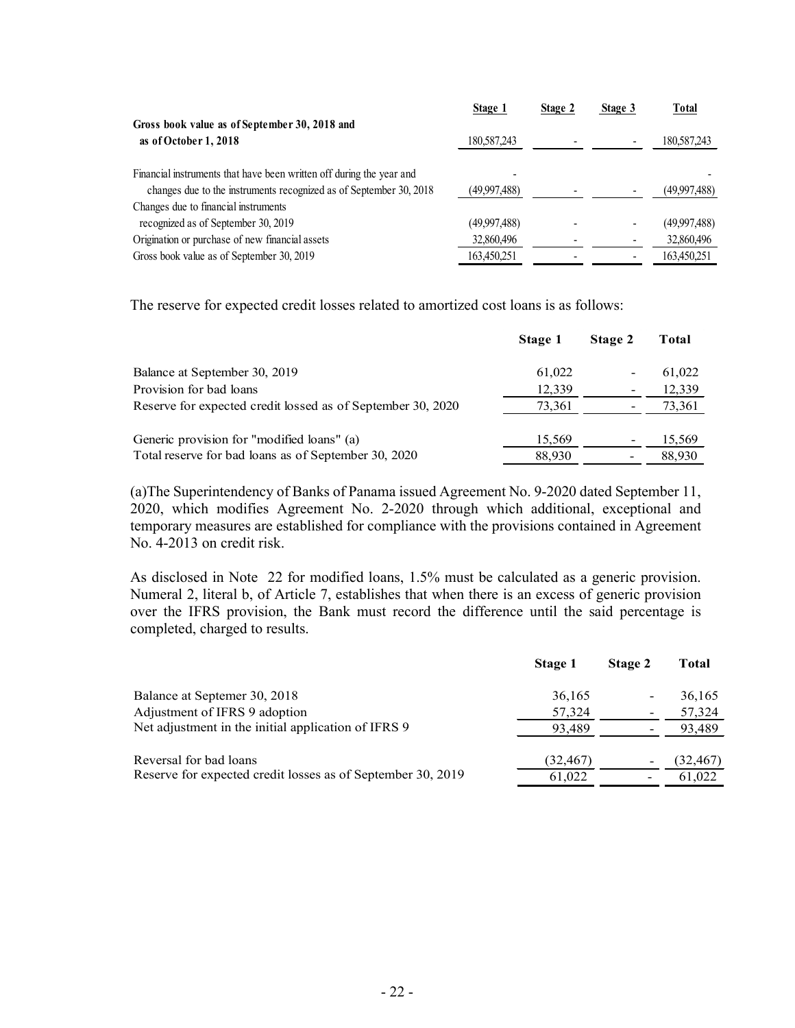| | Stage 1 | Stage 2 | Stage 3 | Total |
|---|---|---|---|---|
| **Gross book value as of September 30, 2018 and as of October 1, 2018** | 180,587,243 | - | - | 180,587,243 |
| Financial instruments that have been written off during the year and | - | | | - |
| changes due to the instruments recognized as of September 30, 2018 | (49,997,488) | - | - | (49,997,488) |
| Changes due to financial instruments recognized as of September 30, 2019 | (49,997,488) | - | - | (49,997,488) |
| Origination or purchase of new financial assets | 32,860,496 | - | - | 32,860,496 |
| Gross book value as of September 30, 2019 | 163,450,251 | - | - | 163,450,251 |

The reserve for expected credit losses related to amortized cost loans is as follows:

| | Stage 1 | Stage 2 | Total |
|---|---|---|---|
| Balance at September 30, 2019 | 61,022 | - | 61,022 |
| Provision for bad loans | 12,339 | - | 12,339 |
| Reserve for expected credit lossed as of September 30, 2020 | 73,361 | - | 73,361 |
| | | | |
| Generic provision for "modified loans" (a) | 15,569 | - | 15,569 |
| Total reserve for bad loans as of September 30, 2020 | 88,930 | - | 88,930 |

(a)The Superintendency of Banks of Panama issued Agreement No. 9-2020 dated September 11, 2020, which modifies Agreement No. 2-2020 through which additional, exceptional and temporary measures are established for compliance with the provisions contained in Agreement No. 4-2013 on credit risk.

As disclosed in Note 22 for modified loans, 1.5% must be calculated as a generic provision. Numeral 2, literal b, of Article 7, establishes that when there is an excess of generic provision over the IFRS provision, the Bank must record the difference until the said percentage is completed, charged to results.

| | Stage 1 | Stage 2 | Total |
|---|---|---|---|
| Balance at Septemer 30, 2018 | 36,165 | - | 36,165 |
| Adjustment of IFRS 9 adoption | 57,324 | - | 57,324 |
| Net adjustment in the initial application of IFRS 9 | 93,489 | - | 93,489 |
| | | | |
| Reversal for bad loans | (32,467) | - | (32,467) |
| Reserve for expected credit losses as of September 30, 2019 | 61,022 | - | 61,022 |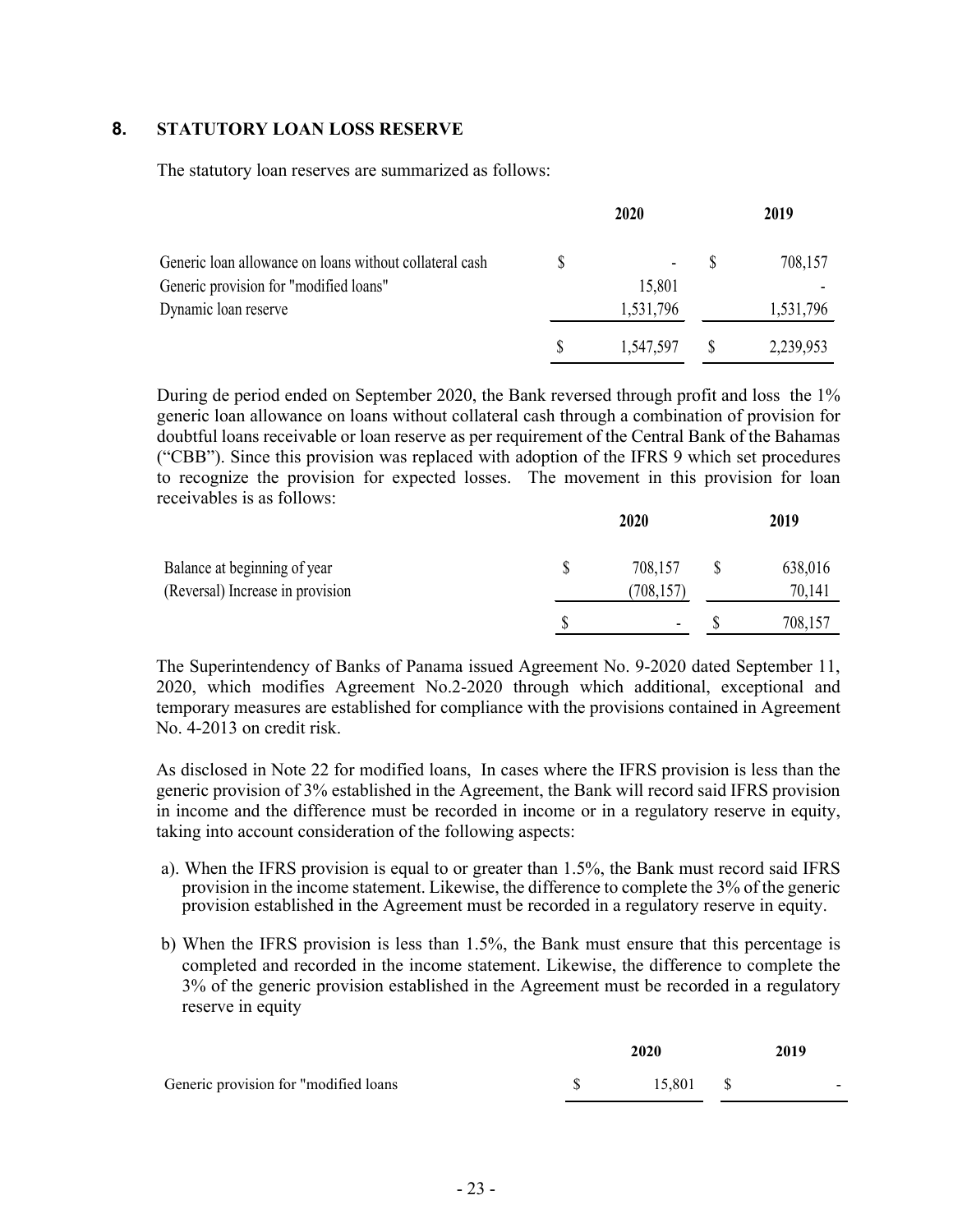## 8. STATUTORY LOAN LOSS RESERVE

The statutory loan reserves are summarized as follows:

| | 2020 | 2019 |
|---|---|---|
| Generic loan allowance on loans without collateral cash | $ - | $ 708,157 |
| Generic provision for "modified loans" | 15,801 | - |
| Dynamic loan reserve | 1,531,796 | 1,531,796 |
| | $ 1,547,597 | $ 2,239,953 |

During de period ended on September 2020, the Bank reversed through profit and loss the 1% generic loan allowance on loans without collateral cash through a combination of provision for doubtful loans receivable or loan reserve as per requirement of the Central Bank of the Bahamas ("CBB"). Since this provision was replaced with adoption of the IFRS 9 which set procedures to recognize the provision for expected losses. The movement in this provision for loan receivables is as follows:

| | 2020 | 2019 |
|---|---|---|
| Balance at beginning of year | $ 708,157 | $ 638,016 |
| (Reversal) Increase in provision | (708,157) | 70,141 |
| | $ - | $ 708,157 |

The Superintendency of Banks of Panama issued Agreement No. 9-2020 dated September 11, 2020, which modifies Agreement No.2-2020 through which additional, exceptional and temporary measures are established for compliance with the provisions contained in Agreement No. 4-2013 on credit risk.

As disclosed in Note 22 for modified loans, In cases where the IFRS provision is less than the generic provision of 3% established in the Agreement, the Bank will record said IFRS provision in income and the difference must be recorded in income or in a regulatory reserve in equity, taking into account consideration of the following aspects:

a). When the IFRS provision is equal to or greater than 1.5%, the Bank must record said IFRS provision in the income statement. Likewise, the difference to complete the 3% of the generic provision established in the Agreement must be recorded in a regulatory reserve in equity.

b) When the IFRS provision is less than 1.5%, the Bank must ensure that this percentage is completed and recorded in the income statement. Likewise, the difference to complete the 3% of the generic provision established in the Agreement must be recorded in a regulatory reserve in equity

| | 2020 | 2019 |
|---|---|---|
| Generic provision for "modified loans | $ 15,801 | $ - |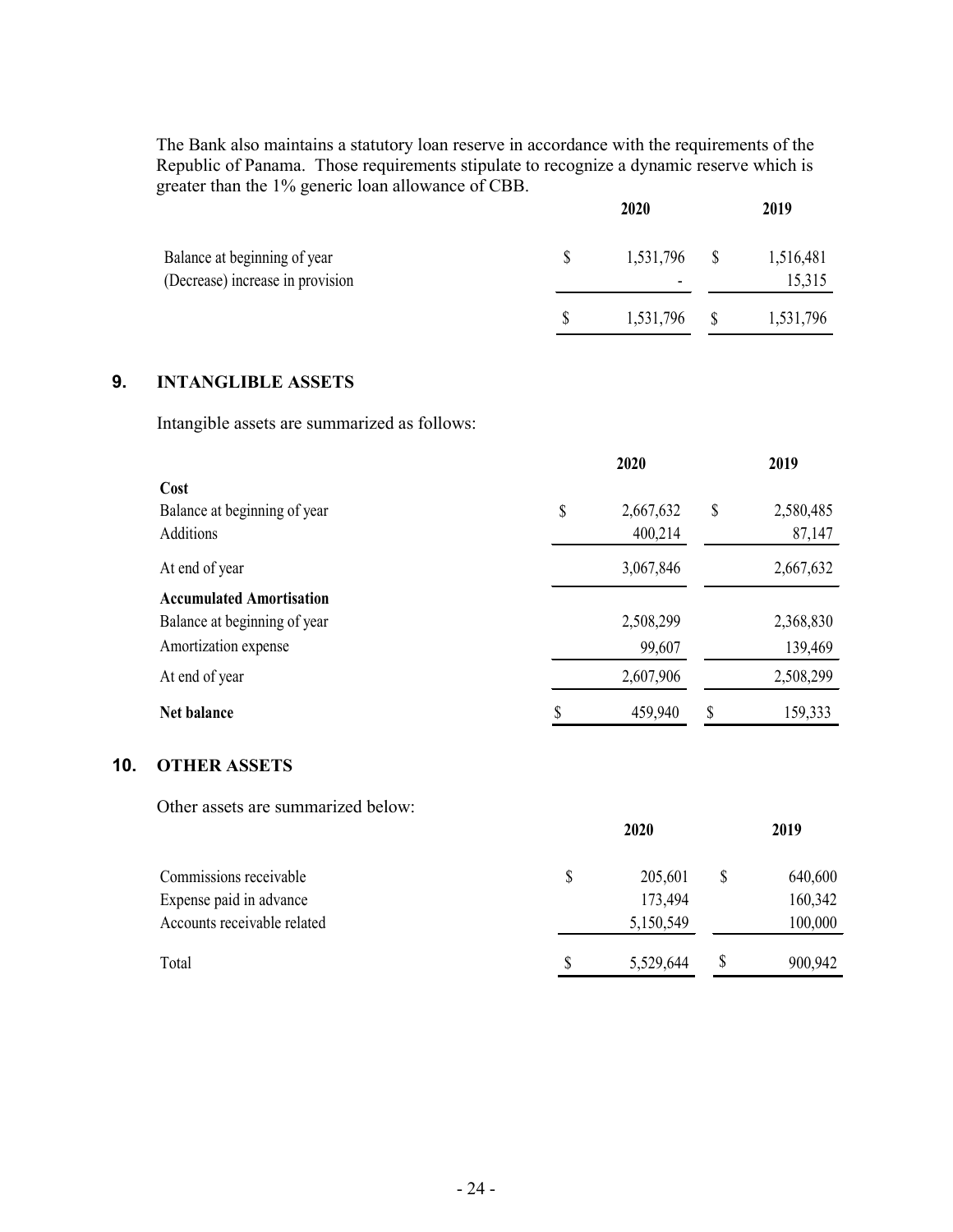The Bank also maintains a statutory loan reserve in accordance with the requirements of the Republic of Panama. Those requirements stipulate to recognize a dynamic reserve which is greater than the 1% generic loan allowance of CBB.

| | 2020 | 2019 |
|---|---|---|
| Balance at beginning of year | $ 1,531,796 | $ 1,516,481 |
| (Decrease) increase in provision | - | 15,315 |
| | $ 1,531,796 | $ 1,531,796 |

## 9. INTANGLIBLE ASSETS

Intangible assets are summarized as follows:

| | 2020 | 2019 |
|---|---|---|
| **Cost** | | |
| Balance at beginning of year | $ 2,667,632 | $ 2,580,485 |
| Additions | 400,214 | 87,147 |
| At end of year | 3,067,846 | 2,667,632 |
| **Accumulated Amortisation** | | |
| Balance at beginning of year | 2,508,299 | 2,368,830 |
| Amortization expense | 99,607 | 139,469 |
| At end of year | 2,607,906 | 2,508,299 |
| **Net balance** | $ 459,940 | $ 159,333 |

## 10. OTHER ASSETS

Other assets are summarized below:

| | 2020 | 2019 |
|---|---|---|
| Commissions receivable | $ 205,601 | $ 640,600 |
| Expense paid in advance | 173,494 | 160,342 |
| Accounts receivable related | 5,150,549 | 100,000 |
| Total | $ 5,529,644 | $ 900,942 |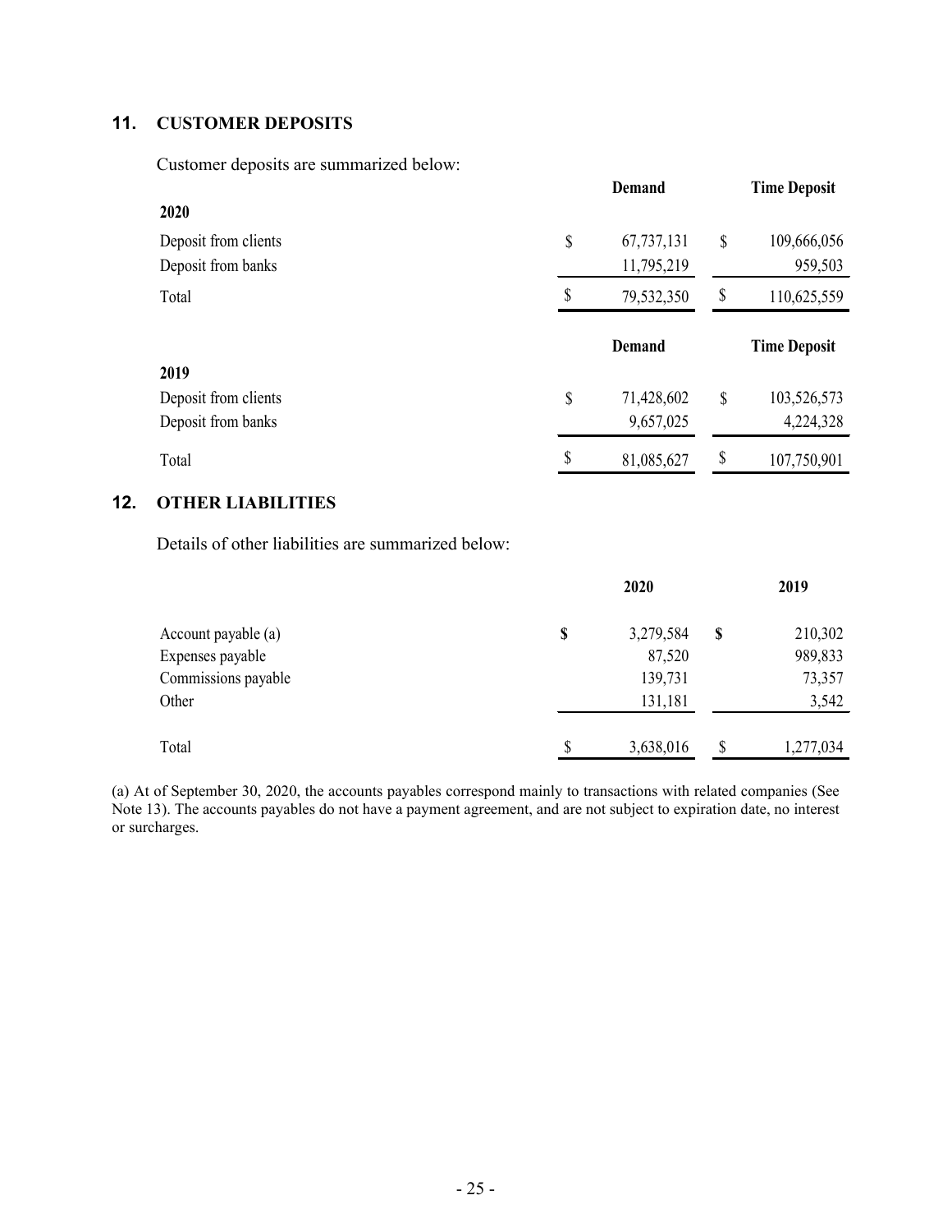## 11. CUSTOMER DEPOSITS

Customer deposits are summarized below:

| | Demand | Time Deposit |
|---|---|---|
| **2020** | | |
| Deposit from clients | $ 67,737,131 | $ 109,666,056 |
| Deposit from banks | 11,795,219 | 959,503 |
| Total | $ 79,532,350 | $ 110,625,559 |

| | Demand | Time Deposit |
|---|---|---|
| **2019** | | |
| Deposit from clients | $ 71,428,602 | $ 103,526,573 |
| Deposit from banks | 9,657,025 | 4,224,328 |
| Total | $ 81,085,627 | $ 107,750,901 |

## 12. OTHER LIABILITIES

Details of other liabilities are summarized below:

| | 2020 | 2019 |
|---|---|---|
| Account payable (a) | **$** 3,279,584 | **$** 210,302 |
| Expenses payable | 87,520 | 989,833 |
| Commissions payable | 139,731 | 73,357 |
| Other | 131,181 | 3,542 |
| Total | $ 3,638,016 | $ 1,277,034 |

(a) At of September 30, 2020, the accounts payables correspond mainly to transactions with related companies (See Note 13). The accounts payables do not have a payment agreement, and are not subject to expiration date, no interest or surcharges.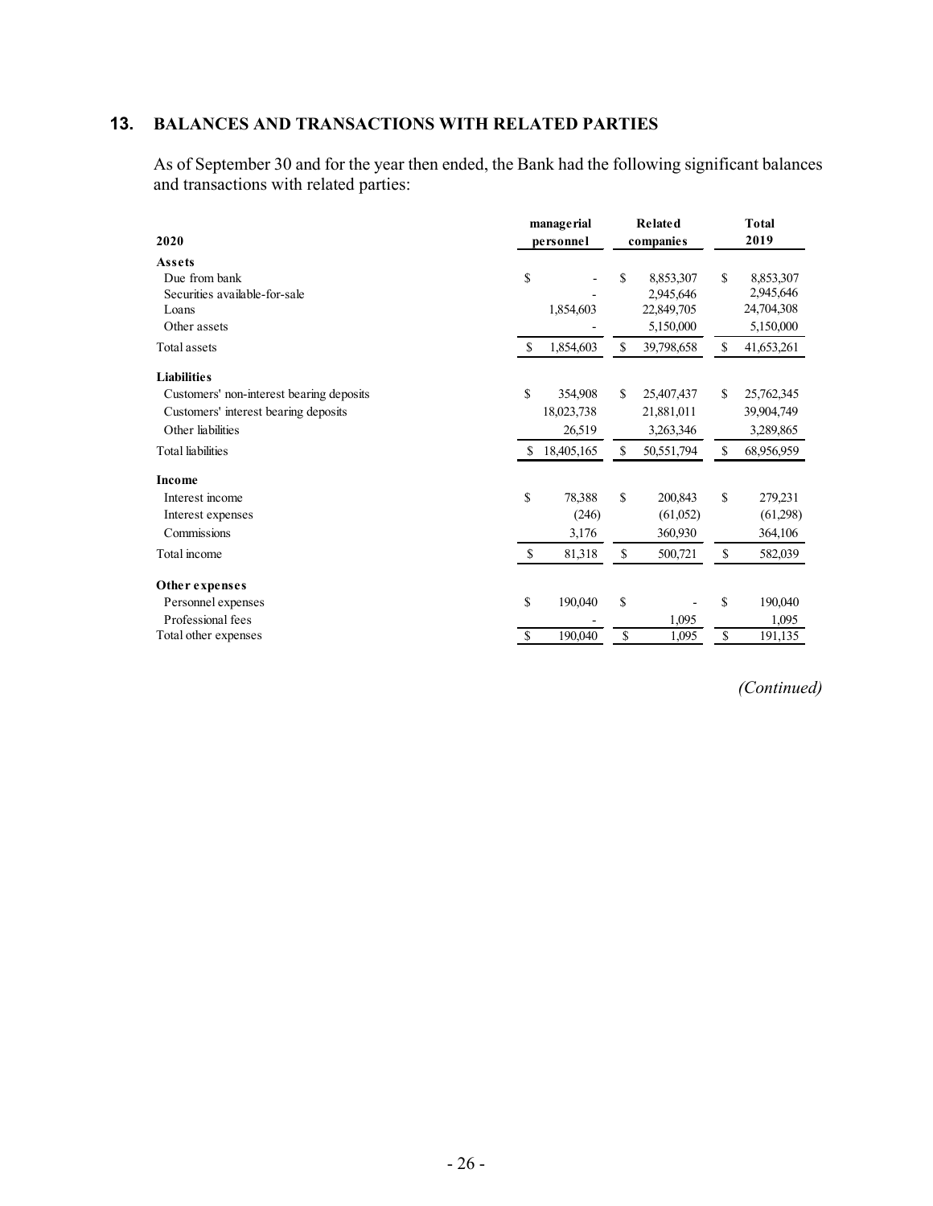## 13. BALANCES AND TRANSACTIONS WITH RELATED PARTIES

As of September 30 and for the year then ended, the Bank had the following significant balances and transactions with related parties:

| 2020 | managerial personnel | Related companies | Total 2019 |
|---|---|---|---|
| **Assets** | | | |
| Due from bank | $ - | $ 8,853,307 | $ 8,853,307 |
| Securities available-for-sale | - | 2,945,646 | 2,945,646 |
| Loans | 1,854,603 | 22,849,705 | 24,704,308 |
| Other assets | - | 5,150,000 | 5,150,000 |
| Total assets | $ 1,854,603 | $ 39,798,658 | $ 41,653,261 |
| **Liabilities** | | | |
| Customers' non-interest bearing deposits | $ 354,908 | $ 25,407,437 | $ 25,762,345 |
| Customers' interest bearing deposits | 18,023,738 | 21,881,011 | 39,904,749 |
| Other liabilities | 26,519 | 3,263,346 | 3,289,865 |
| Total liabilities | $ 18,405,165 | $ 50,551,794 | $ 68,956,959 |
| **Income** | | | |
| Interest income | $ 78,388 | $ 200,843 | $ 279,231 |
| Interest expenses | (246) | (61,052) | (61,298) |
| Commissions | 3,176 | 360,930 | 364,106 |
| Total income | $ 81,318 | $ 500,721 | $ 582,039 |
| **Other expenses** | | | |
| Personnel expenses | $ 190,040 | $ - | $ 190,040 |
| Professional fees | - | 1,095 | 1,095 |
| Total other expenses | $ 190,040 | $ 1,095 | $ 191,135 |

*(Continued)*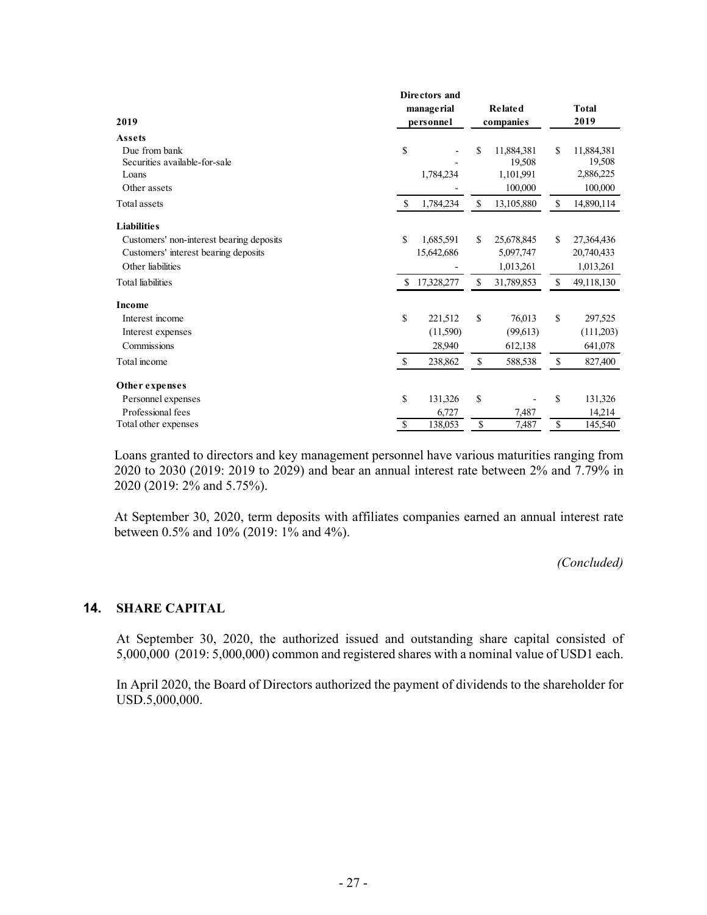| 2019 | Directors and managerial personnel | Related companies | Total 2019 |
|---|---|---|---|
| **Assets** | | | |
| Due from bank | $ - | $ 11,884,381 | $ 11,884,381 |
| Securities available-for-sale | - | 19,508 | 19,508 |
| Loans | 1,784,234 | 1,101,991 | 2,886,225 |
| Other assets | - | 100,000 | 100,000 |
| Total assets | $ 1,784,234 | $ 13,105,880 | $ 14,890,114 |
| **Liabilities** | | | |
| Customers' non-interest bearing deposits | $ 1,685,591 | $ 25,678,845 | $ 27,364,436 |
| Customers' interest bearing deposits | 15,642,686 | 5,097,747 | 20,740,433 |
| Other liabilities | - | 1,013,261 | 1,013,261 |
| Total liabilities | $ 17,328,277 | $ 31,789,853 | $ 49,118,130 |
| **Income** | | | |
| Interest income | $ 221,512 | $ 76,013 | $ 297,525 |
| Interest expenses | (11,590) | (99,613) | (111,203) |
| Commissions | 28,940 | 612,138 | 641,078 |
| Total income | $ 238,862 | $ 588,538 | $ 827,400 |
| **Other expenses** | | | |
| Personnel expenses | $ 131,326 | $ - | $ 131,326 |
| Professional fees | 6,727 | 7,487 | 14,214 |
| Total other expenses | $ 138,053 | $ 7,487 | $ 145,540 |

Loans granted to directors and key management personnel have various maturities ranging from 2020 to 2030 (2019: 2019 to 2029) and bear an annual interest rate between 2% and 7.79% in 2020 (2019: 2% and 5.75%).

At September 30, 2020, term deposits with affiliates companies earned an annual interest rate between 0.5% and 10% (2019: 1% and 4%).

*(Concluded)*

## 14. SHARE CAPITAL

At September 30, 2020, the authorized issued and outstanding share capital consisted of 5,000,000 (2019: 5,000,000) common and registered shares with a nominal value of USD1 each.

In April 2020, the Board of Directors authorized the payment of dividends to the shareholder for USD.5,000,000.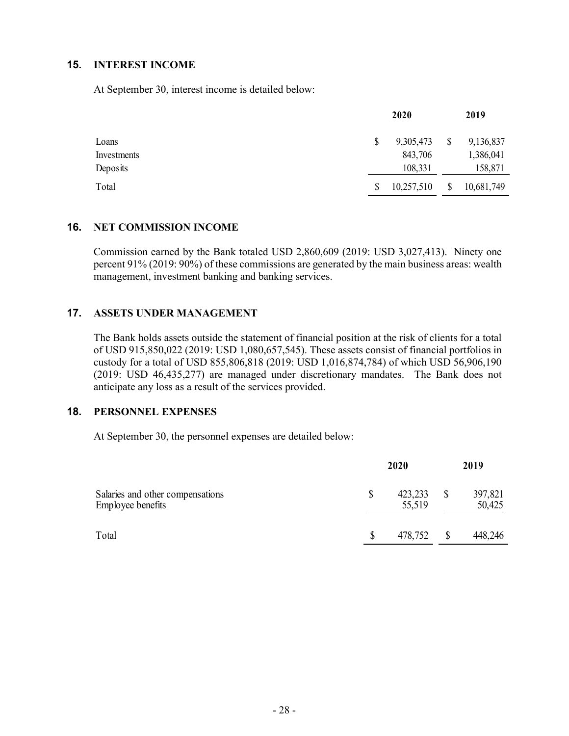## 15. INTEREST INCOME

At September 30, interest income is detailed below:

| | 2020 | 2019 |
|---|---|---|
| Loans | $ 9,305,473 | $ 9,136,837 |
| Investments | 843,706 | 1,386,041 |
| Deposits | 108,331 | 158,871 |
| Total | $ 10,257,510 | $ 10,681,749 |

## 16. NET COMMISSION INCOME

Commission earned by the Bank totaled USD 2,860,609 (2019: USD 3,027,413). Ninety one percent 91% (2019: 90%) of these commissions are generated by the main business areas: wealth management, investment banking and banking services.

## 17. ASSETS UNDER MANAGEMENT

The Bank holds assets outside the statement of financial position at the risk of clients for a total of USD 915,850,022 (2019: USD 1,080,657,545). These assets consist of financial portfolios in custody for a total of USD 855,806,818 (2019: USD 1,016,874,784) of which USD 56,906,190 (2019: USD 46,435,277) are managed under discretionary mandates. The Bank does not anticipate any loss as a result of the services provided.

## 18. PERSONNEL EXPENSES

At September 30, the personnel expenses are detailed below:

| | 2020 | 2019 |
|---|---|---|
| Salaries and other compensations | $ 423,233 | $ 397,821 |
| Employee benefits | 55,519 | 50,425 |
| Total | $ 478,752 | $ 448,246 |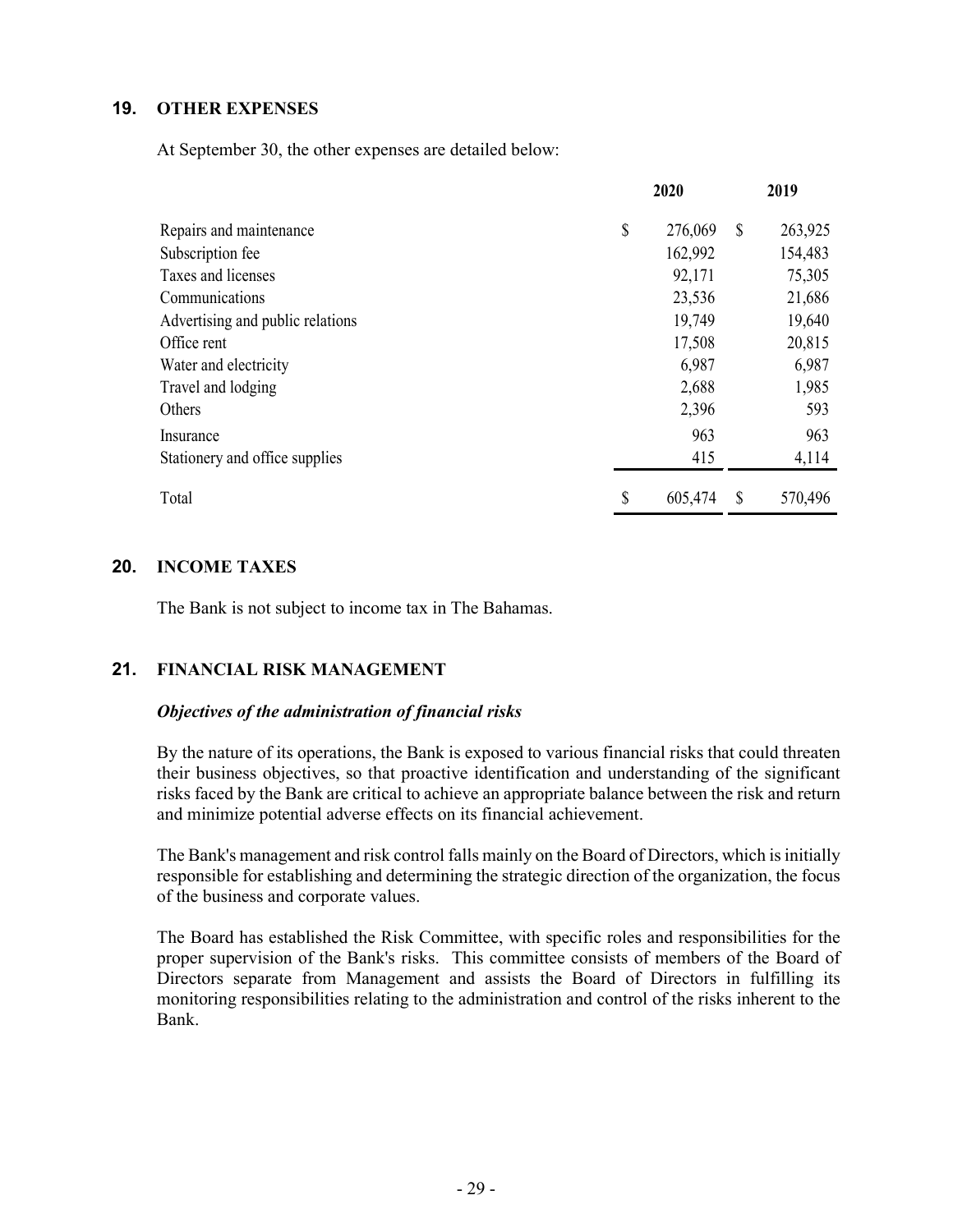## 19. OTHER EXPENSES

At September 30, the other expenses are detailed below:

| | 2020 | 2019 |
|---|---|---|
| Repairs and maintenance | $ 276,069 | $ 263,925 |
| Subscription fee | 162,992 | 154,483 |
| Taxes and licenses | 92,171 | 75,305 |
| Communications | 23,536 | 21,686 |
| Advertising and public relations | 19,749 | 19,640 |
| Office rent | 17,508 | 20,815 |
| Water and electricity | 6,987 | 6,987 |
| Travel and lodging | 2,688 | 1,985 |
| Others | 2,396 | 593 |
| Insurance | 963 | 963 |
| Stationery and office supplies | 415 | 4,114 |
| Total | $ 605,474 | $ 570,496 |

## 20. INCOME TAXES

The Bank is not subject to income tax in The Bahamas.

## 21. FINANCIAL RISK MANAGEMENT

***Objectives of the administration of financial risks***

By the nature of its operations, the Bank is exposed to various financial risks that could threaten their business objectives, so that proactive identification and understanding of the significant risks faced by the Bank are critical to achieve an appropriate balance between the risk and return and minimize potential adverse effects on its financial achievement.

The Bank's management and risk control falls mainly on the Board of Directors, which is initially responsible for establishing and determining the strategic direction of the organization, the focus of the business and corporate values.

The Board has established the Risk Committee, with specific roles and responsibilities for the proper supervision of the Bank's risks. This committee consists of members of the Board of Directors separate from Management and assists the Board of Directors in fulfilling its monitoring responsibilities relating to the administration and control of the risks inherent to the Bank.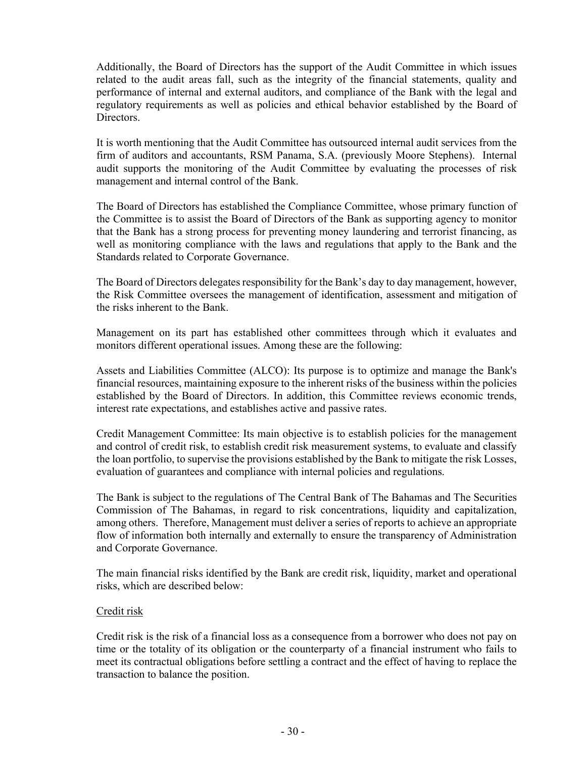Additionally, the Board of Directors has the support of the Audit Committee in which issues related to the audit areas fall, such as the integrity of the financial statements, quality and performance of internal and external auditors, and compliance of the Bank with the legal and regulatory requirements as well as policies and ethical behavior established by the Board of Directors.

It is worth mentioning that the Audit Committee has outsourced internal audit services from the firm of auditors and accountants, RSM Panama, S.A. (previously Moore Stephens). Internal audit supports the monitoring of the Audit Committee by evaluating the processes of risk management and internal control of the Bank.

The Board of Directors has established the Compliance Committee, whose primary function of the Committee is to assist the Board of Directors of the Bank as supporting agency to monitor that the Bank has a strong process for preventing money laundering and terrorist financing, as well as monitoring compliance with the laws and regulations that apply to the Bank and the Standards related to Corporate Governance.

The Board of Directors delegates responsibility for the Bank's day to day management, however, the Risk Committee oversees the management of identification, assessment and mitigation of the risks inherent to the Bank.

Management on its part has established other committees through which it evaluates and monitors different operational issues. Among these are the following:

Assets and Liabilities Committee (ALCO): Its purpose is to optimize and manage the Bank's financial resources, maintaining exposure to the inherent risks of the business within the policies established by the Board of Directors. In addition, this Committee reviews economic trends, interest rate expectations, and establishes active and passive rates.

Credit Management Committee: Its main objective is to establish policies for the management and control of credit risk, to establish credit risk measurement systems, to evaluate and classify the loan portfolio, to supervise the provisions established by the Bank to mitigate the risk Losses, evaluation of guarantees and compliance with internal policies and regulations.

The Bank is subject to the regulations of The Central Bank of The Bahamas and The Securities Commission of The Bahamas, in regard to risk concentrations, liquidity and capitalization, among others. Therefore, Management must deliver a series of reports to achieve an appropriate flow of information both internally and externally to ensure the transparency of Administration and Corporate Governance.

The main financial risks identified by the Bank are credit risk, liquidity, market and operational risks, which are described below:

<u>Credit risk</u>

Credit risk is the risk of a financial loss as a consequence from a borrower who does not pay on time or the totality of its obligation or the counterparty of a financial instrument who fails to meet its contractual obligations before settling a contract and the effect of having to replace the transaction to balance the position.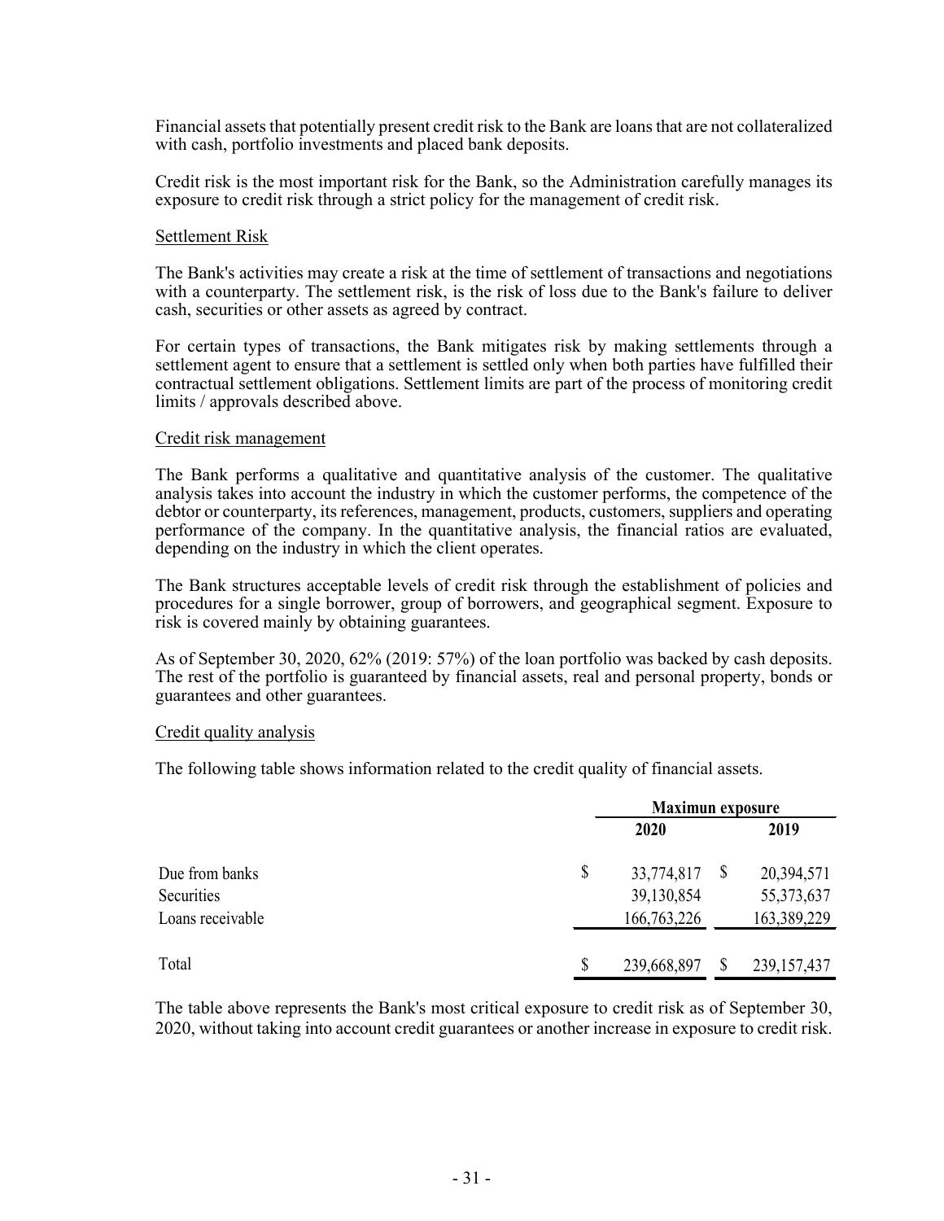Financial assets that potentially present credit risk to the Bank are loans that are not collateralized with cash, portfolio investments and placed bank deposits.

Credit risk is the most important risk for the Bank, so the Administration carefully manages its exposure to credit risk through a strict policy for the management of credit risk.

Settlement Risk

The Bank's activities may create a risk at the time of settlement of transactions and negotiations with a counterparty. The settlement risk, is the risk of loss due to the Bank's failure to deliver cash, securities or other assets as agreed by contract.

For certain types of transactions, the Bank mitigates risk by making settlements through a settlement agent to ensure that a settlement is settled only when both parties have fulfilled their contractual settlement obligations. Settlement limits are part of the process of monitoring credit limits / approvals described above.

Credit risk management

The Bank performs a qualitative and quantitative analysis of the customer. The qualitative analysis takes into account the industry in which the customer performs, the competence of the debtor or counterparty, its references, management, products, customers, suppliers and operating performance of the company. In the quantitative analysis, the financial ratios are evaluated, depending on the industry in which the client operates.

The Bank structures acceptable levels of credit risk through the establishment of policies and procedures for a single borrower, group of borrowers, and geographical segment. Exposure to risk is covered mainly by obtaining guarantees.

As of September 30, 2020, 62% (2019: 57%) of the loan portfolio was backed by cash deposits. The rest of the portfolio is guaranteed by financial assets, real and personal property, bonds or guarantees and other guarantees.

Credit quality analysis

The following table shows information related to the credit quality of financial assets.

| | **Maximun exposure** | |
|---|---|---|
| | **2020** | **2019** |
| Due from banks | $ 33,774,817 | $ 20,394,571 |
| Securities | 39,130,854 | 55,373,637 |
| Loans receivable | 166,763,226 | 163,389,229 |
| Total | $ 239,668,897 | $ 239,157,437 |

The table above represents the Bank's most critical exposure to credit risk as of September 30, 2020, without taking into account credit guarantees or another increase in exposure to credit risk.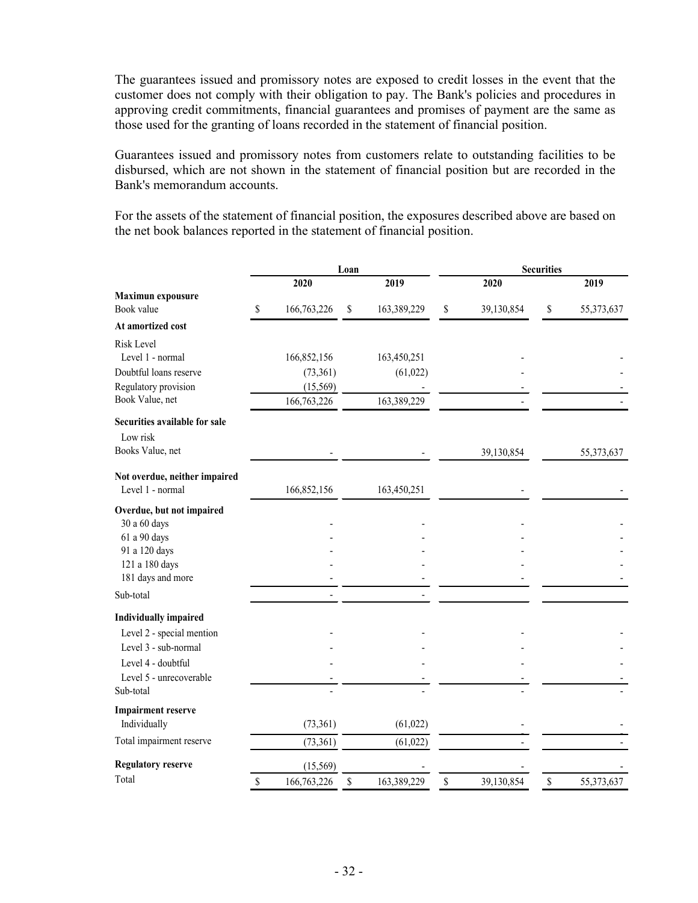The guarantees issued and promissory notes are exposed to credit losses in the event that the customer does not comply with their obligation to pay. The Bank's policies and procedures in approving credit commitments, financial guarantees and promises of payment are the same as those used for the granting of loans recorded in the statement of financial position.

Guarantees issued and promissory notes from customers relate to outstanding facilities to be disbursed, which are not shown in the statement of financial position but are recorded in the Bank's memorandum accounts.

For the assets of the statement of financial position, the exposures described above are based on the net book balances reported in the statement of financial position.

| | Loan | | Securities | |
|---|---|---|---|---|
| | 2020 | 2019 | 2020 | 2019 |
| **Maximun expousure** | | | | |
| Book value | $ 166,763,226 | $ 163,389,229 | $ 39,130,854 | $ 55,373,637 |
| **At amortized cost** | | | | |
| Risk Level | | | | |
| Level 1 - normal | 166,852,156 | 163,450,251 | - | - |
| Doubtful loans reserve | (73,361) | (61,022) | - | - |
| Regulatory provision | (15,569) | - | - | - |
| Book Value, net | 166,763,226 | 163,389,229 | - | - |
| **Securities available for sale** | | | | |
| Low risk | | | | |
| Books Value, net | - | - | 39,130,854 | 55,373,637 |
| **Not overdue, neither impaired** | | | | |
| Level 1 - normal | 166,852,156 | 163,450,251 | - | - |
| **Overdue, but not impaired** | | | | |
| 30 a 60 days | - | - | - | - |
| 61 a 90 days | - | - | - | - |
| 91 a 120 days | - | - | - | - |
| 121 a 180 days | - | - | - | - |
| 181 days and more | - | - | - | - |
| Sub-total | - | - | | |
| **Individually impaired** | | | | |
| Level 2 - special mention | - | - | - | - |
| Level 3 - sub-normal | - | - | - | - |
| Level 4 - doubtful | - | - | - | - |
| Level 5 - unrecoverable | - | - | - | - |
| Sub-total | - | - | - | - |
| **Impairment reserve** | | | | |
| Individually | (73,361) | (61,022) | - | - |
| Total impairment reserve | (73,361) | (61,022) | - | - |
| **Regulatory reserve** | (15,569) | - | - | - |
| Total | $ 166,763,226 | $ 163,389,229 | $ 39,130,854 | $ 55,373,637 |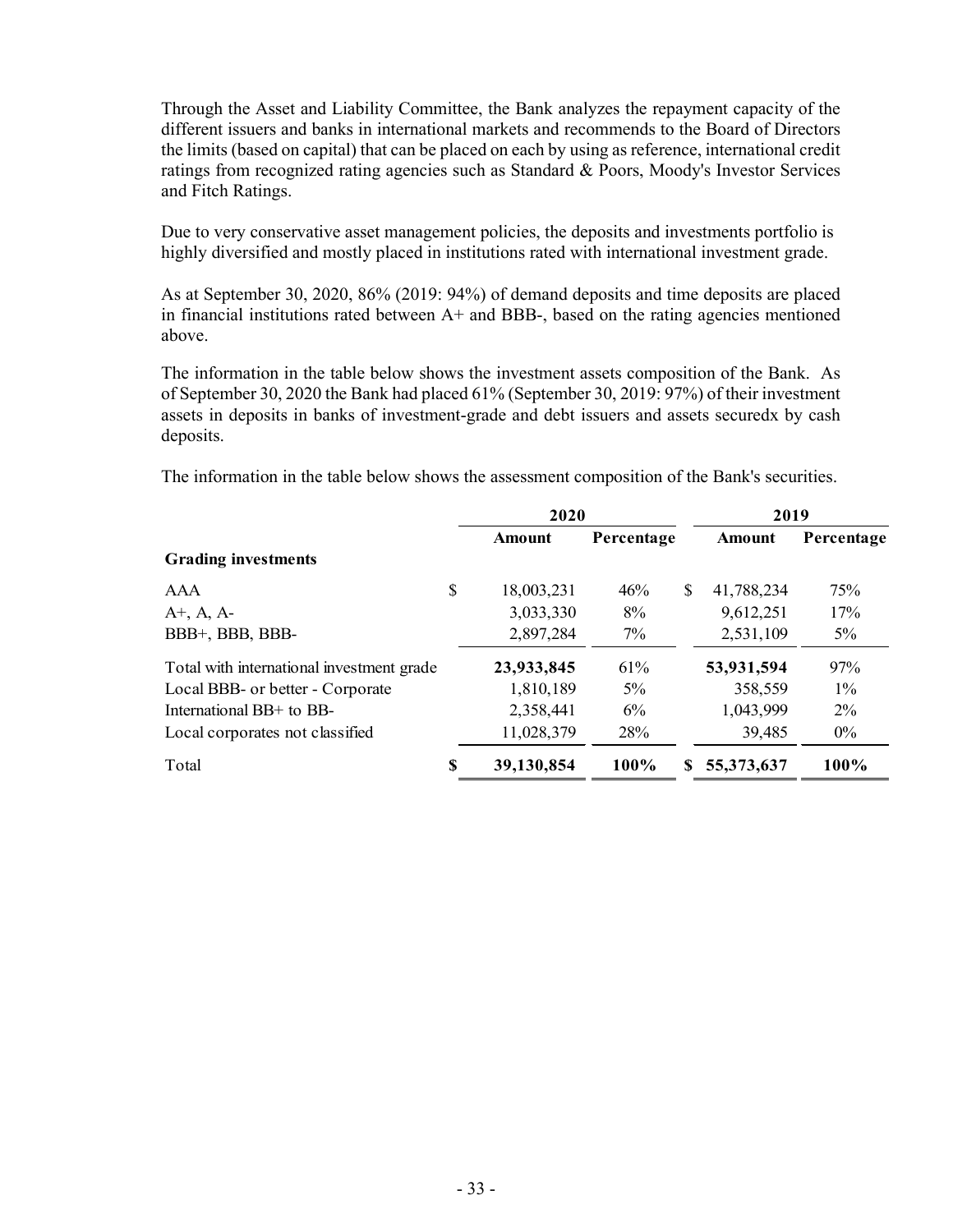Through the Asset and Liability Committee, the Bank analyzes the repayment capacity of the different issuers and banks in international markets and recommends to the Board of Directors the limits (based on capital) that can be placed on each by using as reference, international credit ratings from recognized rating agencies such as Standard & Poors, Moody's Investor Services and Fitch Ratings.

Due to very conservative asset management policies, the deposits and investments portfolio is highly diversified and mostly placed in institutions rated with international investment grade.

As at September 30, 2020, 86% (2019: 94%) of demand deposits and time deposits are placed in financial institutions rated between A+ and BBB-, based on the rating agencies mentioned above.

The information in the table below shows the investment assets composition of the Bank. As of September 30, 2020 the Bank had placed 61% (September 30, 2019: 97%) of their investment assets in deposits in banks of investment-grade and debt issuers and assets securedx by cash deposits.

The information in the table below shows the assessment composition of the Bank's securities.

| | 2020 | | 2019 | |
|---|---|---|---|---|
| | **Amount** | **Percentage** | **Amount** | **Percentage** |
| **Grading investments** | | | | |
| AAA | $ 18,003,231 | 46% | $ 41,788,234 | 75% |
| A+, A, A- | 3,033,330 | 8% | 9,612,251 | 17% |
| BBB+, BBB, BBB- | 2,897,284 | 7% | 2,531,109 | 5% |
| Total with international investment grade | **23,933,845** | 61% | **53,931,594** | 97% |
| Local BBB- or better - Corporate | 1,810,189 | 5% | 358,559 | 1% |
| International BB+ to BB- | 2,358,441 | 6% | 1,043,999 | 2% |
| Local corporates not classified | 11,028,379 | 28% | 39,485 | 0% |
| Total | **$ 39,130,854** | **100%** | **$ 55,373,637** | **100%** |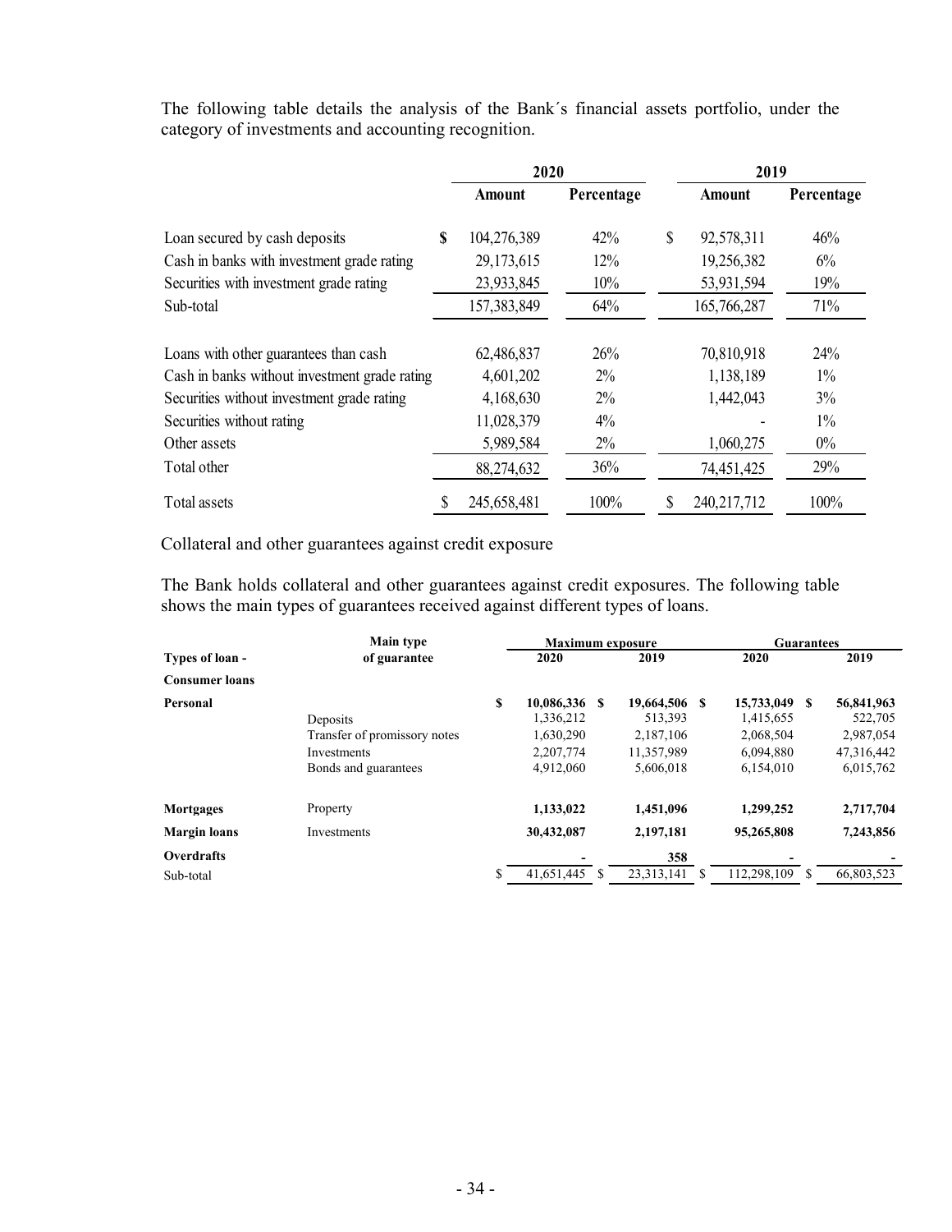The following table details the analysis of the Bank´s financial assets portfolio, under the category of investments and accounting recognition.

| | 2020 | | 2019 | |
|---|---|---|---|---|
| | Amount | Percentage | Amount | Percentage |
| Loan secured by cash deposits | $ 104,276,389 | 42% | $ 92,578,311 | 46% |
| Cash in banks with investment grade rating | 29,173,615 | 12% | 19,256,382 | 6% |
| Securities with investment grade rating | 23,933,845 | 10% | 53,931,594 | 19% |
| Sub-total | 157,383,849 | 64% | 165,766,287 | 71% |
| Loans with other guarantees than cash | 62,486,837 | 26% | 70,810,918 | 24% |
| Cash in banks without investment grade rating | 4,601,202 | 2% | 1,138,189 | 1% |
| Securities without investment grade rating | 4,168,630 | 2% | 1,442,043 | 3% |
| Securities without rating | 11,028,379 | 4% | - | 1% |
| Other assets | 5,989,584 | 2% | 1,060,275 | 0% |
| Total other | 88,274,632 | 36% | 74,451,425 | 29% |
| Total assets | $ 245,658,481 | 100% | $ 240,217,712 | 100% |

Collateral and other guarantees against credit exposure

The Bank holds collateral and other guarantees against credit exposures. The following table shows the main types of guarantees received against different types of loans.

| Types of loan - | Main type of guarantee | Maximum exposure | | Guarantees | |
|---|---|---|---|---|---|
| | | 2020 | 2019 | 2020 | 2019 |
| **Consumer loans** | | | | | |
| **Personal** | | **$ 10,086,336** | **$ 19,664,506** | **$ 15,733,049** | **$ 56,841,963** |
| | Deposits | 1,336,212 | 513,393 | 1,415,655 | 522,705 |
| | Transfer of promissory notes | 1,630,290 | 2,187,106 | 2,068,504 | 2,987,054 |
| | Investments | 2,207,774 | 11,357,989 | 6,094,880 | 47,316,442 |
| | Bonds and guarantees | 4,912,060 | 5,606,018 | 6,154,010 | 6,015,762 |
| **Mortgages** | Property | **1,133,022** | **1,451,096** | **1,299,252** | **2,717,704** |
| **Margin loans** | Investments | **30,432,087** | **2,197,181** | **95,265,808** | **7,243,856** |
| **Overdrafts** | | **-** | **358** | **-** | **-** |
| Sub-total | | $ 41,651,445 | $ 23,313,141 | $ 112,298,109 | $ 66,803,523 |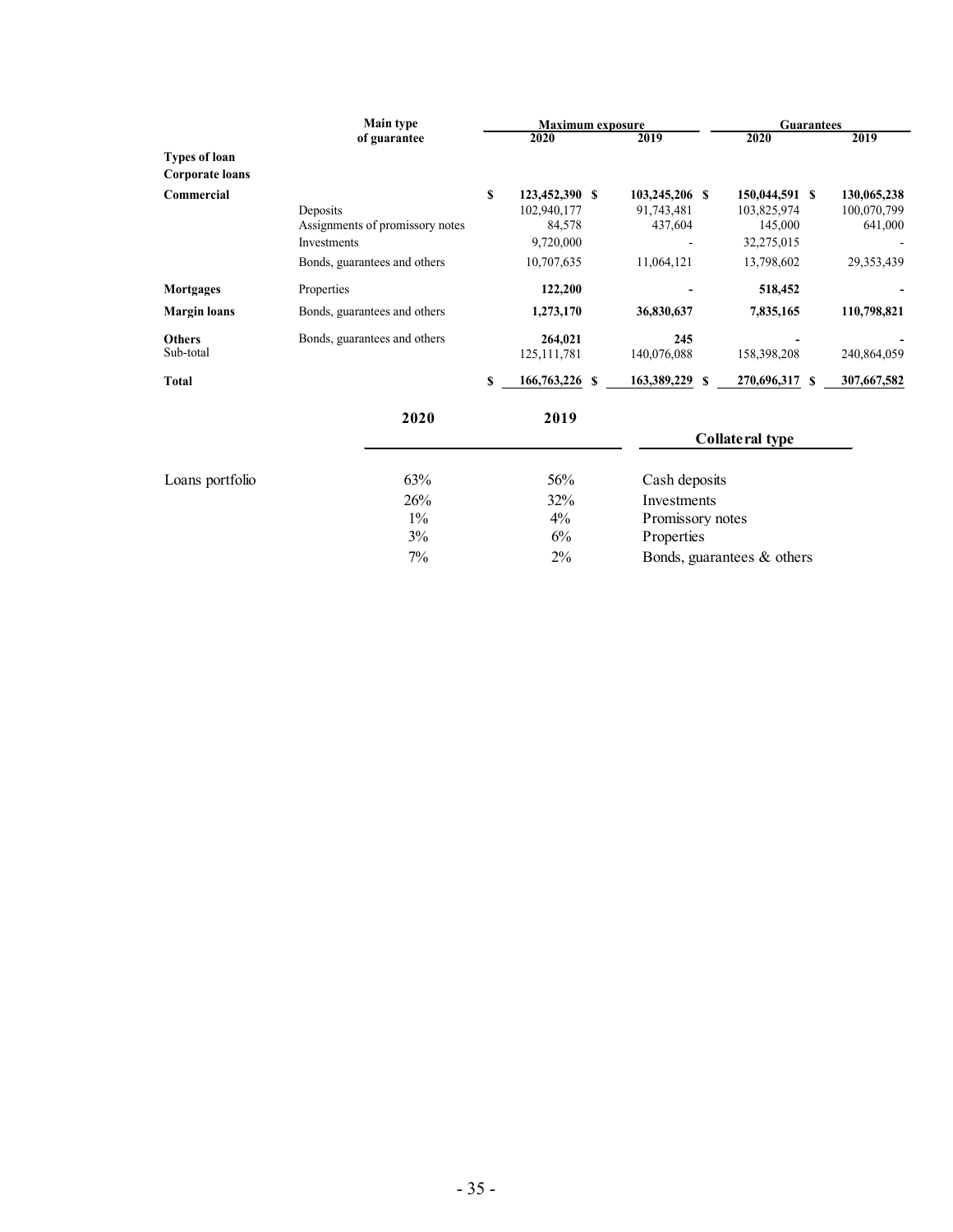| | Main type of guarantee | Maximum exposure | | Guarantees | |
|---|---|---|---|---|---|
| | | 2020 | 2019 | 2020 | 2019 |
| **Types of loan** | | | | | |
| **Corporate loans** | | | | | |
| **Commercial** | | **$ 123,452,390** | **$ 103,245,206** | **$ 150,044,591** | **$ 130,065,238** |
| | Deposits | 102,940,177 | 91,743,481 | 103,825,974 | 100,070,799 |
| | Assignments of promissory notes | 84,578 | 437,604 | 145,000 | 641,000 |
| | Investments | 9,720,000 | - | 32,275,015 | - |
| | Bonds, guarantees and others | 10,707,635 | 11,064,121 | 13,798,602 | 29,353,439 |
| **Mortgages** | Properties | **122,200** | **-** | **518,452** | **-** |
| **Margin loans** | Bonds, guarantees and others | **1,273,170** | **36,830,637** | **7,835,165** | **110,798,821** |
| **Others** | Bonds, guarantees and others | **264,021** | **245** | **-** | **-** |
| Sub-total | | 125,111,781 | 140,076,088 | 158,398,208 | 240,864,059 |
| **Total** | | **$ 166,763,226** | **$ 163,389,229** | **$ 270,696,317** | **$ 307,667,582** |

| | 2020 | 2019 | Collateral type |
|---|---|---|---|
| Loans portfolio | 63% | 56% | Cash deposits |
| | 26% | 32% | Investments |
| | 1% | 4% | Promissory notes |
| | 3% | 6% | Properties |
| | 7% | 2% | Bonds, guarantees & others |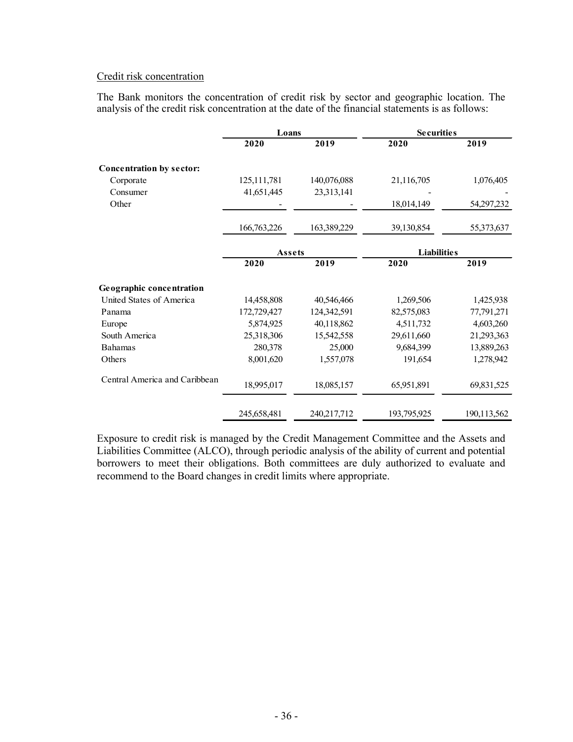Credit risk concentration

The Bank monitors the concentration of credit risk by sector and geographic location. The analysis of the credit risk concentration at the date of the financial statements is as follows:

| | Loans | | Securities | |
|---|---|---|---|---|
| | 2020 | 2019 | 2020 | 2019 |
| **Concentration by sector:** | | | | |
| Corporate | 125,111,781 | 140,076,088 | 21,116,705 | 1,076,405 |
| Consumer | 41,651,445 | 23,313,141 | - | - |
| Other | - | - | 18,014,149 | 54,297,232 |
| | 166,763,226 | 163,389,229 | 39,130,854 | 55,373,637 |

| | Assets | | Liabilities | |
|---|---|---|---|---|
| | 2020 | 2019 | 2020 | 2019 |
| **Geographic concentration** | | | | |
| United States of America | 14,458,808 | 40,546,466 | 1,269,506 | 1,425,938 |
| Panama | 172,729,427 | 124,342,591 | 82,575,083 | 77,791,271 |
| Europe | 5,874,925 | 40,118,862 | 4,511,732 | 4,603,260 |
| South America | 25,318,306 | 15,542,558 | 29,611,660 | 21,293,363 |
| Bahamas | 280,378 | 25,000 | 9,684,399 | 13,889,263 |
| Others | 8,001,620 | 1,557,078 | 191,654 | 1,278,942 |
| Central America and Caribbean | 18,995,017 | 18,085,157 | 65,951,891 | 69,831,525 |
| | 245,658,481 | 240,217,712 | 193,795,925 | 190,113,562 |

Exposure to credit risk is managed by the Credit Management Committee and the Assets and Liabilities Committee (ALCO), through periodic analysis of the ability of current and potential borrowers to meet their obligations. Both committees are duly authorized to evaluate and recommend to the Board changes in credit limits where appropriate.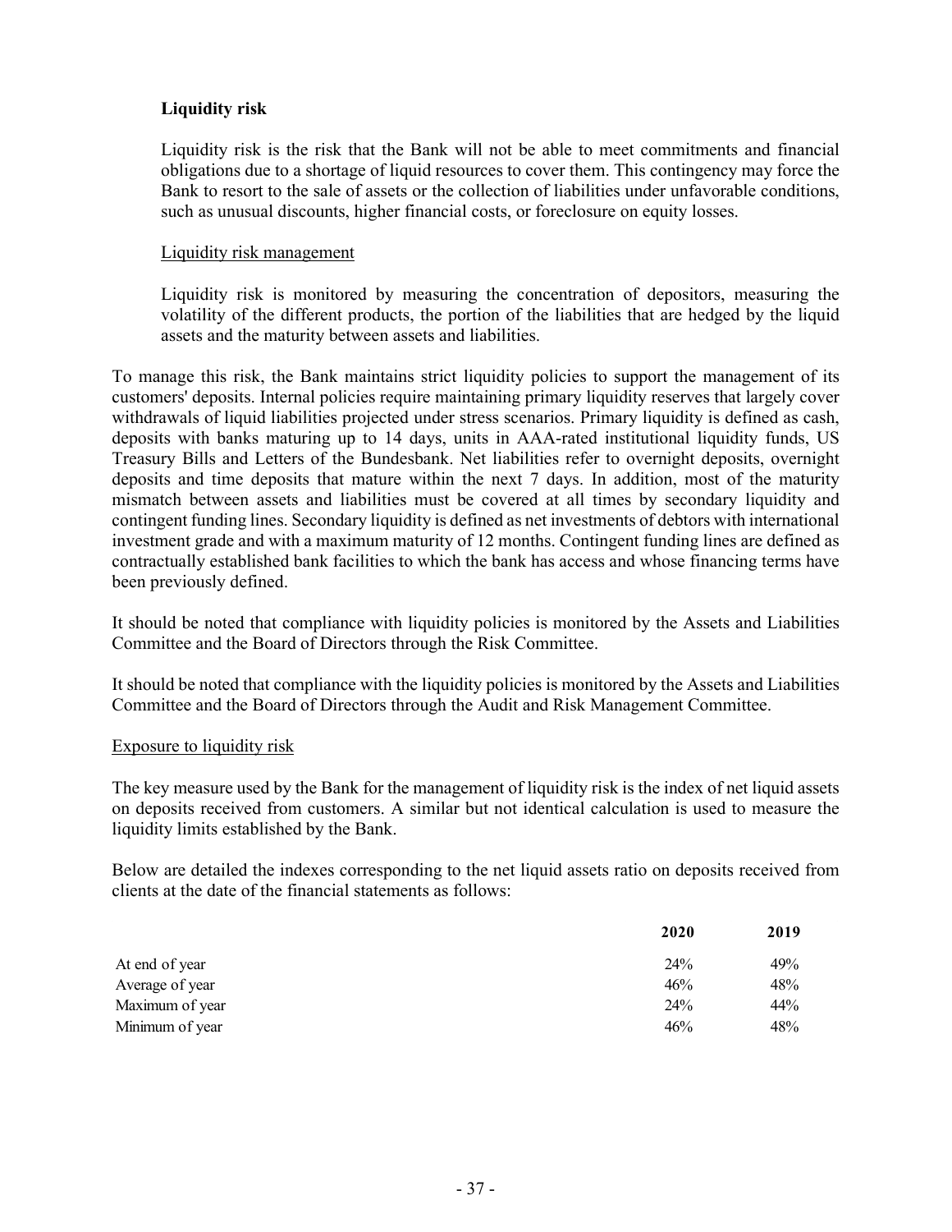### Liquidity risk

Liquidity risk is the risk that the Bank will not be able to meet commitments and financial obligations due to a shortage of liquid resources to cover them. This contingency may force the Bank to resort to the sale of assets or the collection of liabilities under unfavorable conditions, such as unusual discounts, higher financial costs, or foreclosure on equity losses.

Liquidity risk management

Liquidity risk is monitored by measuring the concentration of depositors, measuring the volatility of the different products, the portion of the liabilities that are hedged by the liquid assets and the maturity between assets and liabilities.

To manage this risk, the Bank maintains strict liquidity policies to support the management of its customers' deposits. Internal policies require maintaining primary liquidity reserves that largely cover withdrawals of liquid liabilities projected under stress scenarios. Primary liquidity is defined as cash, deposits with banks maturing up to 14 days, units in AAA-rated institutional liquidity funds, US Treasury Bills and Letters of the Bundesbank. Net liabilities refer to overnight deposits, overnight deposits and time deposits that mature within the next 7 days. In addition, most of the maturity mismatch between assets and liabilities must be covered at all times by secondary liquidity and contingent funding lines. Secondary liquidity is defined as net investments of debtors with international investment grade and with a maximum maturity of 12 months. Contingent funding lines are defined as contractually established bank facilities to which the bank has access and whose financing terms have been previously defined.

It should be noted that compliance with liquidity policies is monitored by the Assets and Liabilities Committee and the Board of Directors through the Risk Committee.

It should be noted that compliance with the liquidity policies is monitored by the Assets and Liabilities Committee and the Board of Directors through the Audit and Risk Management Committee.

Exposure to liquidity risk

The key measure used by the Bank for the management of liquidity risk is the index of net liquid assets on deposits received from customers. A similar but not identical calculation is used to measure the liquidity limits established by the Bank.

Below are detailed the indexes corresponding to the net liquid assets ratio on deposits received from clients at the date of the financial statements as follows:

| | 2020 | 2019 |
|---|---|---|
| At end of year | 24% | 49% |
| Average of year | 46% | 48% |
| Maximum of year | 24% | 44% |
| Minimum of year | 46% | 48% |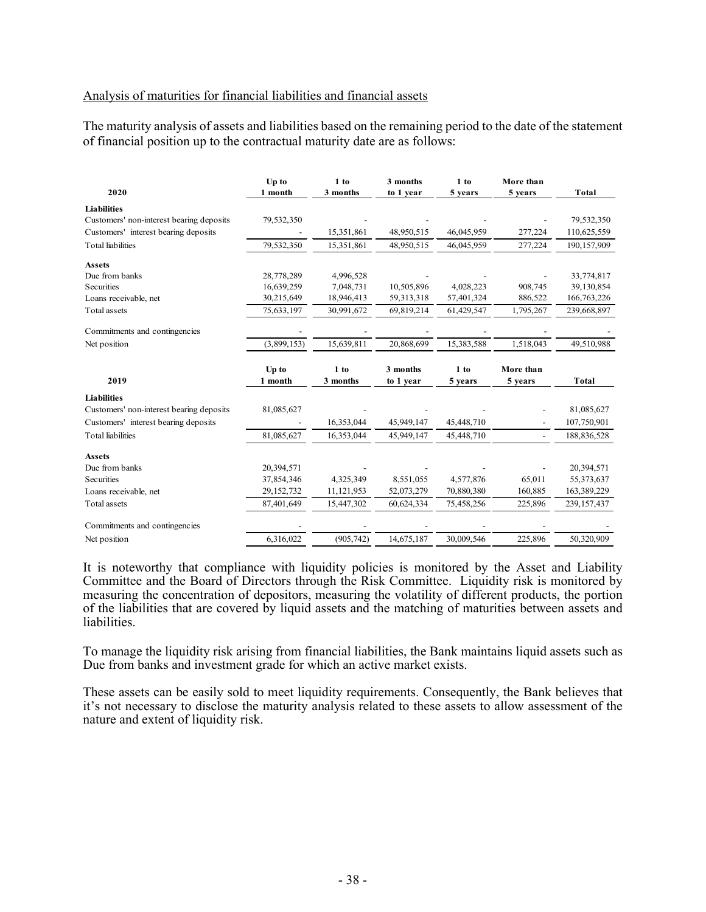Analysis of maturities for financial liabilities and financial assets

The maturity analysis of assets and liabilities based on the remaining period to the date of the statement of financial position up to the contractual maturity date are as follows:

| 2020 | Up to 1 month | 1 to 3 months | 3 months to 1 year | 1 to 5 years | More than 5 years | Total |
|---|---|---|---|---|---|---|
| **Liabilities** | | | | | | |
| Customers' non-interest bearing deposits | 79,532,350 | - | - | - | - | 79,532,350 |
| Customers' interest bearing deposits | - | 15,351,861 | 48,950,515 | 46,045,959 | 277,224 | 110,625,559 |
| Total liabilities | 79,532,350 | 15,351,861 | 48,950,515 | 46,045,959 | 277,224 | 190,157,909 |
| **Assets** | | | | | | |
| Due from banks | 28,778,289 | 4,996,528 | - | - | - | 33,774,817 |
| Securities | 16,639,259 | 7,048,731 | 10,505,896 | 4,028,223 | 908,745 | 39,130,854 |
| Loans receivable, net | 30,215,649 | 18,946,413 | 59,313,318 | 57,401,324 | 886,522 | 166,763,226 |
| Total assets | 75,633,197 | 30,991,672 | 69,819,214 | 61,429,547 | 1,795,267 | 239,668,897 |
| Commitments and contingencies | - | - | - | - | - | - |
| Net position | (3,899,153) | 15,639,811 | 20,868,699 | 15,383,588 | 1,518,043 | 49,510,988 |

| 2019 | Up to 1 month | 1 to 3 months | 3 months to 1 year | 1 to 5 years | More than 5 years | Total |
|---|---|---|---|---|---|---|
| **Liabilities** | | | | | | |
| Customers' non-interest bearing deposits | 81,085,627 | - | - | - | - | 81,085,627 |
| Customers' interest bearing deposits | - | 16,353,044 | 45,949,147 | 45,448,710 | - | 107,750,901 |
| Total liabilities | 81,085,627 | 16,353,044 | 45,949,147 | 45,448,710 | - | 188,836,528 |
| **Assets** | | | | | | |
| Due from banks | 20,394,571 | - | - | - | - | 20,394,571 |
| Securities | 37,854,346 | 4,325,349 | 8,551,055 | 4,577,876 | 65,011 | 55,373,637 |
| Loans receivable, net | 29,152,732 | 11,121,953 | 52,073,279 | 70,880,380 | 160,885 | 163,389,229 |
| Total assets | 87,401,649 | 15,447,302 | 60,624,334 | 75,458,256 | 225,896 | 239,157,437 |
| Commitments and contingencies | - | - | - | - | - | - |
| Net position | 6,316,022 | (905,742) | 14,675,187 | 30,009,546 | 225,896 | 50,320,909 |

It is noteworthy that compliance with liquidity policies is monitored by the Asset and Liability Committee and the Board of Directors through the Risk Committee. Liquidity risk is monitored by measuring the concentration of depositors, measuring the volatility of different products, the portion of the liabilities that are covered by liquid assets and the matching of maturities between assets and liabilities.

To manage the liquidity risk arising from financial liabilities, the Bank maintains liquid assets such as Due from banks and investment grade for which an active market exists.

These assets can be easily sold to meet liquidity requirements. Consequently, the Bank believes that it's not necessary to disclose the maturity analysis related to these assets to allow assessment of the nature and extent of liquidity risk.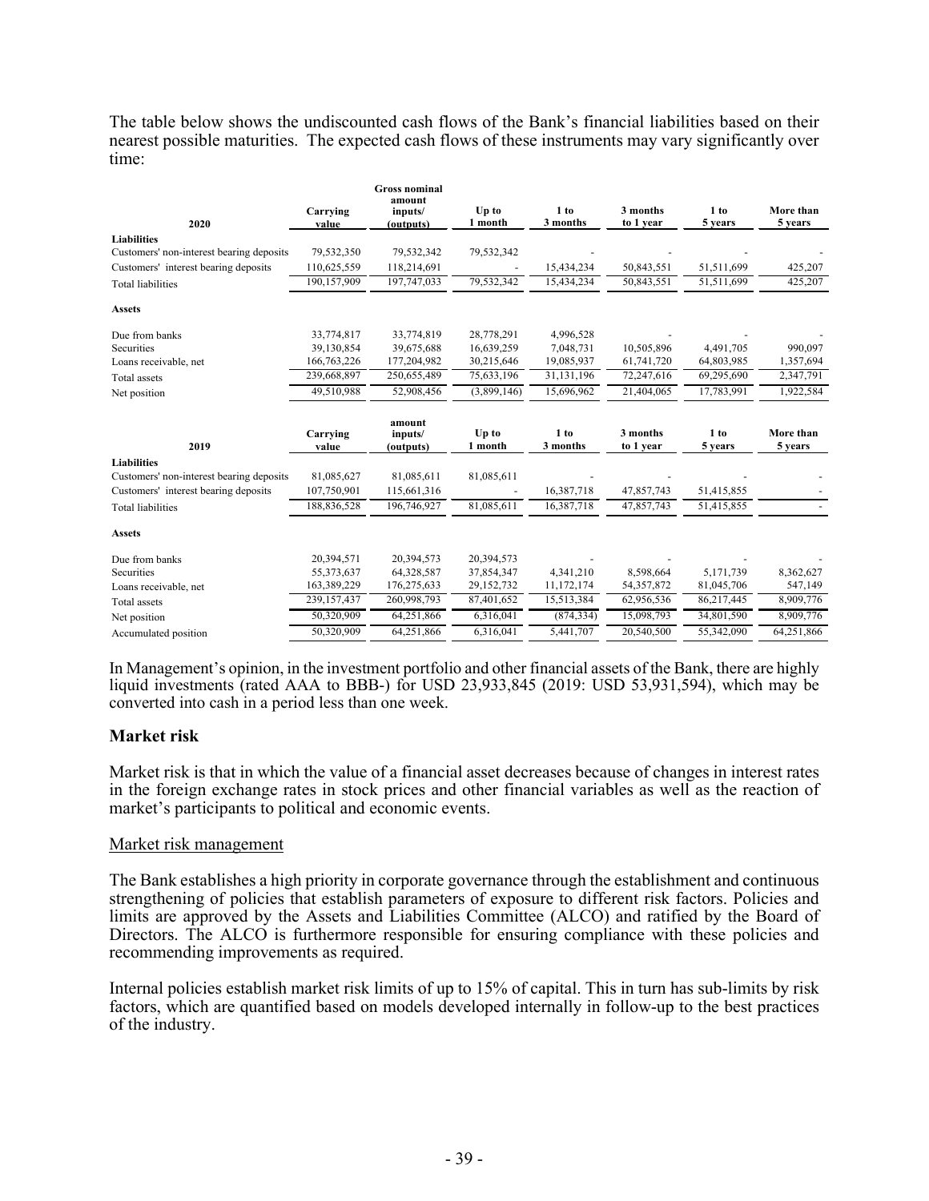The table below shows the undiscounted cash flows of the Bank's financial liabilities based on their nearest possible maturities. The expected cash flows of these instruments may vary significantly over time:

| 2020 | Carrying value | Gross nominal amount inputs/ (outputs) | Up to 1 month | 1 to 3 months | 3 months to 1 year | 1 to 5 years | More than 5 years |
|---|---|---|---|---|---|---|---|
| **Liabilities** | | | | | | | |
| Customers' non-interest bearing deposits | 79,532,350 | 79,532,342 | 79,532,342 | - | - | - | - |
| Customers' interest bearing deposits | 110,625,559 | 118,214,691 | - | 15,434,234 | 50,843,551 | 51,511,699 | 425,207 |
| Total liabilities | 190,157,909 | 197,747,033 | 79,532,342 | 15,434,234 | 50,843,551 | 51,511,699 | 425,207 |
| **Assets** | | | | | | | |
| Due from banks | 33,774,817 | 33,774,819 | 28,778,291 | 4,996,528 | - | - | - |
| Securities | 39,130,854 | 39,675,688 | 16,639,259 | 7,048,731 | 10,505,896 | 4,491,705 | 990,097 |
| Loans receivable, net | 166,763,226 | 177,204,982 | 30,215,646 | 19,085,937 | 61,741,720 | 64,803,985 | 1,357,694 |
| Total assets | 239,668,897 | 250,655,489 | 75,633,196 | 31,131,196 | 72,247,616 | 69,295,690 | 2,347,791 |
| Net position | 49,510,988 | 52,908,456 | (3,899,146) | 15,696,962 | 21,404,065 | 17,783,991 | 1,922,584 |

| 2019 | Carrying value | amount inputs/ (outputs) | Up to 1 month | 1 to 3 months | 3 months to 1 year | 1 to 5 years | More than 5 years |
|---|---|---|---|---|---|---|---|
| **Liabilities** | | | | | | | |
| Customers' non-interest bearing deposits | 81,085,627 | 81,085,611 | 81,085,611 | - | - | - | - |
| Customers' interest bearing deposits | 107,750,901 | 115,661,316 | - | 16,387,718 | 47,857,743 | 51,415,855 | - |
| Total liabilities | 188,836,528 | 196,746,927 | 81,085,611 | 16,387,718 | 47,857,743 | 51,415,855 | - |
| **Assets** | | | | | | | |
| Due from banks | 20,394,571 | 20,394,573 | 20,394,573 | - | - | - | - |
| Securities | 55,373,637 | 64,328,587 | 37,854,347 | 4,341,210 | 8,598,664 | 5,171,739 | 8,362,627 |
| Loans receivable, net | 163,389,229 | 176,275,633 | 29,152,732 | 11,172,174 | 54,357,872 | 81,045,706 | 547,149 |
| Total assets | 239,157,437 | 260,998,793 | 87,401,652 | 15,513,384 | 62,956,536 | 86,217,445 | 8,909,776 |
| Net position | 50,320,909 | 64,251,866 | 6,316,041 | (874,334) | 15,098,793 | 34,801,590 | 8,909,776 |
| Accumulated position | 50,320,909 | 64,251,866 | 6,316,041 | 5,441,707 | 20,540,500 | 55,342,090 | 64,251,866 |

In Management's opinion, in the investment portfolio and other financial assets of the Bank, there are highly liquid investments (rated AAA to BBB-) for USD 23,933,845 (2019: USD 53,931,594), which may be converted into cash in a period less than one week.

## Market risk

Market risk is that in which the value of a financial asset decreases because of changes in interest rates in the foreign exchange rates in stock prices and other financial variables as well as the reaction of market's participants to political and economic events.

### Market risk management

The Bank establishes a high priority in corporate governance through the establishment and continuous strengthening of policies that establish parameters of exposure to different risk factors. Policies and limits are approved by the Assets and Liabilities Committee (ALCO) and ratified by the Board of Directors. The ALCO is furthermore responsible for ensuring compliance with these policies and recommending improvements as required.

Internal policies establish market risk limits of up to 15% of capital. This in turn has sub-limits by risk factors, which are quantified based on models developed internally in follow-up to the best practices of the industry.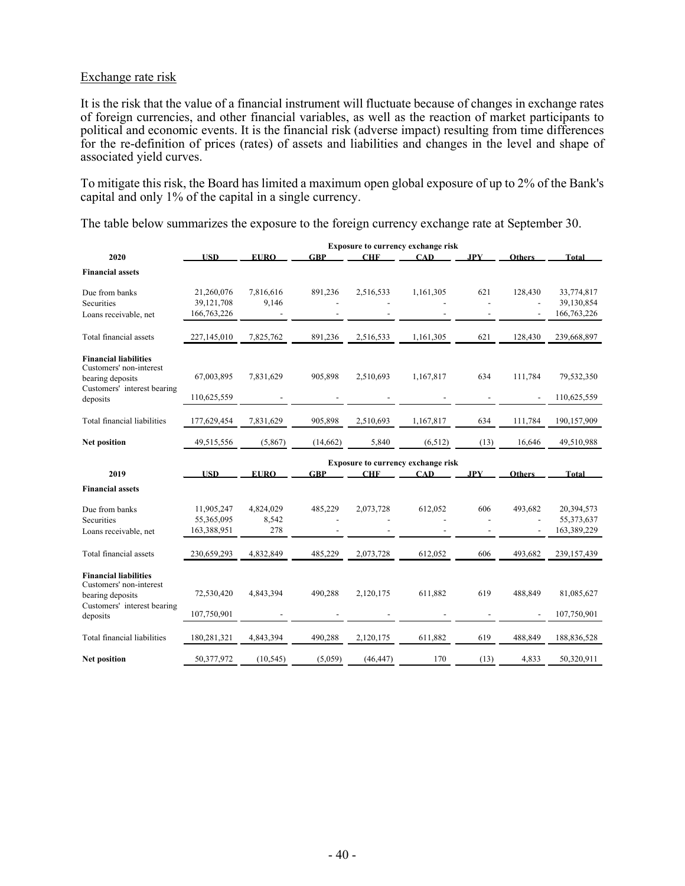## Exchange rate risk

It is the risk that the value of a financial instrument will fluctuate because of changes in exchange rates of foreign currencies, and other financial variables, as well as the reaction of market participants to political and economic events. It is the financial risk (adverse impact) resulting from time differences for the re-definition of prices (rates) of assets and liabilities and changes in the level and shape of associated yield curves.

To mitigate this risk, the Board has limited a maximum open global exposure of up to 2% of the Bank's capital and only 1% of the capital in a single currency.

The table below summarizes the exposure to the foreign currency exchange rate at September 30.

| | Exposure to currency exchange risk | | | | | | | |
|---|---|---|---|---|---|---|---|---|
| **2020** | **USD** | **EURO** | **GBP** | **CHF** | **CAD** | **JPY** | **Others** | **Total** |
| **Financial assets** | | | | | | | | |
| Due from banks | 21,260,076 | 7,816,616 | 891,236 | 2,516,533 | 1,161,305 | 621 | 128,430 | 33,774,817 |
| Securities | 39,121,708 | 9,146 | - | - | - | - | - | 39,130,854 |
| Loans receivable, net | 166,763,226 | - | - | - | - | - | - | 166,763,226 |
| Total financial assets | 227,145,010 | 7,825,762 | 891,236 | 2,516,533 | 1,161,305 | 621 | 128,430 | 239,668,897 |
| **Financial liabilities** | | | | | | | | |
| Customers' non-interest bearing deposits | 67,003,895 | 7,831,629 | 905,898 | 2,510,693 | 1,167,817 | 634 | 111,784 | 79,532,350 |
| Customers' interest bearing deposits | 110,625,559 | - | - | - | - | - | - | 110,625,559 |
| Total financial liabilities | 177,629,454 | 7,831,629 | 905,898 | 2,510,693 | 1,167,817 | 634 | 111,784 | 190,157,909 |
| **Net position** | 49,515,556 | (5,867) | (14,662) | 5,840 | (6,512) | (13) | 16,646 | 49,510,988 |

| | Exposure to currency exchange risk | | | | | | | |
|---|---|---|---|---|---|---|---|---|
| **2019** | **USD** | **EURO** | **GBP** | **CHF** | **CAD** | **JPY** | **Others** | **Total** |
| **Financial assets** | | | | | | | | |
| Due from banks | 11,905,247 | 4,824,029 | 485,229 | 2,073,728 | 612,052 | 606 | 493,682 | 20,394,573 |
| Securities | 55,365,095 | 8,542 | - | - | - | - | - | 55,373,637 |
| Loans receivable, net | 163,388,951 | 278 | - | - | - | - | - | 163,389,229 |
| Total financial assets | 230,659,293 | 4,832,849 | 485,229 | 2,073,728 | 612,052 | 606 | 493,682 | 239,157,439 |
| **Financial liabilities** | | | | | | | | |
| Customers' non-interest bearing deposits | 72,530,420 | 4,843,394 | 490,288 | 2,120,175 | 611,882 | 619 | 488,849 | 81,085,627 |
| Customers' interest bearing deposits | 107,750,901 | - | - | - | - | - | - | 107,750,901 |
| Total financial liabilities | 180,281,321 | 4,843,394 | 490,288 | 2,120,175 | 611,882 | 619 | 488,849 | 188,836,528 |
| **Net position** | 50,377,972 | (10,545) | (5,059) | (46,447) | 170 | (13) | 4,833 | 50,320,911 |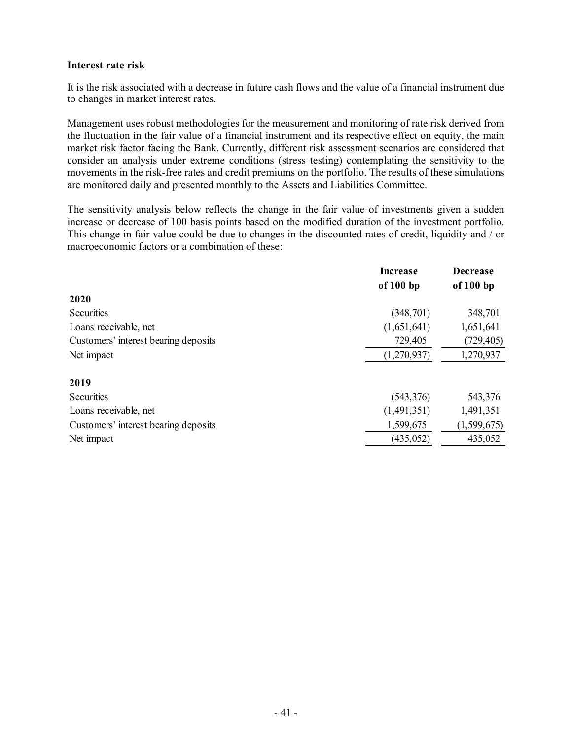**Interest rate risk**

It is the risk associated with a decrease in future cash flows and the value of a financial instrument due to changes in market interest rates.

Management uses robust methodologies for the measurement and monitoring of rate risk derived from the fluctuation in the fair value of a financial instrument and its respective effect on equity, the main market risk factor facing the Bank. Currently, different risk assessment scenarios are considered that consider an analysis under extreme conditions (stress testing) contemplating the sensitivity to the movements in the risk-free rates and credit premiums on the portfolio. The results of these simulations are monitored daily and presented monthly to the Assets and Liabilities Committee.

The sensitivity analysis below reflects the change in the fair value of investments given a sudden increase or decrease of 100 basis points based on the modified duration of the investment portfolio. This change in fair value could be due to changes in the discounted rates of credit, liquidity and / or macroeconomic factors or a combination of these:

| | Increase of 100 bp | Decrease of 100 bp |
|---|---|---|
| **2020** | | |
| Securities | (348,701) | 348,701 |
| Loans receivable, net | (1,651,641) | 1,651,641 |
| Customers' interest bearing deposits | 729,405 | (729,405) |
| Net impact | (1,270,937) | 1,270,937 |
| **2019** | | |
| Securities | (543,376) | 543,376 |
| Loans receivable, net | (1,491,351) | 1,491,351 |
| Customers' interest bearing deposits | 1,599,675 | (1,599,675) |
| Net impact | (435,052) | 435,052 |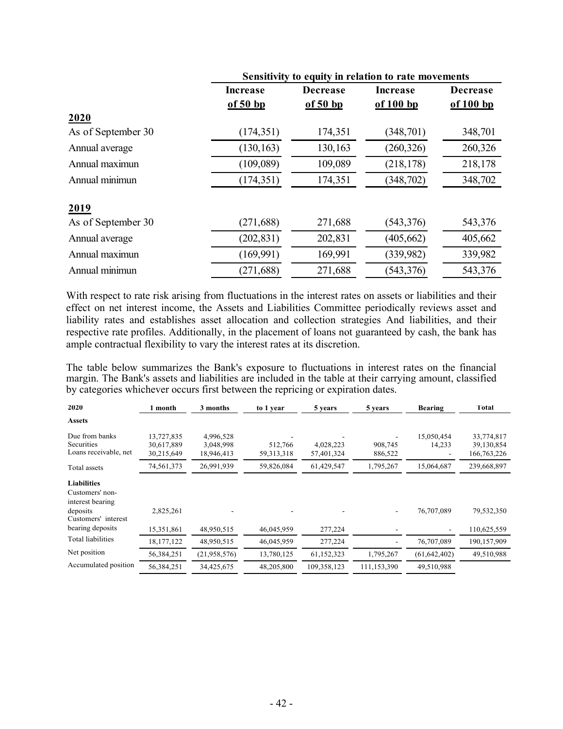| | Sensitivity to equity in relation to rate movements | | | |
|---|---|---|---|---|
| | **Increase of 50 bp** | **Decrease of 50 bp** | **Increase of 100 bp** | **Decrease of 100 bp** |
| **2020** | | | | |
| As of September 30 | (174,351) | 174,351 | (348,701) | 348,701 |
| Annual average | (130,163) | 130,163 | (260,326) | 260,326 |
| Annual maximun | (109,089) | 109,089 | (218,178) | 218,178 |
| Annual minimun | (174,351) | 174,351 | (348,702) | 348,702 |
| **2019** | | | | |
| As of September 30 | (271,688) | 271,688 | (543,376) | 543,376 |
| Annual average | (202,831) | 202,831 | (405,662) | 405,662 |
| Annual maximun | (169,991) | 169,991 | (339,982) | 339,982 |
| Annual minimun | (271,688) | 271,688 | (543,376) | 543,376 |

With respect to rate risk arising from fluctuations in the interest rates on assets or liabilities and their effect on net interest income, the Assets and Liabilities Committee periodically reviews asset and liability rates and establishes asset allocation and collection strategies And liabilities, and their respective rate profiles. Additionally, in the placement of loans not guaranteed by cash, the bank has ample contractual flexibility to vary the interest rates at its discretion.

The table below summarizes the Bank's exposure to fluctuations in interest rates on the financial margin. The Bank's assets and liabilities are included in the table at their carrying amount, classified by categories whichever occurs first between the repricing or expiration dates.

| 2020 | 1 month | 3 months | to 1 year | 5 years | 5 years | Bearing | Total |
|---|---|---|---|---|---|---|---|
| **Assets** | | | | | | | |
| Due from banks | 13,727,835 | 4,996,528 | - | - | - | 15,050,454 | 33,774,817 |
| Securities | 30,617,889 | 3,048,998 | 512,766 | 4,028,223 | 908,745 | 14,233 | 39,130,854 |
| Loans receivable, net | 30,215,649 | 18,946,413 | 59,313,318 | 57,401,324 | 886,522 | - | 166,763,226 |
| Total assets | 74,561,373 | 26,991,939 | 59,826,084 | 61,429,547 | 1,795,267 | 15,064,687 | 239,668,897 |
| **Liabilities** | | | | | | | |
| Customers' non-interest bearing deposits | 2,825,261 | - | - | - | - | 76,707,089 | 79,532,350 |
| Customers' interest bearing deposits | 15,351,861 | 48,950,515 | 46,045,959 | 277,224 | - | - | 110,625,559 |
| Total liabilities | 18,177,122 | 48,950,515 | 46,045,959 | 277,224 | - | 76,707,089 | 190,157,909 |
| Net position | 56,384,251 | (21,958,576) | 13,780,125 | 61,152,323 | 1,795,267 | (61,642,402) | 49,510,988 |
| Accumulated position | 56,384,251 | 34,425,675 | 48,205,800 | 109,358,123 | 111,153,390 | 49,510,988 | |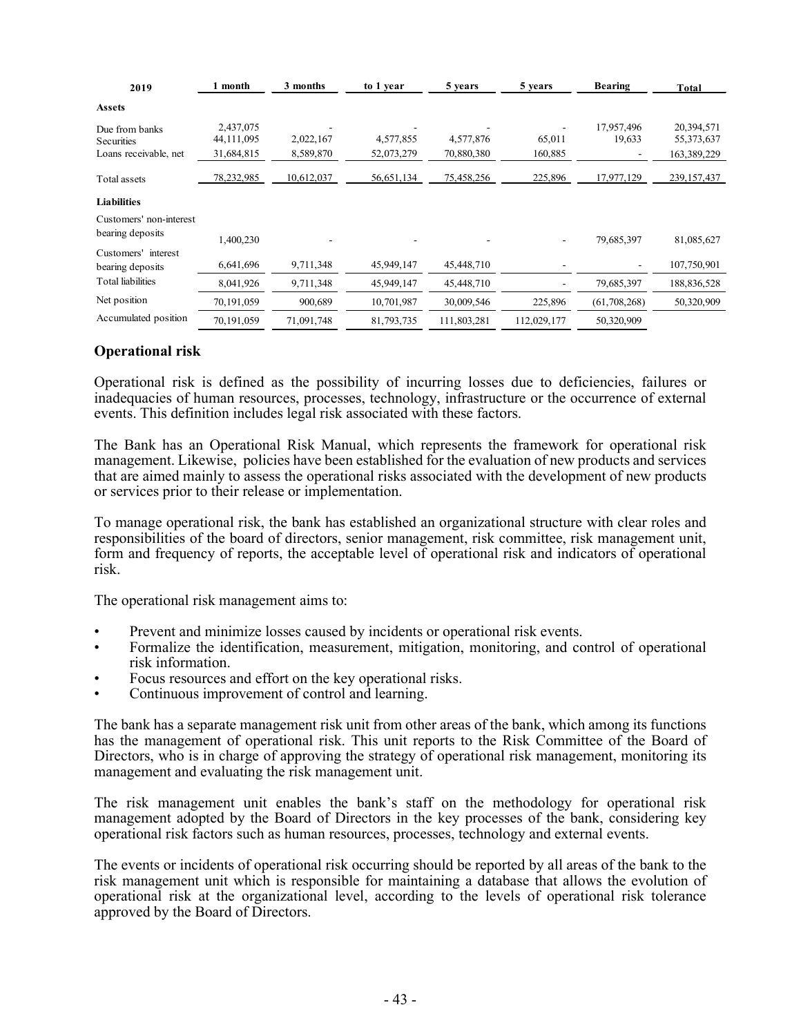| 2019 | 1 month | 3 months | to 1 year | 5 years | 5 years | Bearing | Total |
|---|---|---|---|---|---|---|---|
| **Assets** | | | | | | | |
| Due from banks | 2,437,075 | - | - | - | - | 17,957,496 | 20,394,571 |
| Securities | 44,111,095 | 2,022,167 | 4,577,855 | 4,577,876 | 65,011 | 19,633 | 55,373,637 |
| Loans receivable, net | 31,684,815 | 8,589,870 | 52,073,279 | 70,880,380 | 160,885 | - | 163,389,229 |
| Total assets | 78,232,985 | 10,612,037 | 56,651,134 | 75,458,256 | 225,896 | 17,977,129 | 239,157,437 |
| **Liabilities** | | | | | | | |
| Customers' non-interest bearing deposits | 1,400,230 | - | - | - | - | 79,685,397 | 81,085,627 |
| Customers' interest bearing deposits | 6,641,696 | 9,711,348 | 45,949,147 | 45,448,710 | - | - | 107,750,901 |
| Total liabilities | 8,041,926 | 9,711,348 | 45,949,147 | 45,448,710 | - | 79,685,397 | 188,836,528 |
| Net position | 70,191,059 | 900,689 | 10,701,987 | 30,009,546 | 225,896 | (61,708,268) | 50,320,909 |
| Accumulated position | 70,191,059 | 71,091,748 | 81,793,735 | 111,803,281 | 112,029,177 | 50,320,909 | |

## Operational risk

Operational risk is defined as the possibility of incurring losses due to deficiencies, failures or inadequacies of human resources, processes, technology, infrastructure or the occurrence of external events. This definition includes legal risk associated with these factors.

The Bank has an Operational Risk Manual, which represents the framework for operational risk management. Likewise, policies have been established for the evaluation of new products and services that are aimed mainly to assess the operational risks associated with the development of new products or services prior to their release or implementation.

To manage operational risk, the bank has established an organizational structure with clear roles and responsibilities of the board of directors, senior management, risk committee, risk management unit, form and frequency of reports, the acceptable level of operational risk and indicators of operational risk.

The operational risk management aims to:

- Prevent and minimize losses caused by incidents or operational risk events.
- Formalize the identification, measurement, mitigation, monitoring, and control of operational risk information.
- Focus resources and effort on the key operational risks.
- Continuous improvement of control and learning.

The bank has a separate management risk unit from other areas of the bank, which among its functions has the management of operational risk. This unit reports to the Risk Committee of the Board of Directors, who is in charge of approving the strategy of operational risk management, monitoring its management and evaluating the risk management unit.

The risk management unit enables the bank's staff on the methodology for operational risk management adopted by the Board of Directors in the key processes of the bank, considering key operational risk factors such as human resources, processes, technology and external events.

The events or incidents of operational risk occurring should be reported by all areas of the bank to the risk management unit which is responsible for maintaining a database that allows the evolution of operational risk at the organizational level, according to the levels of operational risk tolerance approved by the Board of Directors.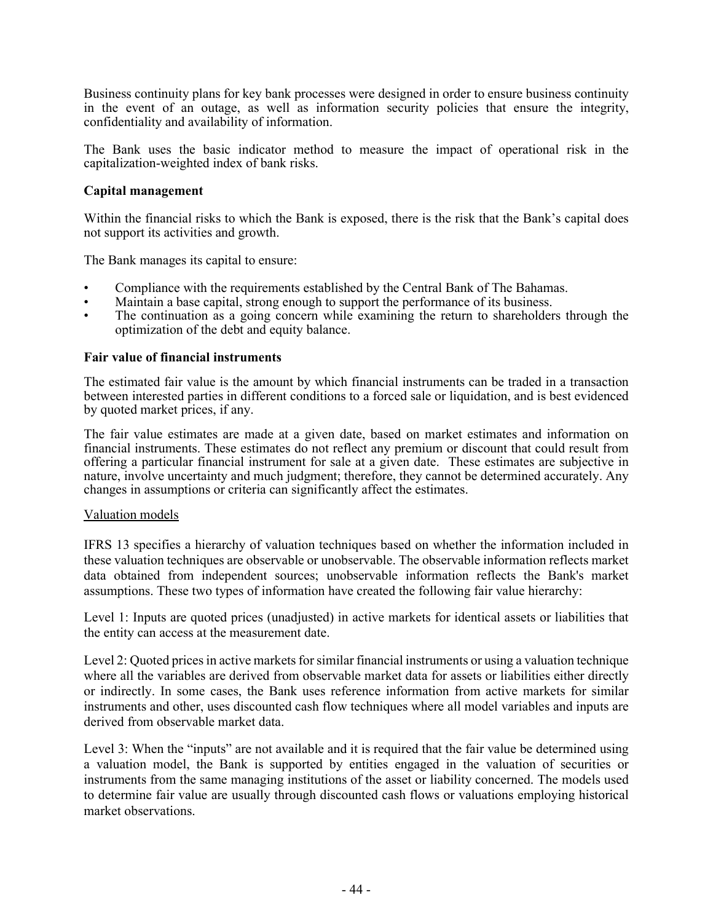Business continuity plans for key bank processes were designed in order to ensure business continuity in the event of an outage, as well as information security policies that ensure the integrity, confidentiality and availability of information.

The Bank uses the basic indicator method to measure the impact of operational risk in the capitalization-weighted index of bank risks.

**Capital management**

Within the financial risks to which the Bank is exposed, there is the risk that the Bank's capital does not support its activities and growth.

The Bank manages its capital to ensure:

- Compliance with the requirements established by the Central Bank of The Bahamas.
- Maintain a base capital, strong enough to support the performance of its business.
- The continuation as a going concern while examining the return to shareholders through the optimization of the debt and equity balance.

**Fair value of financial instruments**

The estimated fair value is the amount by which financial instruments can be traded in a transaction between interested parties in different conditions to a forced sale or liquidation, and is best evidenced by quoted market prices, if any.

The fair value estimates are made at a given date, based on market estimates and information on financial instruments. These estimates do not reflect any premium or discount that could result from offering a particular financial instrument for sale at a given date. These estimates are subjective in nature, involve uncertainty and much judgment; therefore, they cannot be determined accurately. Any changes in assumptions or criteria can significantly affect the estimates.

Valuation models

IFRS 13 specifies a hierarchy of valuation techniques based on whether the information included in these valuation techniques are observable or unobservable. The observable information reflects market data obtained from independent sources; unobservable information reflects the Bank's market assumptions. These two types of information have created the following fair value hierarchy:

Level 1: Inputs are quoted prices (unadjusted) in active markets for identical assets or liabilities that the entity can access at the measurement date.

Level 2: Quoted prices in active markets for similar financial instruments or using a valuation technique where all the variables are derived from observable market data for assets or liabilities either directly or indirectly. In some cases, the Bank uses reference information from active markets for similar instruments and other, uses discounted cash flow techniques where all model variables and inputs are derived from observable market data.

Level 3: When the "inputs" are not available and it is required that the fair value be determined using a valuation model, the Bank is supported by entities engaged in the valuation of securities or instruments from the same managing institutions of the asset or liability concerned. The models used to determine fair value are usually through discounted cash flows or valuations employing historical market observations.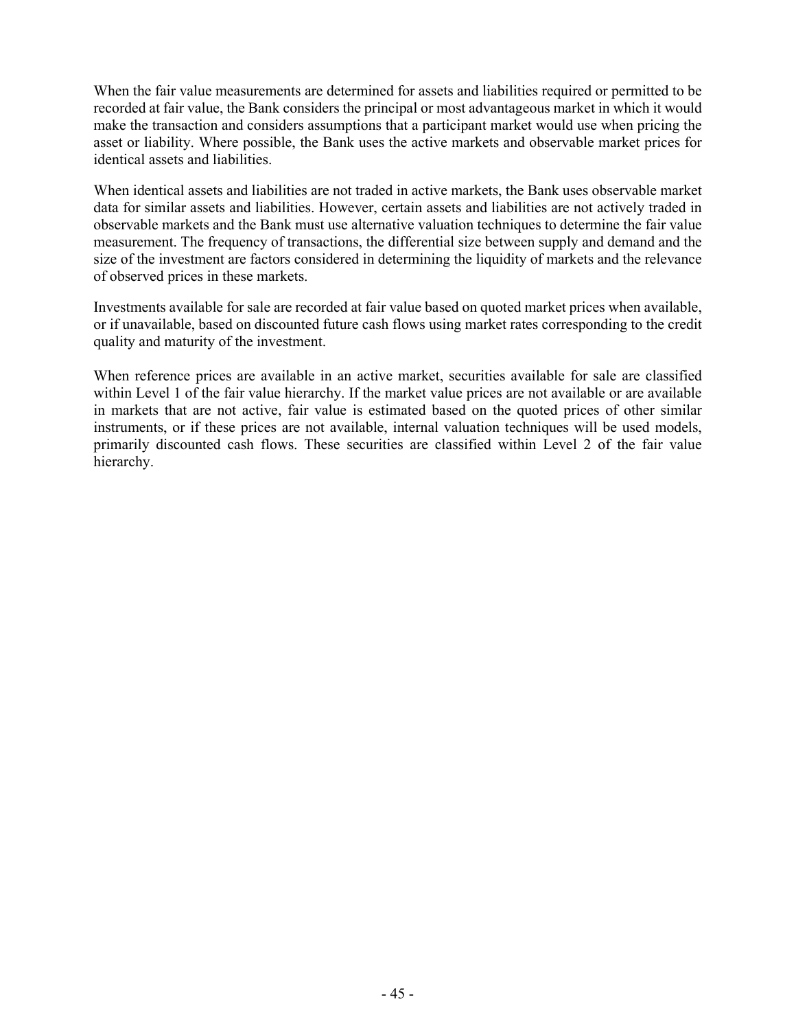When the fair value measurements are determined for assets and liabilities required or permitted to be recorded at fair value, the Bank considers the principal or most advantageous market in which it would make the transaction and considers assumptions that a participant market would use when pricing the asset or liability. Where possible, the Bank uses the active markets and observable market prices for identical assets and liabilities.

When identical assets and liabilities are not traded in active markets, the Bank uses observable market data for similar assets and liabilities. However, certain assets and liabilities are not actively traded in observable markets and the Bank must use alternative valuation techniques to determine the fair value measurement. The frequency of transactions, the differential size between supply and demand and the size of the investment are factors considered in determining the liquidity of markets and the relevance of observed prices in these markets.

Investments available for sale are recorded at fair value based on quoted market prices when available, or if unavailable, based on discounted future cash flows using market rates corresponding to the credit quality and maturity of the investment.

When reference prices are available in an active market, securities available for sale are classified within Level 1 of the fair value hierarchy. If the market value prices are not available or are available in markets that are not active, fair value is estimated based on the quoted prices of other similar instruments, or if these prices are not available, internal valuation techniques will be used models, primarily discounted cash flows. These securities are classified within Level 2 of the fair value hierarchy.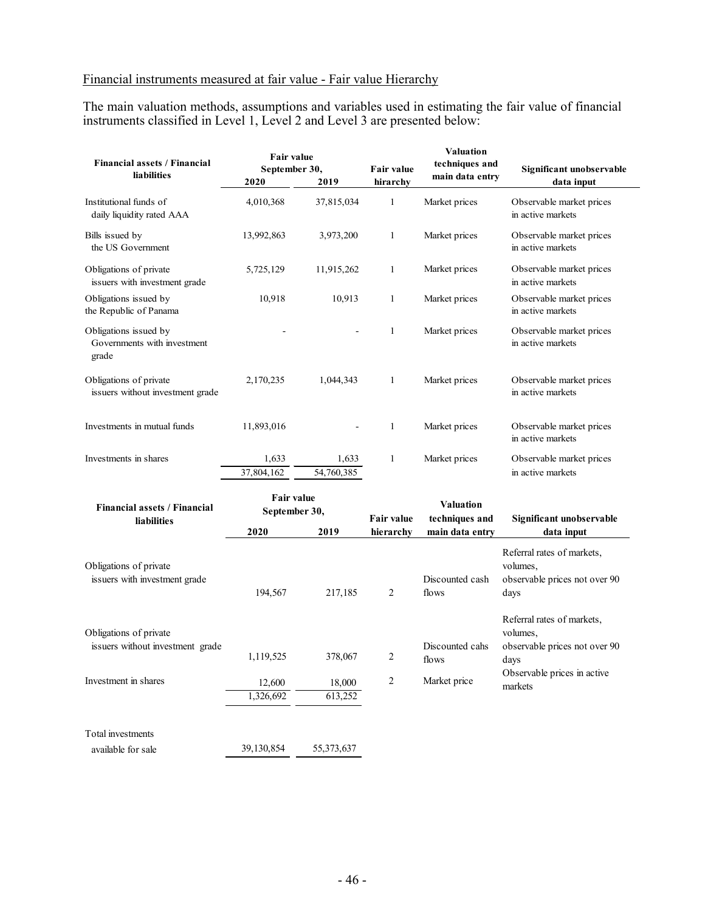Financial instruments measured at fair value - Fair value Hierarchy

The main valuation methods, assumptions and variables used in estimating the fair value of financial instruments classified in Level 1, Level 2 and Level 3 are presented below:

| Financial assets / Financial liabilities | Fair value September 30, 2020 | 2019 | Fair value hirarchy | Valuation techniques and main data entry | Significant unobservable data input |
|---|---|---|---|---|---|
| Institutional funds of daily liquidity rated AAA | 4,010,368 | 37,815,034 | 1 | Market prices | Observable market prices in active markets |
| Bills issued by the US Government | 13,992,863 | 3,973,200 | 1 | Market prices | Observable market prices in active markets |
| Obligations of private issuers with investment grade | 5,725,129 | 11,915,262 | 1 | Market prices | Observable market prices in active markets |
| Obligations issued by the Republic of Panama | 10,918 | 10,913 | 1 | Market prices | Observable market prices in active markets |
| Obligations issued by Governments with investment grade | - | - | 1 | Market prices | Observable market prices in active markets |
| Obligations of private issuers without investment grade | 2,170,235 | 1,044,343 | 1 | Market prices | Observable market prices in active markets |
| Investments in mutual funds | 11,893,016 | - | 1 | Market prices | Observable market prices in active markets |
| Investments in shares | 1,633 | 1,633 | 1 | Market prices | Observable market prices in active markets |
| | 37,804,162 | 54,760,385 | | | |

| Financial assets / Financial liabilities | Fair value September 30, 2020 | 2019 | Fair value hierarchy | Valuation techniques and main data entry | Significant unobservable data input |
|---|---|---|---|---|---|
| Obligations of private issuers with investment grade | 194,567 | 217,185 | 2 | Discounted cash flows | Referral rates of markets, volumes, observable prices not over 90 days |
| Obligations of private issuers without investment grade | 1,119,525 | 378,067 | 2 | Discounted cahs flows | Referral rates of markets, volumes, observable prices not over 90 days |
| Investment in shares | 12,600 | 18,000 | 2 | Market price | Observable prices in active markets |
| | 1,326,692 | 613,252 | | | |
| Total investments available for sale | 39,130,854 | 55,373,637 | | | |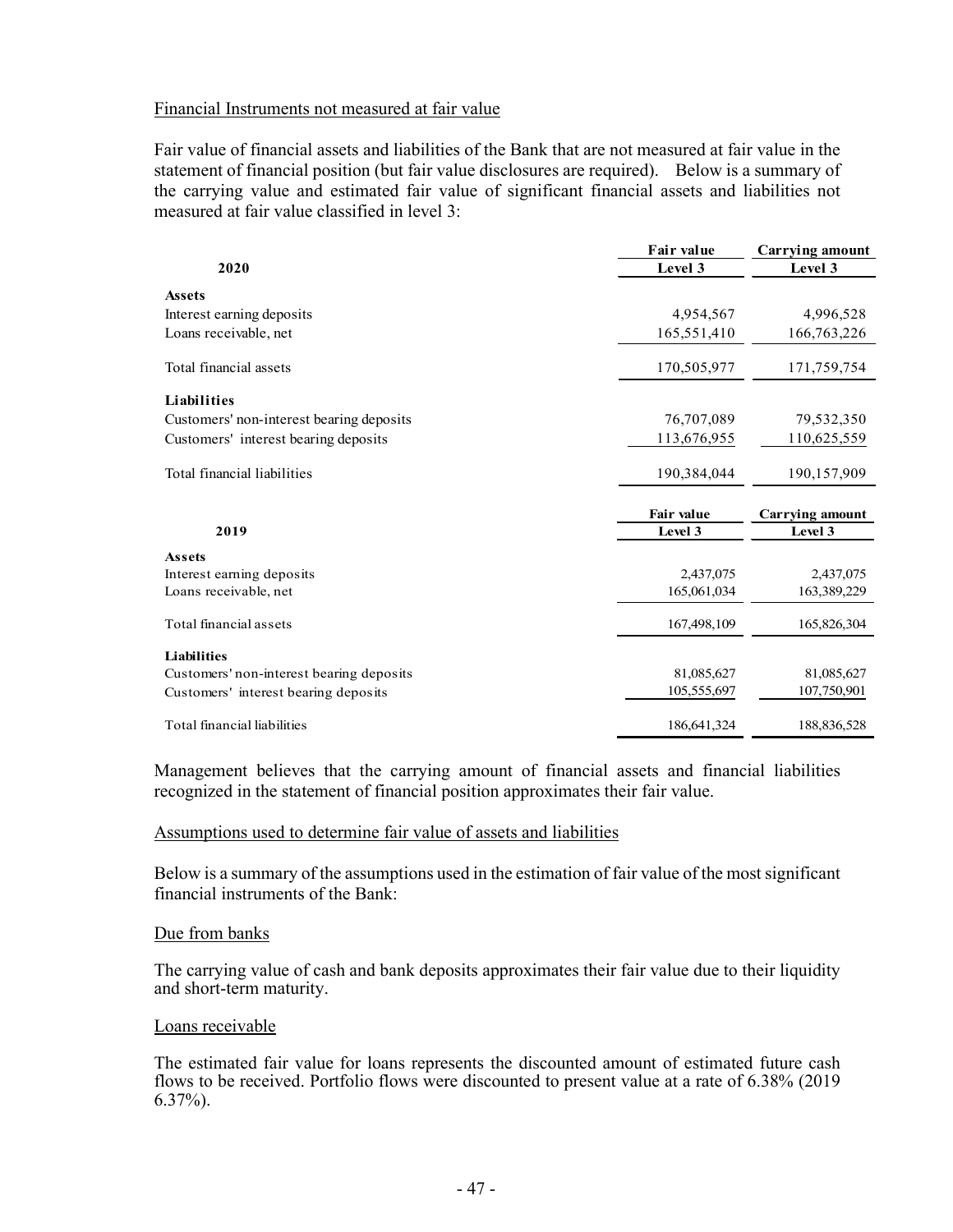Financial Instruments not measured at fair value

Fair value of financial assets and liabilities of the Bank that are not measured at fair value in the statement of financial position (but fair value disclosures are required). Below is a summary of the carrying value and estimated fair value of significant financial assets and liabilities not measured at fair value classified in level 3:

| 2020 | Fair value<br>Level 3 | Carrying amount<br>Level 3 |
|---|---|---|
| **Assets** | | |
| Interest earning deposits | 4,954,567 | 4,996,528 |
| Loans receivable, net | 165,551,410 | 166,763,226 |
| Total financial assets | 170,505,977 | 171,759,754 |
| **Liabilities** | | |
| Customers' non-interest bearing deposits | 76,707,089 | 79,532,350 |
| Customers' interest bearing deposits | 113,676,955 | 110,625,559 |
| Total financial liabilities | 190,384,044 | 190,157,909 |

| 2019 | Fair value<br>Level 3 | Carrying amount<br>Level 3 |
|---|---|---|
| **Assets** | | |
| Interest earning deposits | 2,437,075 | 2,437,075 |
| Loans receivable, net | 165,061,034 | 163,389,229 |
| Total financial assets | 167,498,109 | 165,826,304 |
| **Liabilities** | | |
| Customers' non-interest bearing deposits | 81,085,627 | 81,085,627 |
| Customers' interest bearing deposits | 105,555,697 | 107,750,901 |
| Total financial liabilities | 186,641,324 | 188,836,528 |

Management believes that the carrying amount of financial assets and financial liabilities recognized in the statement of financial position approximates their fair value.

Assumptions used to determine fair value of assets and liabilities

Below is a summary of the assumptions used in the estimation of fair value of the most significant financial instruments of the Bank:

Due from banks

The carrying value of cash and bank deposits approximates their fair value due to their liquidity and short-term maturity.

Loans receivable

The estimated fair value for loans represents the discounted amount of estimated future cash flows to be received. Portfolio flows were discounted to present value at a rate of 6.38% (2019 6.37%).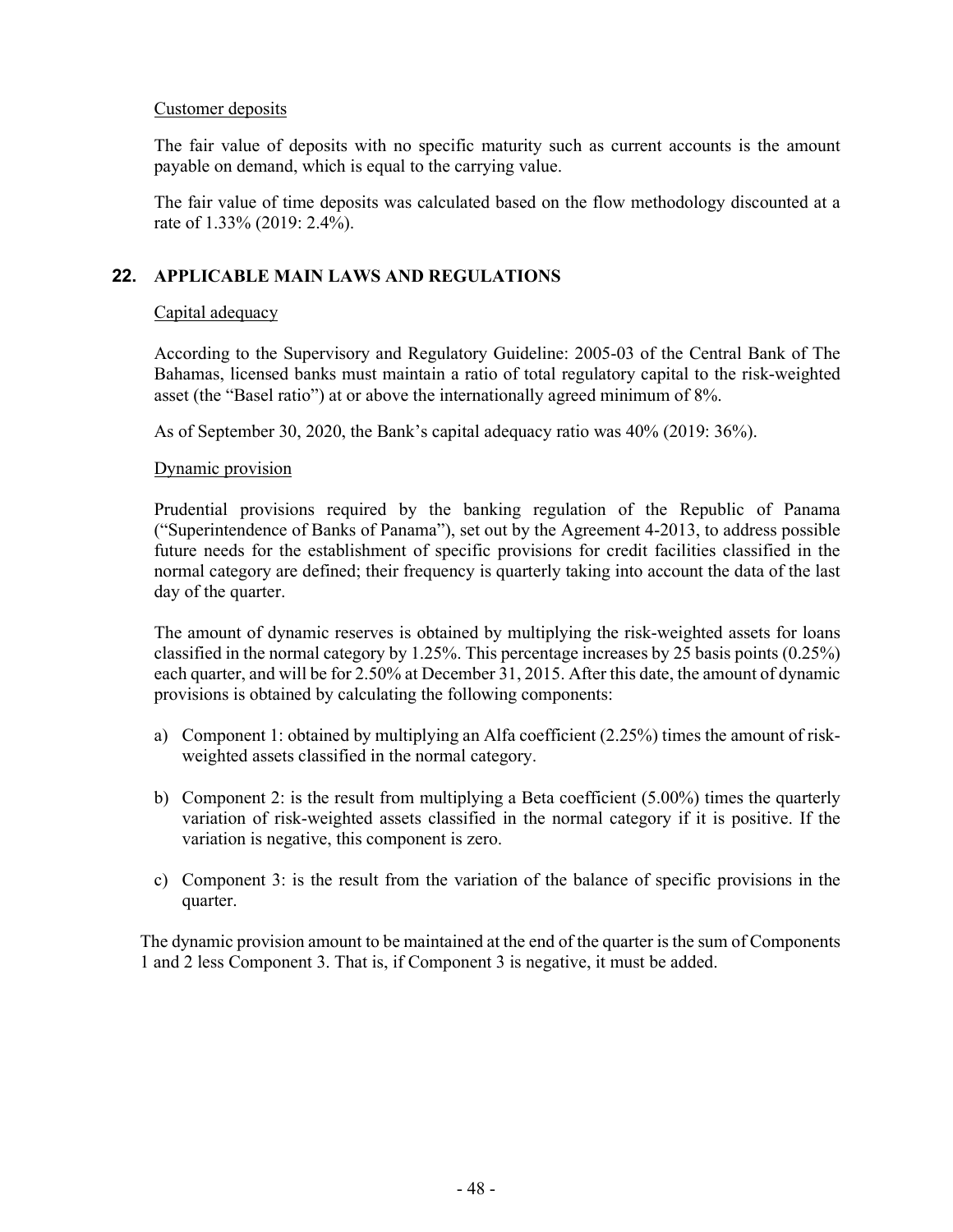Customer deposits

The fair value of deposits with no specific maturity such as current accounts is the amount payable on demand, which is equal to the carrying value.

The fair value of time deposits was calculated based on the flow methodology discounted at a rate of 1.33% (2019: 2.4%).

## 22. APPLICABLE MAIN LAWS AND REGULATIONS

Capital adequacy

According to the Supervisory and Regulatory Guideline: 2005-03 of the Central Bank of The Bahamas, licensed banks must maintain a ratio of total regulatory capital to the risk-weighted asset (the "Basel ratio") at or above the internationally agreed minimum of 8%.

As of September 30, 2020, the Bank's capital adequacy ratio was 40% (2019: 36%).

Dynamic provision

Prudential provisions required by the banking regulation of the Republic of Panama ("Superintendence of Banks of Panama"), set out by the Agreement 4-2013, to address possible future needs for the establishment of specific provisions for credit facilities classified in the normal category are defined; their frequency is quarterly taking into account the data of the last day of the quarter.

The amount of dynamic reserves is obtained by multiplying the risk-weighted assets for loans classified in the normal category by 1.25%. This percentage increases by 25 basis points (0.25%) each quarter, and will be for 2.50% at December 31, 2015. After this date, the amount of dynamic provisions is obtained by calculating the following components:

a) Component 1: obtained by multiplying an Alfa coefficient (2.25%) times the amount of risk-weighted assets classified in the normal category.

b) Component 2: is the result from multiplying a Beta coefficient (5.00%) times the quarterly variation of risk-weighted assets classified in the normal category if it is positive. If the variation is negative, this component is zero.

c) Component 3: is the result from the variation of the balance of specific provisions in the quarter.

The dynamic provision amount to be maintained at the end of the quarter is the sum of Components 1 and 2 less Component 3. That is, if Component 3 is negative, it must be added.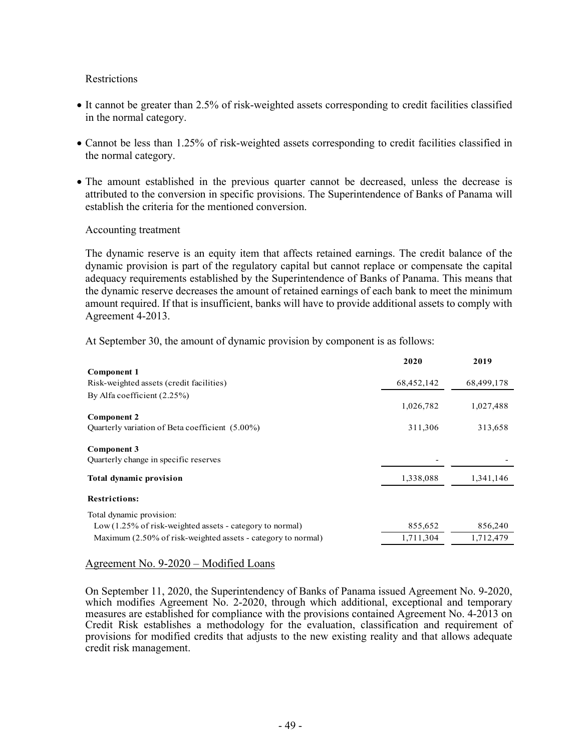Restrictions

- It cannot be greater than 2.5% of risk-weighted assets corresponding to credit facilities classified in the normal category.
- Cannot be less than 1.25% of risk-weighted assets corresponding to credit facilities classified in the normal category.
- The amount established in the previous quarter cannot be decreased, unless the decrease is attributed to the conversion in specific provisions. The Superintendence of Banks of Panama will establish the criteria for the mentioned conversion.

Accounting treatment

The dynamic reserve is an equity item that affects retained earnings. The credit balance of the dynamic provision is part of the regulatory capital but cannot replace or compensate the capital adequacy requirements established by the Superintendence of Banks of Panama. This means that the dynamic reserve decreases the amount of retained earnings of each bank to meet the minimum amount required. If that is insufficient, banks will have to provide additional assets to comply with Agreement 4-2013.

At September 30, the amount of dynamic provision by component is as follows:

| | 2020 | 2019 |
|---|---|---|
| **Component 1** | | |
| Risk-weighted assets (credit facilities) | 68,452,142 | 68,499,178 |
| By Alfa coefficient (2.25%) | 1,026,782 | 1,027,488 |
| **Component 2** | | |
| Quarterly variation of Beta coefficient (5.00%) | 311,306 | 313,658 |
| **Component 3** | | |
| Quarterly change in specific reserves | - | - |
| **Total dynamic provision** | 1,338,088 | 1,341,146 |
| **Restrictions:** | | |
| Total dynamic provision: | | |
| Low (1.25% of risk-weighted assets - category to normal) | 855,652 | 856,240 |
| Maximum (2.50% of risk-weighted assets - category to normal) | 1,711,304 | 1,712,479 |

Agreement No. 9-2020 – Modified Loans

On September 11, 2020, the Superintendency of Banks of Panama issued Agreement No. 9-2020, which modifies Agreement No. 2-2020, through which additional, exceptional and temporary measures are established for compliance with the provisions contained Agreement No. 4-2013 on Credit Risk establishes a methodology for the evaluation, classification and requirement of provisions for modified credits that adjusts to the new existing reality and that allows adequate credit risk management.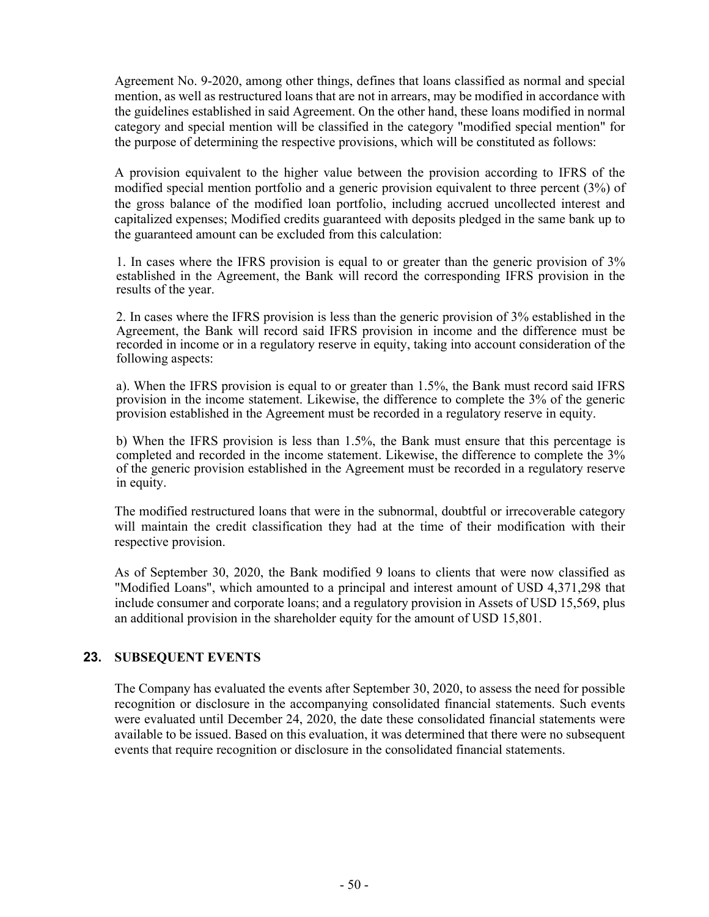Agreement No. 9-2020, among other things, defines that loans classified as normal and special mention, as well as restructured loans that are not in arrears, may be modified in accordance with the guidelines established in said Agreement. On the other hand, these loans modified in normal category and special mention will be classified in the category "modified special mention" for the purpose of determining the respective provisions, which will be constituted as follows:

A provision equivalent to the higher value between the provision according to IFRS of the modified special mention portfolio and a generic provision equivalent to three percent (3%) of the gross balance of the modified loan portfolio, including accrued uncollected interest and capitalized expenses; Modified credits guaranteed with deposits pledged in the same bank up to the guaranteed amount can be excluded from this calculation:

1. In cases where the IFRS provision is equal to or greater than the generic provision of 3% established in the Agreement, the Bank will record the corresponding IFRS provision in the results of the year.

2. In cases where the IFRS provision is less than the generic provision of 3% established in the Agreement, the Bank will record said IFRS provision in income and the difference must be recorded in income or in a regulatory reserve in equity, taking into account consideration of the following aspects:

a). When the IFRS provision is equal to or greater than 1.5%, the Bank must record said IFRS provision in the income statement. Likewise, the difference to complete the 3% of the generic provision established in the Agreement must be recorded in a regulatory reserve in equity.

b) When the IFRS provision is less than 1.5%, the Bank must ensure that this percentage is completed and recorded in the income statement. Likewise, the difference to complete the 3% of the generic provision established in the Agreement must be recorded in a regulatory reserve in equity.

The modified restructured loans that were in the subnormal, doubtful or irrecoverable category will maintain the credit classification they had at the time of their modification with their respective provision.

As of September 30, 2020, the Bank modified 9 loans to clients that were now classified as "Modified Loans", which amounted to a principal and interest amount of USD 4,371,298 that include consumer and corporate loans; and a regulatory provision in Assets of USD 15,569, plus an additional provision in the shareholder equity for the amount of USD 15,801.

## 23. SUBSEQUENT EVENTS

The Company has evaluated the events after September 30, 2020, to assess the need for possible recognition or disclosure in the accompanying consolidated financial statements. Such events were evaluated until December 24, 2020, the date these consolidated financial statements were available to be issued. Based on this evaluation, it was determined that there were no subsequent events that require recognition or disclosure in the consolidated financial statements.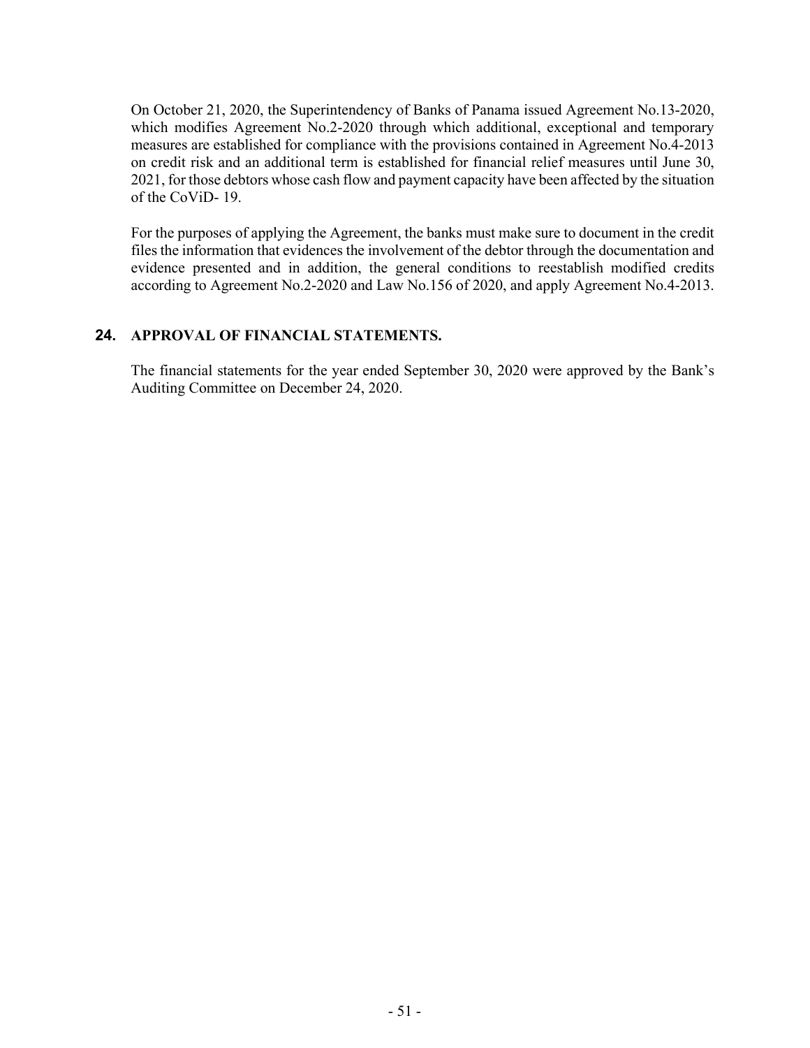On October 21, 2020, the Superintendency of Banks of Panama issued Agreement No.13-2020, which modifies Agreement No.2-2020 through which additional, exceptional and temporary measures are established for compliance with the provisions contained in Agreement No.4-2013 on credit risk and an additional term is established for financial relief measures until June 30, 2021, for those debtors whose cash flow and payment capacity have been affected by the situation of the CoViD- 19.

For the purposes of applying the Agreement, the banks must make sure to document in the credit files the information that evidences the involvement of the debtor through the documentation and evidence presented and in addition, the general conditions to reestablish modified credits according to Agreement No.2-2020 and Law No.156 of 2020, and apply Agreement No.4-2013.

## 24. APPROVAL OF FINANCIAL STATEMENTS.

The financial statements for the year ended September 30, 2020 were approved by the Bank's Auditing Committee on December 24, 2020.